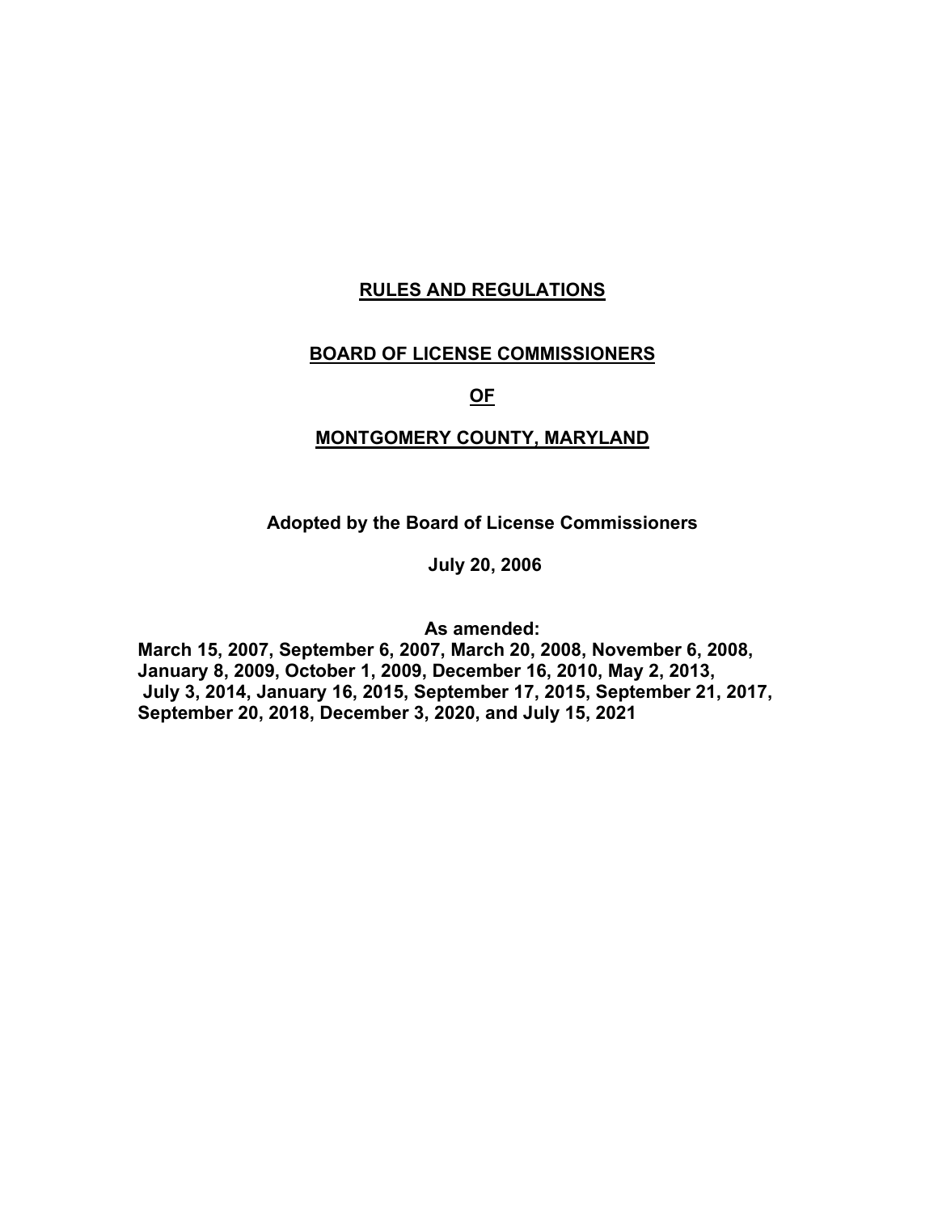# RULES AND REGULATIONS

## BOARD OF LICENSE COMMISSIONERS

## OF

## MONTGOMERY COUNTY, MARYLAND

**Adopted by the Board of License Commissioners**

**July 20, 2006**

**As amended:**
**March 15, 2007, September 6, 2007, March 20, 2008, November 6, 2008, January 8, 2009, October 1, 2009, December 16, 2010, May 2, 2013, July 3, 2014, January 16, 2015, September 17, 2015, September 21, 2017, September 20, 2018, December 3, 2020, and July 15, 2021**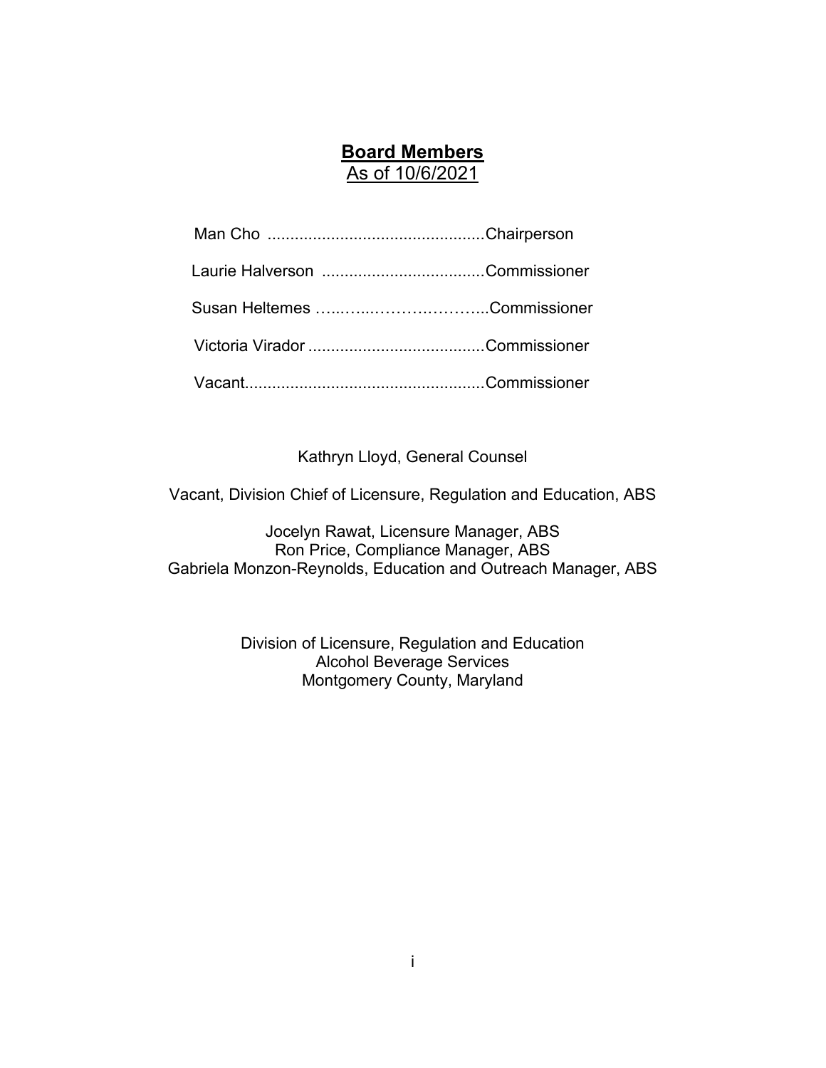## **Board Members**
As of 10/6/2021

Man Cho ................................................Chairperson

Laurie Halverson ....................................Commissioner

Susan Heltemes …..…...………………...Commissioner

Victoria Virador .......................................Commissioner

Vacant.....................................................Commissioner

Kathryn Lloyd, General Counsel

Vacant, Division Chief of Licensure, Regulation and Education, ABS

Jocelyn Rawat, Licensure Manager, ABS
Ron Price, Compliance Manager, ABS
Gabriela Monzon-Reynolds, Education and Outreach Manager, ABS

Division of Licensure, Regulation and Education
Alcohol Beverage Services
Montgomery County, Maryland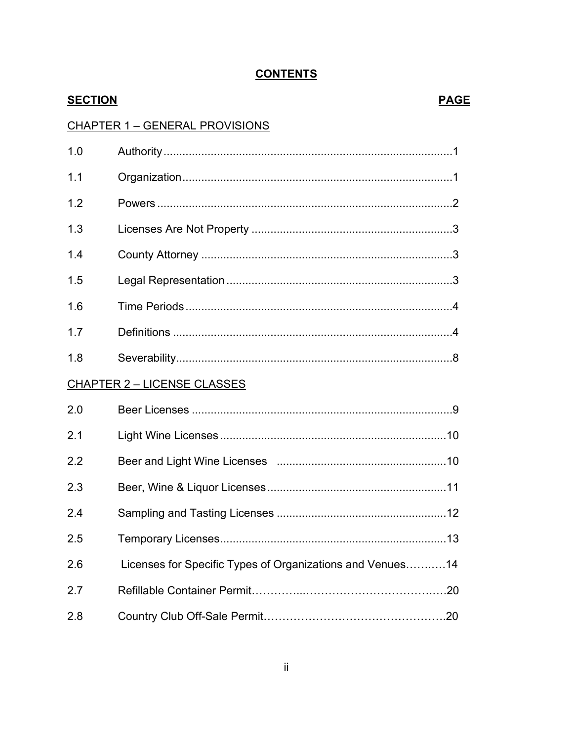# CONTENTS

| SECTION | | PAGE |
|---|---|---|
| **CHAPTER 1 – GENERAL PROVISIONS** | | |
| 1.0 | Authority | 1 |
| 1.1 | Organization | 1 |
| 1.2 | Powers | 2 |
| 1.3 | Licenses Are Not Property | 3 |
| 1.4 | County Attorney | 3 |
| 1.5 | Legal Representation | 3 |
| 1.6 | Time Periods | 4 |
| 1.7 | Definitions | 4 |
| 1.8 | Severability | 8 |
| **CHAPTER 2 – LICENSE CLASSES** | | |
| 2.0 | Beer Licenses | 9 |
| 2.1 | Light Wine Licenses | 10 |
| 2.2 | Beer and Light Wine Licenses | 10 |
| 2.3 | Beer, Wine & Liquor Licenses | 11 |
| 2.4 | Sampling and Tasting Licenses | 12 |
| 2.5 | Temporary Licenses | 13 |
| 2.6 | Licenses for Specific Types of Organizations and Venues | 14 |
| 2.7 | Refillable Container Permit | 20 |
| 2.8 | Country Club Off-Sale Permit | 20 |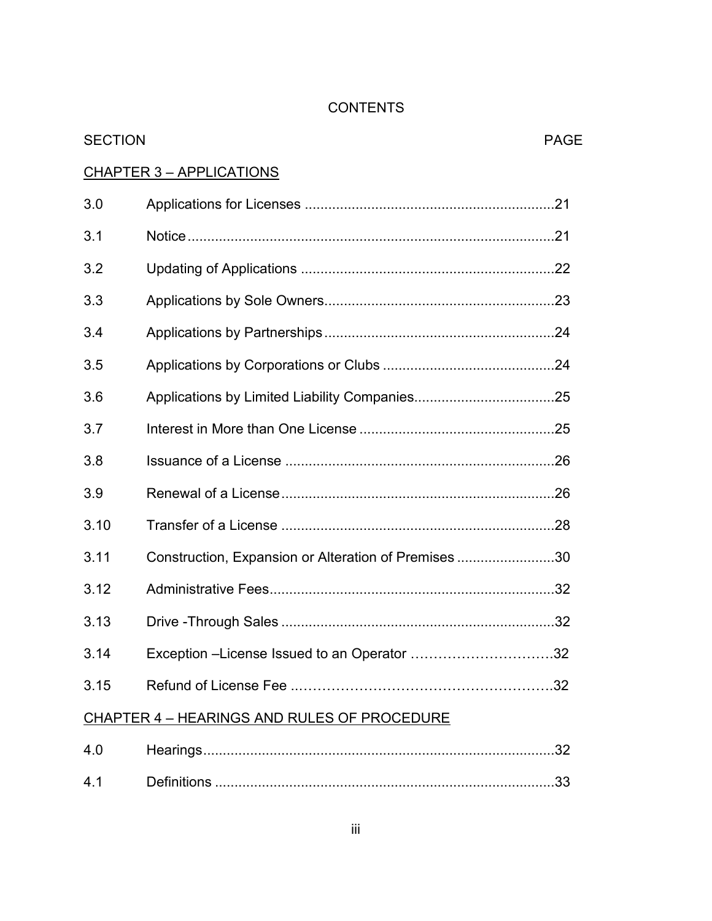# CONTENTS

| SECTION | | PAGE |
|---|---|---|
| **CHAPTER 3 – APPLICATIONS** | | |
| 3.0 | Applications for Licenses | 21 |
| 3.1 | Notice | 21 |
| 3.2 | Updating of Applications | 22 |
| 3.3 | Applications by Sole Owners | 23 |
| 3.4 | Applications by Partnerships | 24 |
| 3.5 | Applications by Corporations or Clubs | 24 |
| 3.6 | Applications by Limited Liability Companies | 25 |
| 3.7 | Interest in More than One License | 25 |
| 3.8 | Issuance of a License | 26 |
| 3.9 | Renewal of a License | 26 |
| 3.10 | Transfer of a License | 28 |
| 3.11 | Construction, Expansion or Alteration of Premises | 30 |
| 3.12 | Administrative Fees | 32 |
| 3.13 | Drive -Through Sales | 32 |
| 3.14 | Exception –License Issued to an Operator | 32 |
| 3.15 | Refund of License Fee | 32 |
| **CHAPTER 4 – HEARINGS AND RULES OF PROCEDURE** | | |
| 4.0 | Hearings | 32 |
| 4.1 | Definitions | 33 |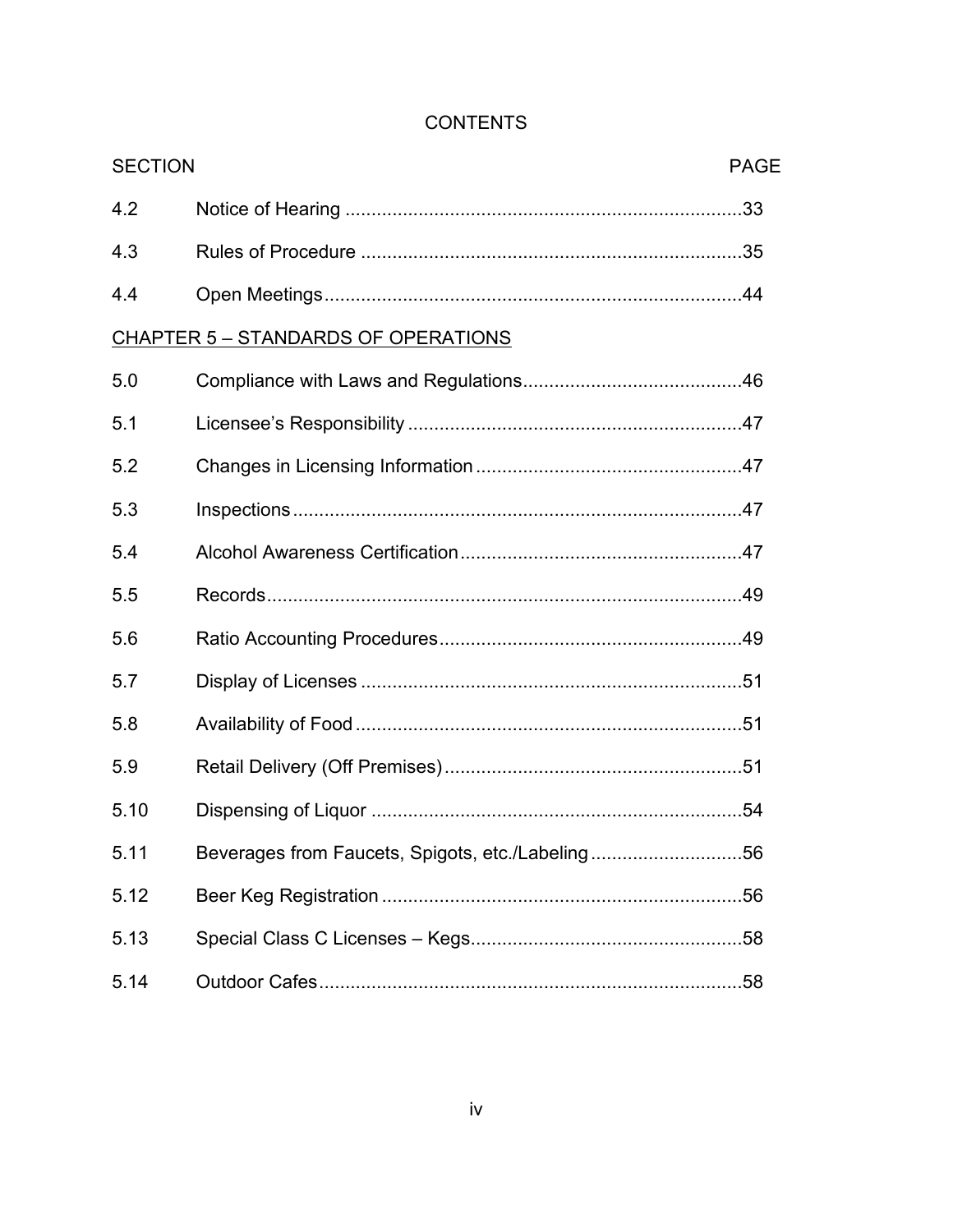CONTENTS

| SECTION | | PAGE |
| --- | --- | --- |
| 4.2 | Notice of Hearing | 33 |
| 4.3 | Rules of Procedure | 35 |
| 4.4 | Open Meetings | 44 |
| **CHAPTER 5 – STANDARDS OF OPERATIONS** | | |
| 5.0 | Compliance with Laws and Regulations | 46 |
| 5.1 | Licensee's Responsibility | 47 |
| 5.2 | Changes in Licensing Information | 47 |
| 5.3 | Inspections | 47 |
| 5.4 | Alcohol Awareness Certification | 47 |
| 5.5 | Records | 49 |
| 5.6 | Ratio Accounting Procedures | 49 |
| 5.7 | Display of Licenses | 51 |
| 5.8 | Availability of Food | 51 |
| 5.9 | Retail Delivery (Off Premises) | 51 |
| 5.10 | Dispensing of Liquor | 54 |
| 5.11 | Beverages from Faucets, Spigots, etc./Labeling | 56 |
| 5.12 | Beer Keg Registration | 56 |
| 5.13 | Special Class C Licenses – Kegs | 58 |
| 5.14 | Outdoor Cafes | 58 |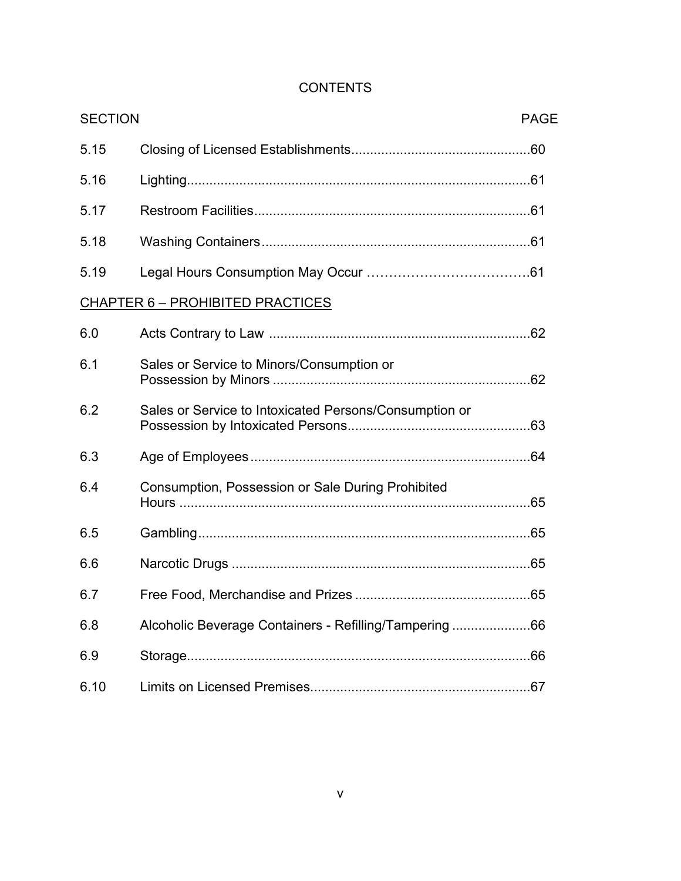# CONTENTS

| SECTION | | PAGE |
|---|---|---|
| 5.15 | Closing of Licensed Establishments | 60 |
| 5.16 | Lighting | 61 |
| 5.17 | Restroom Facilities | 61 |
| 5.18 | Washing Containers | 61 |
| 5.19 | Legal Hours Consumption May Occur | 61 |

## CHAPTER 6 – PROHIBITED PRACTICES

| SECTION | | PAGE |
|---|---|---|
| 6.0 | Acts Contrary to Law | 62 |
| 6.1 | Sales or Service to Minors/Consumption or Possession by Minors | 62 |
| 6.2 | Sales or Service to Intoxicated Persons/Consumption or Possession by Intoxicated Persons | 63 |
| 6.3 | Age of Employees | 64 |
| 6.4 | Consumption, Possession or Sale During Prohibited Hours | 65 |
| 6.5 | Gambling | 65 |
| 6.6 | Narcotic Drugs | 65 |
| 6.7 | Free Food, Merchandise and Prizes | 65 |
| 6.8 | Alcoholic Beverage Containers - Refilling/Tampering | 66 |
| 6.9 | Storage | 66 |
| 6.10 | Limits on Licensed Premises | 67 |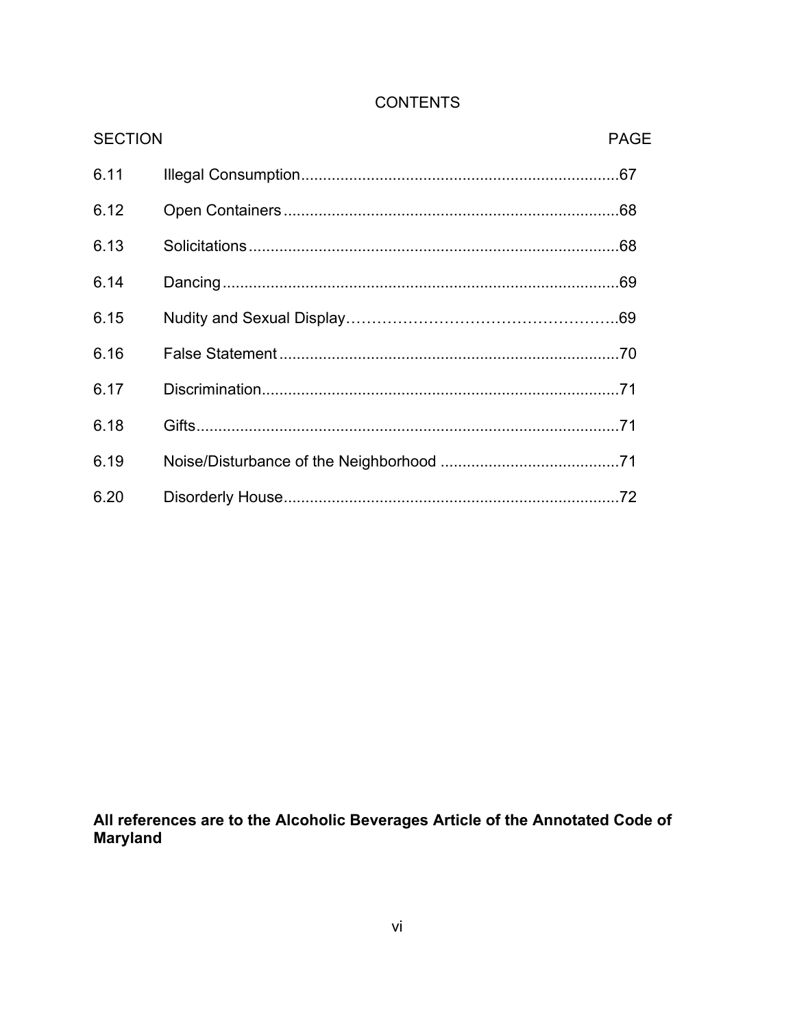# CONTENTS

| SECTION | | PAGE |
|---|---|---|
| 6.11 | Illegal Consumption | 67 |
| 6.12 | Open Containers | 68 |
| 6.13 | Solicitations | 68 |
| 6.14 | Dancing | 69 |
| 6.15 | Nudity and Sexual Display | 69 |
| 6.16 | False Statement | 70 |
| 6.17 | Discrimination | 71 |
| 6.18 | Gifts | 71 |
| 6.19 | Noise/Disturbance of the Neighborhood | 71 |
| 6.20 | Disorderly House | 72 |

**All references are to the Alcoholic Beverages Article of the Annotated Code of Maryland**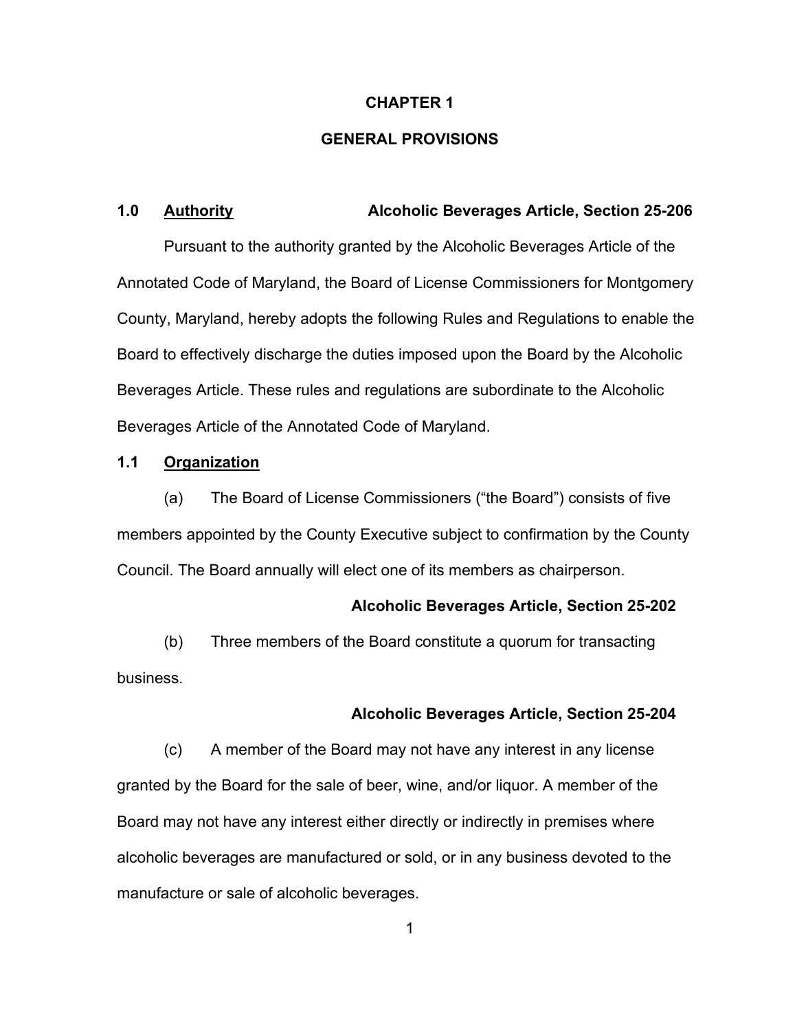# CHAPTER 1

# GENERAL PROVISIONS

**1.0 <u>Authority</u> Alcoholic Beverages Article, Section 25-206**

Pursuant to the authority granted by the Alcoholic Beverages Article of the Annotated Code of Maryland, the Board of License Commissioners for Montgomery County, Maryland, hereby adopts the following Rules and Regulations to enable the Board to effectively discharge the duties imposed upon the Board by the Alcoholic Beverages Article. These rules and regulations are subordinate to the Alcoholic Beverages Article of the Annotated Code of Maryland.

**1.1 <u>Organization</u>**

(a) The Board of License Commissioners ("the Board") consists of five members appointed by the County Executive subject to confirmation by the County Council. The Board annually will elect one of its members as chairperson.

**Alcoholic Beverages Article, Section 25-202**

(b) Three members of the Board constitute a quorum for transacting business.

**Alcoholic Beverages Article, Section 25-204**

(c) A member of the Board may not have any interest in any license granted by the Board for the sale of beer, wine, and/or liquor. A member of the Board may not have any interest either directly or indirectly in premises where alcoholic beverages are manufactured or sold, or in any business devoted to the manufacture or sale of alcoholic beverages.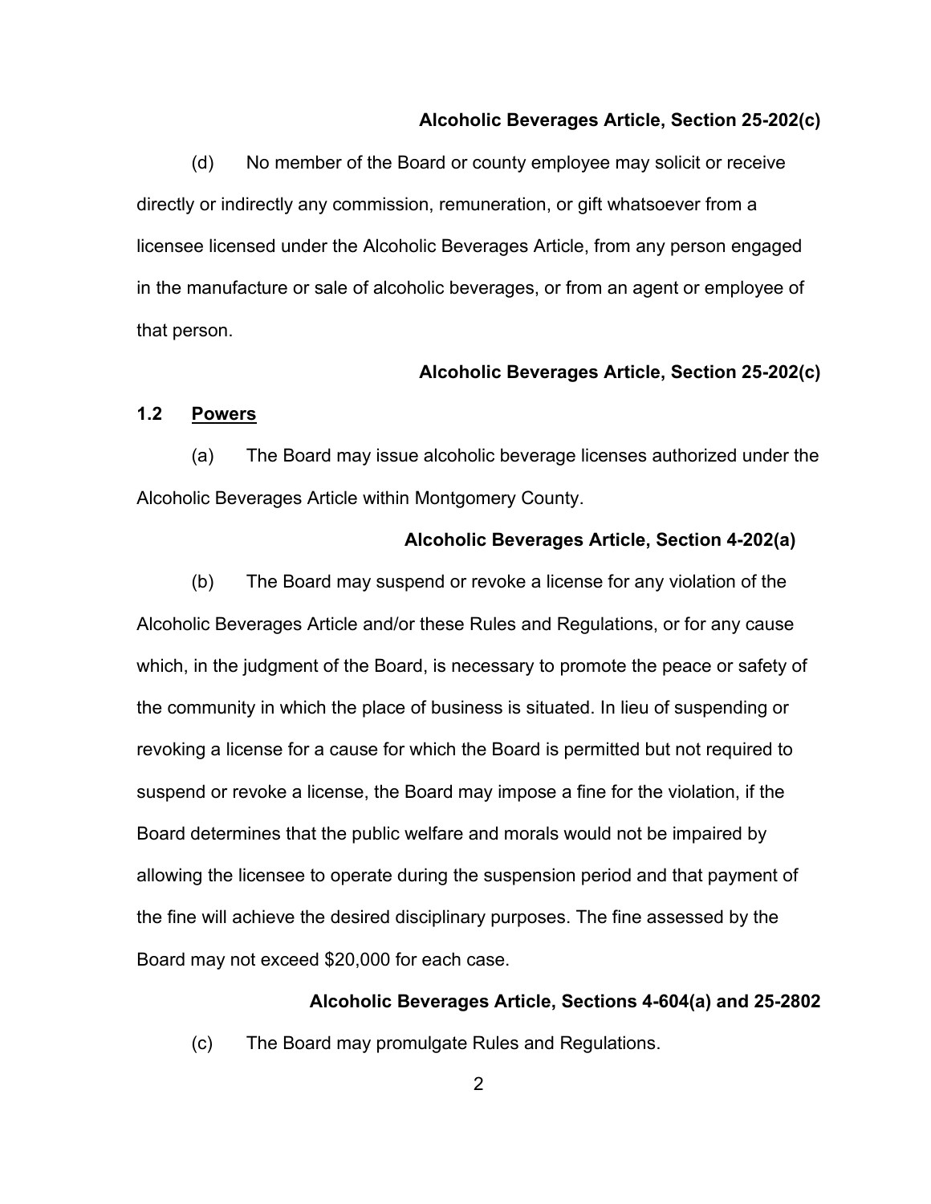**Alcoholic Beverages Article, Section 25-202(c)**

(d) No member of the Board or county employee may solicit or receive directly or indirectly any commission, remuneration, or gift whatsoever from a licensee licensed under the Alcoholic Beverages Article, from any person engaged in the manufacture or sale of alcoholic beverages, or from an agent or employee of that person.

**Alcoholic Beverages Article, Section 25-202(c)**

## 1.2 Powers

(a) The Board may issue alcoholic beverage licenses authorized under the Alcoholic Beverages Article within Montgomery County.

**Alcoholic Beverages Article, Section 4-202(a)**

(b) The Board may suspend or revoke a license for any violation of the Alcoholic Beverages Article and/or these Rules and Regulations, or for any cause which, in the judgment of the Board, is necessary to promote the peace or safety of the community in which the place of business is situated. In lieu of suspending or revoking a license for a cause for which the Board is permitted but not required to suspend or revoke a license, the Board may impose a fine for the violation, if the Board determines that the public welfare and morals would not be impaired by allowing the licensee to operate during the suspension period and that payment of the fine will achieve the desired disciplinary purposes. The fine assessed by the Board may not exceed $20,000 for each case.

**Alcoholic Beverages Article, Sections 4-604(a) and 25-2802**

(c) The Board may promulgate Rules and Regulations.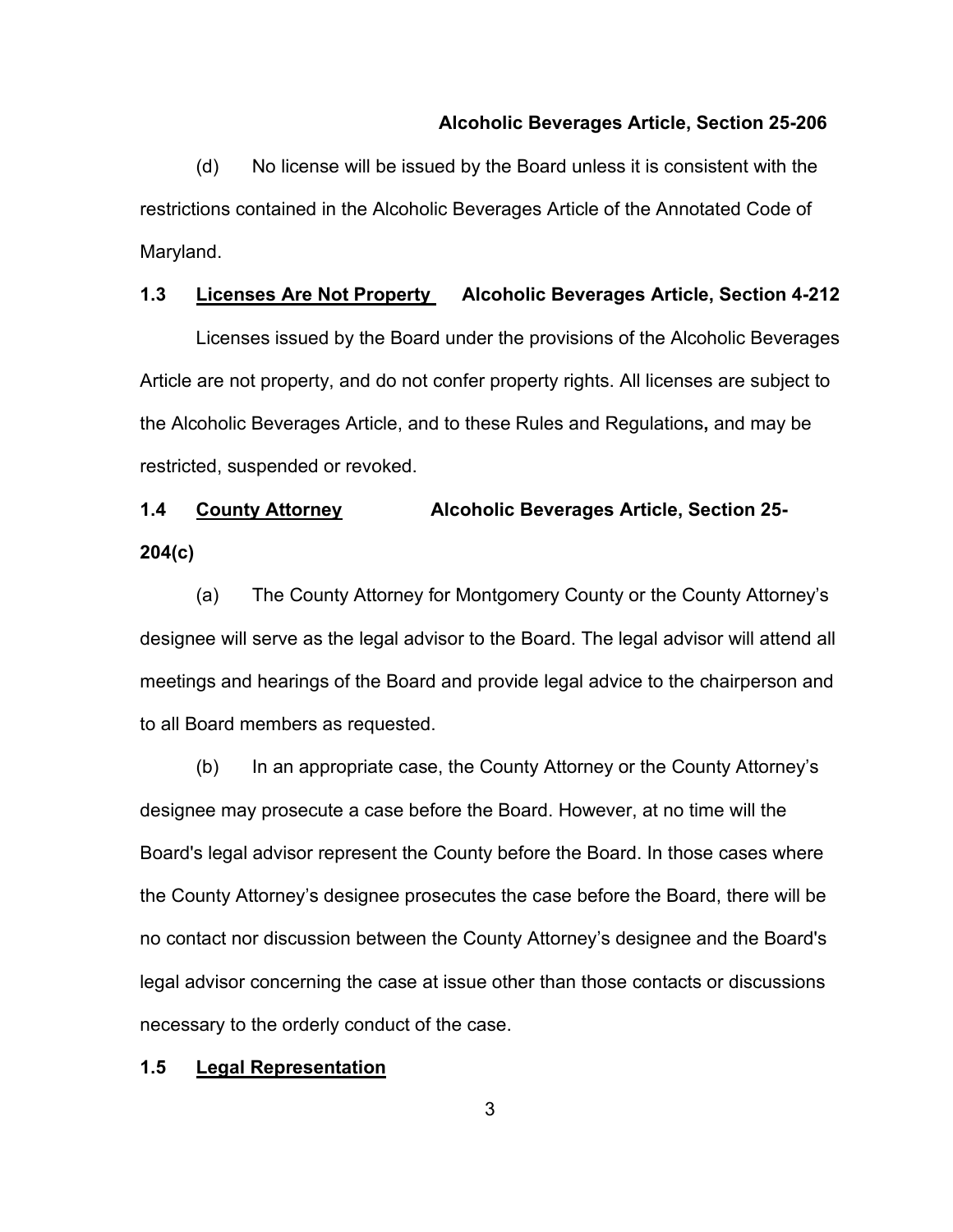**Alcoholic Beverages Article, Section 25-206**

(d) No license will be issued by the Board unless it is consistent with the restrictions contained in the Alcoholic Beverages Article of the Annotated Code of Maryland.

### 1.3 <u>Licenses Are Not Property</u> Alcoholic Beverages Article, Section 4-212

Licenses issued by the Board under the provisions of the Alcoholic Beverages Article are not property, and do not confer property rights. All licenses are subject to the Alcoholic Beverages Article, and to these Rules and Regulations, and may be restricted, suspended or revoked.

### 1.4 <u>County Attorney</u> Alcoholic Beverages Article, Section 25-204(c)

(a) The County Attorney for Montgomery County or the County Attorney's designee will serve as the legal advisor to the Board. The legal advisor will attend all meetings and hearings of the Board and provide legal advice to the chairperson and to all Board members as requested.

(b) In an appropriate case, the County Attorney or the County Attorney's designee may prosecute a case before the Board. However, at no time will the Board's legal advisor represent the County before the Board. In those cases where the County Attorney's designee prosecutes the case before the Board, there will be no contact nor discussion between the County Attorney's designee and the Board's legal advisor concerning the case at issue other than those contacts or discussions necessary to the orderly conduct of the case.

### 1.5 <u>Legal Representation</u>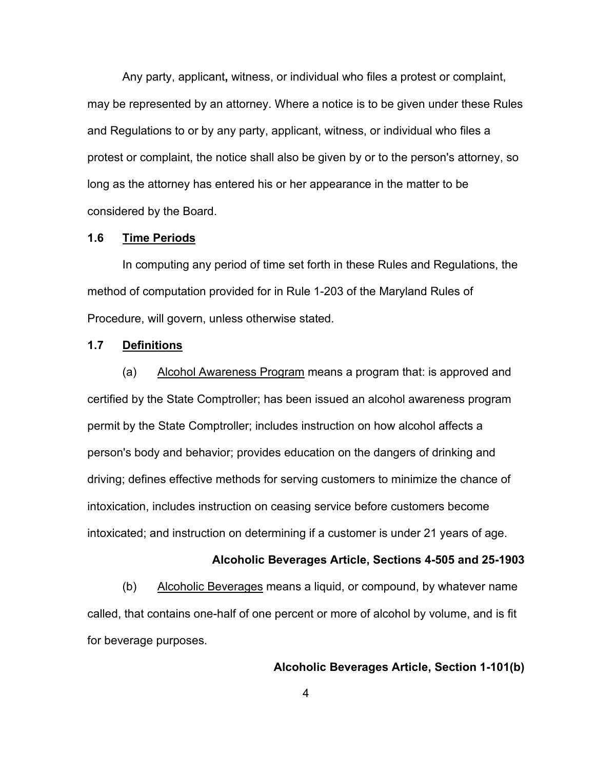Any party, applicant**,** witness, or individual who files a protest or complaint, may be represented by an attorney. Where a notice is to be given under these Rules and Regulations to or by any party, applicant, witness, or individual who files a protest or complaint, the notice shall also be given by or to the person's attorney, so long as the attorney has entered his or her appearance in the matter to be considered by the Board.

### 1.6 <u>Time Periods</u>

In computing any period of time set forth in these Rules and Regulations, the method of computation provided for in Rule 1-203 of the Maryland Rules of Procedure, will govern, unless otherwise stated.

### 1.7 <u>Definitions</u>

(a) <u>Alcohol Awareness Program</u> means a program that: is approved and certified by the State Comptroller; has been issued an alcohol awareness program permit by the State Comptroller; includes instruction on how alcohol affects a person's body and behavior; provides education on the dangers of drinking and driving; defines effective methods for serving customers to minimize the chance of intoxication, includes instruction on ceasing service before customers become intoxicated; and instruction on determining if a customer is under 21 years of age.

**Alcoholic Beverages Article, Sections 4-505 and 25-1903**

(b) <u>Alcoholic Beverages</u> means a liquid, or compound, by whatever name called, that contains one-half of one percent or more of alcohol by volume, and is fit for beverage purposes.

**Alcoholic Beverages Article, Section 1-101(b)**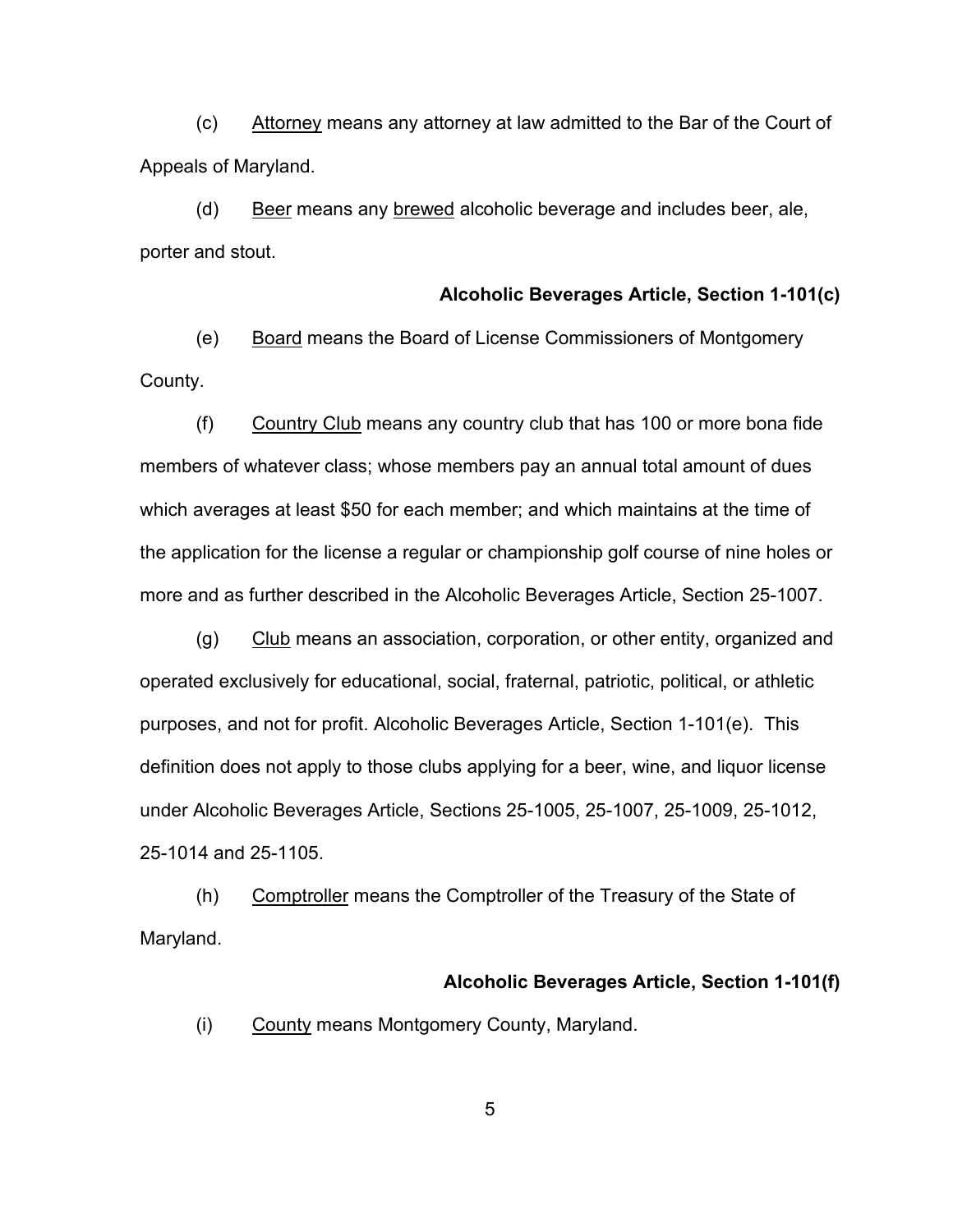(c) Attorney means any attorney at law admitted to the Bar of the Court of Appeals of Maryland.

(d) Beer means any brewed alcoholic beverage and includes beer, ale, porter and stout.

**Alcoholic Beverages Article, Section 1-101(c)**

(e) Board means the Board of License Commissioners of Montgomery County.

(f) Country Club means any country club that has 100 or more bona fide members of whatever class; whose members pay an annual total amount of dues which averages at least $50 for each member; and which maintains at the time of the application for the license a regular or championship golf course of nine holes or more and as further described in the Alcoholic Beverages Article, Section 25-1007.

(g) Club means an association, corporation, or other entity, organized and operated exclusively for educational, social, fraternal, patriotic, political, or athletic purposes, and not for profit. Alcoholic Beverages Article, Section 1-101(e). This definition does not apply to those clubs applying for a beer, wine, and liquor license under Alcoholic Beverages Article, Sections 25-1005, 25-1007, 25-1009, 25-1012, 25-1014 and 25-1105.

(h) Comptroller means the Comptroller of the Treasury of the State of Maryland.

**Alcoholic Beverages Article, Section 1-101(f)**

(i) County means Montgomery County, Maryland.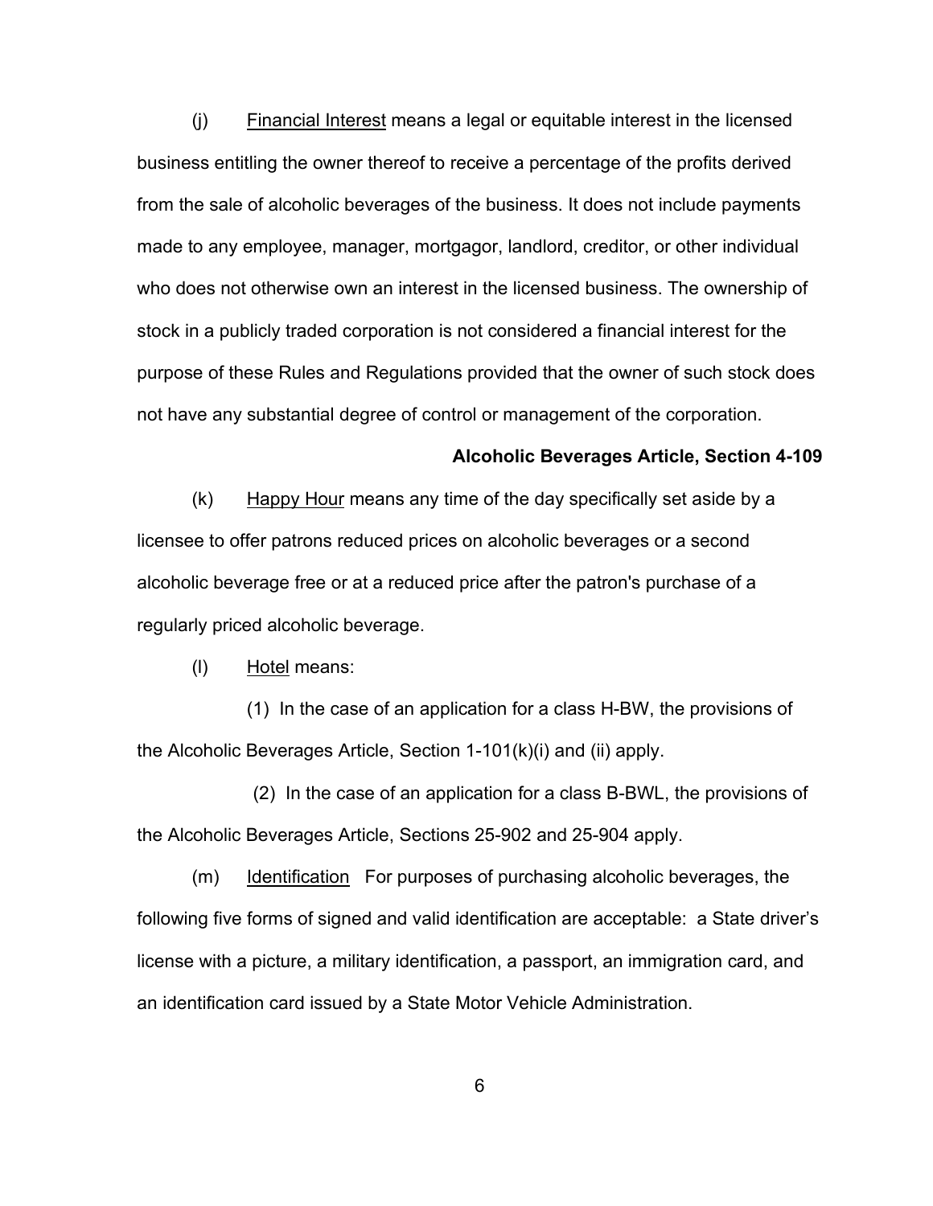(j) Financial Interest means a legal or equitable interest in the licensed business entitling the owner thereof to receive a percentage of the profits derived from the sale of alcoholic beverages of the business. It does not include payments made to any employee, manager, mortgagor, landlord, creditor, or other individual who does not otherwise own an interest in the licensed business. The ownership of stock in a publicly traded corporation is not considered a financial interest for the purpose of these Rules and Regulations provided that the owner of such stock does not have any substantial degree of control or management of the corporation.

**Alcoholic Beverages Article, Section 4-109**

(k) Happy Hour means any time of the day specifically set aside by a licensee to offer patrons reduced prices on alcoholic beverages or a second alcoholic beverage free or at a reduced price after the patron's purchase of a regularly priced alcoholic beverage.

(l) Hotel means:

(1) In the case of an application for a class H-BW, the provisions of the Alcoholic Beverages Article, Section 1-101(k)(i) and (ii) apply.

(2) In the case of an application for a class B-BWL, the provisions of the Alcoholic Beverages Article, Sections 25-902 and 25-904 apply.

(m) Identification For purposes of purchasing alcoholic beverages, the following five forms of signed and valid identification are acceptable: a State driver's license with a picture, a military identification, a passport, an immigration card, and an identification card issued by a State Motor Vehicle Administration.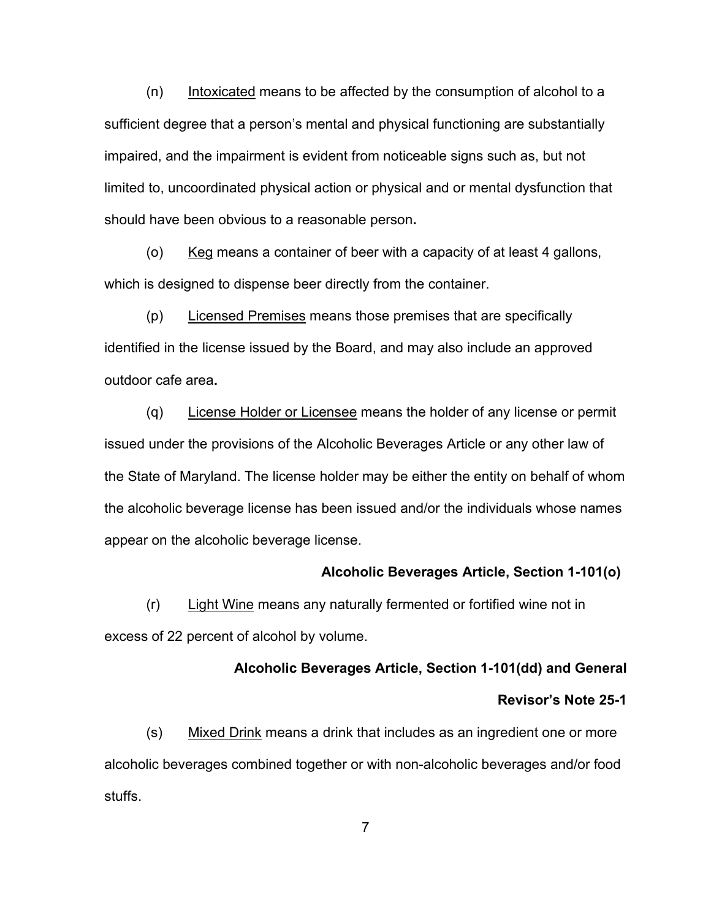(n) Intoxicated means to be affected by the consumption of alcohol to a sufficient degree that a person's mental and physical functioning are substantially impaired, and the impairment is evident from noticeable signs such as, but not limited to, uncoordinated physical action or physical and or mental dysfunction that should have been obvious to a reasonable person**.**

(o) Keg means a container of beer with a capacity of at least 4 gallons, which is designed to dispense beer directly from the container.

(p) Licensed Premises means those premises that are specifically identified in the license issued by the Board, and may also include an approved outdoor cafe area**.**

(q) License Holder or Licensee means the holder of any license or permit issued under the provisions of the Alcoholic Beverages Article or any other law of the State of Maryland. The license holder may be either the entity on behalf of whom the alcoholic beverage license has been issued and/or the individuals whose names appear on the alcoholic beverage license.

**Alcoholic Beverages Article, Section 1-101(o)**

(r) Light Wine means any naturally fermented or fortified wine not in excess of 22 percent of alcohol by volume.

**Alcoholic Beverages Article, Section 1-101(dd) and General Revisor's Note 25-1**

(s) Mixed Drink means a drink that includes as an ingredient one or more alcoholic beverages combined together or with non-alcoholic beverages and/or food stuffs.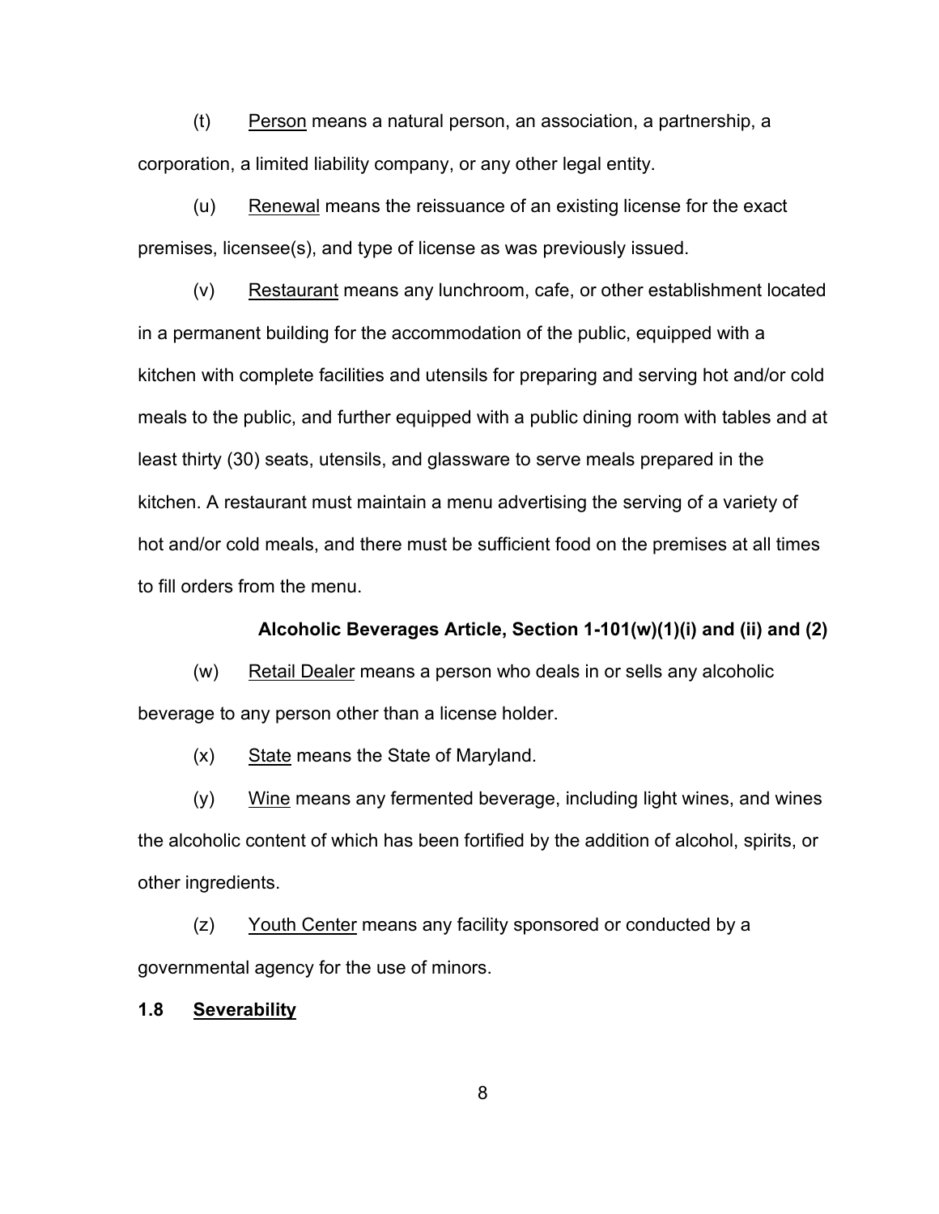(t) Person means a natural person, an association, a partnership, a corporation, a limited liability company, or any other legal entity.

(u) Renewal means the reissuance of an existing license for the exact premises, licensee(s), and type of license as was previously issued.

(v) Restaurant means any lunchroom, cafe, or other establishment located in a permanent building for the accommodation of the public, equipped with a kitchen with complete facilities and utensils for preparing and serving hot and/or cold meals to the public, and further equipped with a public dining room with tables and at least thirty (30) seats, utensils, and glassware to serve meals prepared in the kitchen. A restaurant must maintain a menu advertising the serving of a variety of hot and/or cold meals, and there must be sufficient food on the premises at all times to fill orders from the menu.

**Alcoholic Beverages Article, Section 1-101(w)(1)(i) and (ii) and (2)**

(w) Retail Dealer means a person who deals in or sells any alcoholic beverage to any person other than a license holder.

(x) State means the State of Maryland.

(y) Wine means any fermented beverage, including light wines, and wines the alcoholic content of which has been fortified by the addition of alcohol, spirits, or other ingredients.

(z) Youth Center means any facility sponsored or conducted by a governmental agency for the use of minors.

## 1.8 Severability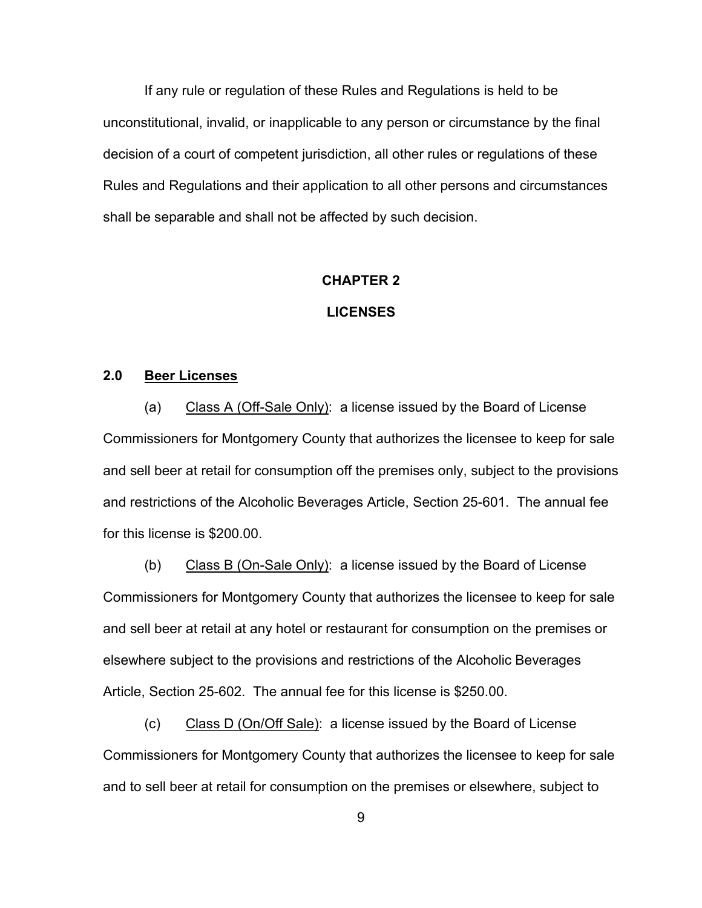If any rule or regulation of these Rules and Regulations is held to be unconstitutional, invalid, or inapplicable to any person or circumstance by the final decision of a court of competent jurisdiction, all other rules or regulations of these Rules and Regulations and their application to all other persons and circumstances shall be separable and shall not be affected by such decision.

# CHAPTER 2

# LICENSES

## 2.0 Beer Licenses

(a) Class A (Off-Sale Only): a license issued by the Board of License Commissioners for Montgomery County that authorizes the licensee to keep for sale and sell beer at retail for consumption off the premises only, subject to the provisions and restrictions of the Alcoholic Beverages Article, Section 25-601. The annual fee for this license is $200.00.

(b) Class B (On-Sale Only): a license issued by the Board of License Commissioners for Montgomery County that authorizes the licensee to keep for sale and sell beer at retail at any hotel or restaurant for consumption on the premises or elsewhere subject to the provisions and restrictions of the Alcoholic Beverages Article, Section 25-602. The annual fee for this license is $250.00.

(c) Class D (On/Off Sale): a license issued by the Board of License Commissioners for Montgomery County that authorizes the licensee to keep for sale and to sell beer at retail for consumption on the premises or elsewhere, subject to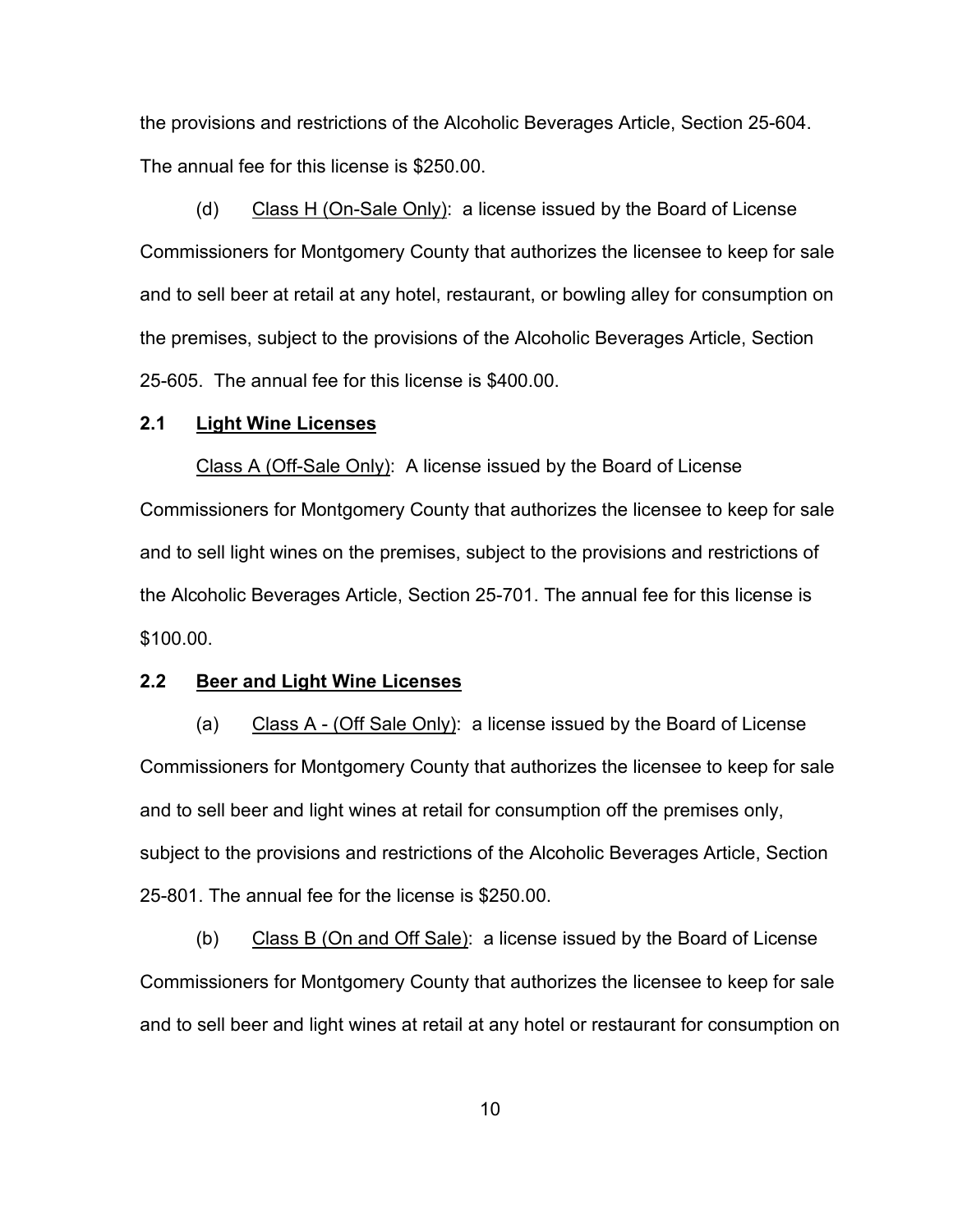the provisions and restrictions of the Alcoholic Beverages Article, Section 25-604. The annual fee for this license is $250.00.

(d) Class H (On-Sale Only): a license issued by the Board of License Commissioners for Montgomery County that authorizes the licensee to keep for sale and to sell beer at retail at any hotel, restaurant, or bowling alley for consumption on the premises, subject to the provisions of the Alcoholic Beverages Article, Section 25-605. The annual fee for this license is $400.00.

**2.1 Light Wine Licenses**

Class A (Off-Sale Only): A license issued by the Board of License Commissioners for Montgomery County that authorizes the licensee to keep for sale and to sell light wines on the premises, subject to the provisions and restrictions of the Alcoholic Beverages Article, Section 25-701. The annual fee for this license is $100.00.

**2.2 Beer and Light Wine Licenses**

(a) Class A - (Off Sale Only): a license issued by the Board of License Commissioners for Montgomery County that authorizes the licensee to keep for sale and to sell beer and light wines at retail for consumption off the premises only, subject to the provisions and restrictions of the Alcoholic Beverages Article, Section 25-801. The annual fee for the license is $250.00.

(b) Class B (On and Off Sale): a license issued by the Board of License Commissioners for Montgomery County that authorizes the licensee to keep for sale and to sell beer and light wines at retail at any hotel or restaurant for consumption on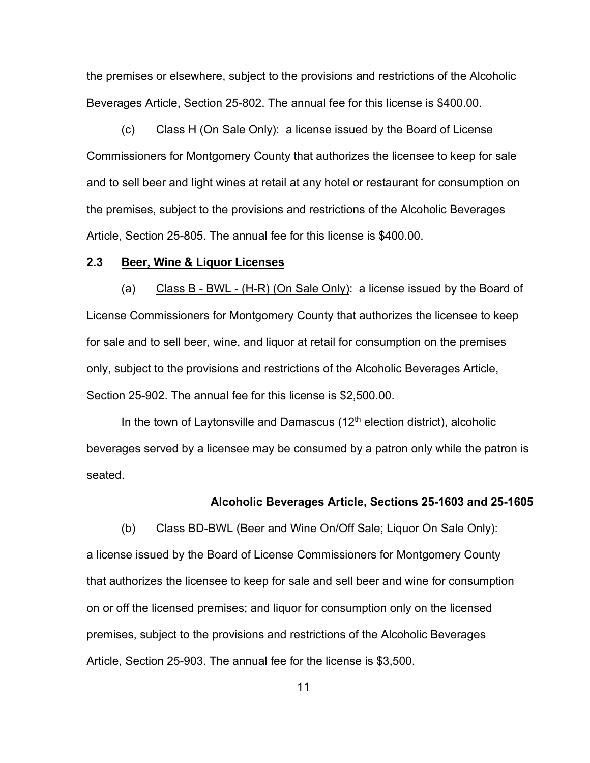the premises or elsewhere, subject to the provisions and restrictions of the Alcoholic Beverages Article, Section 25-802. The annual fee for this license is $400.00.

(c) Class H (On Sale Only): a license issued by the Board of License Commissioners for Montgomery County that authorizes the licensee to keep for sale and to sell beer and light wines at retail at any hotel or restaurant for consumption on the premises, subject to the provisions and restrictions of the Alcoholic Beverages Article, Section 25-805. The annual fee for this license is $400.00.

**2.3 Beer, Wine & Liquor Licenses**

(a) Class B - BWL - (H-R) (On Sale Only): a license issued by the Board of License Commissioners for Montgomery County that authorizes the licensee to keep for sale and to sell beer, wine, and liquor at retail for consumption on the premises only, subject to the provisions and restrictions of the Alcoholic Beverages Article, Section 25-902. The annual fee for this license is $2,500.00.

In the town of Laytonsville and Damascus (12th election district), alcoholic beverages served by a licensee may be consumed by a patron only while the patron is seated.

**Alcoholic Beverages Article, Sections 25-1603 and 25-1605**

(b) Class BD-BWL (Beer and Wine On/Off Sale; Liquor On Sale Only): a license issued by the Board of License Commissioners for Montgomery County that authorizes the licensee to keep for sale and sell beer and wine for consumption on or off the licensed premises; and liquor for consumption only on the licensed premises, subject to the provisions and restrictions of the Alcoholic Beverages Article, Section 25-903. The annual fee for the license is $3,500.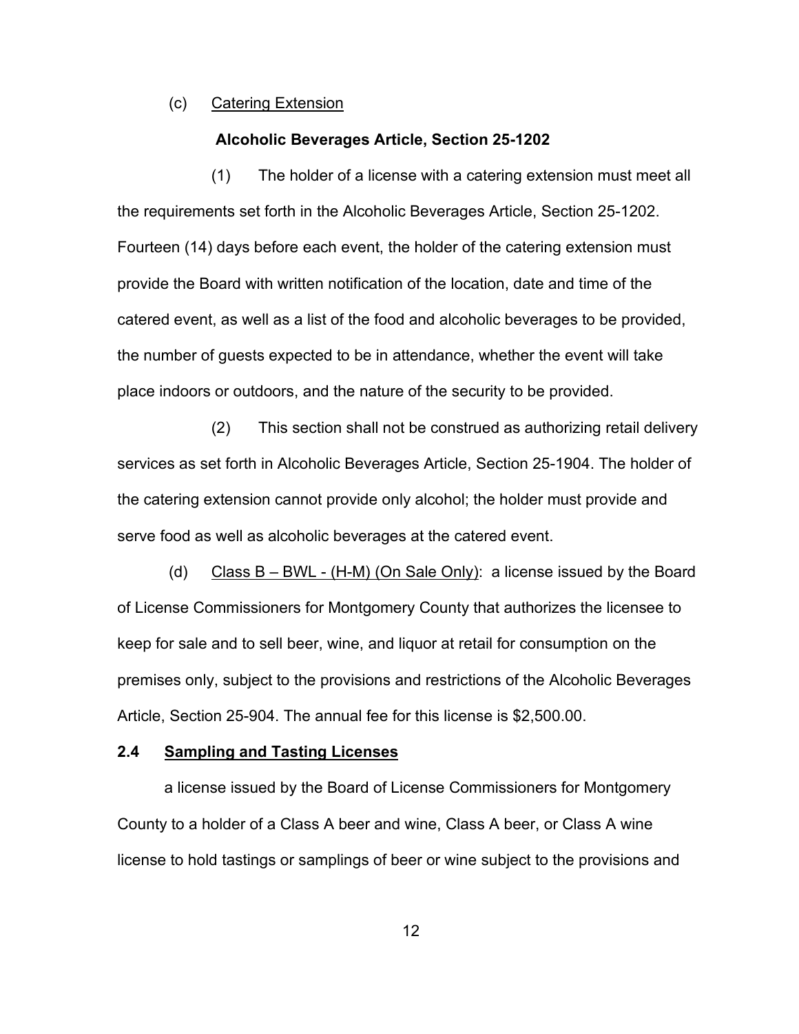(c) Catering Extension

**Alcoholic Beverages Article, Section 25-1202**

(1) The holder of a license with a catering extension must meet all the requirements set forth in the Alcoholic Beverages Article, Section 25-1202. Fourteen (14) days before each event, the holder of the catering extension must provide the Board with written notification of the location, date and time of the catered event, as well as a list of the food and alcoholic beverages to be provided, the number of guests expected to be in attendance, whether the event will take place indoors or outdoors, and the nature of the security to be provided.

(2) This section shall not be construed as authorizing retail delivery services as set forth in Alcoholic Beverages Article, Section 25-1904. The holder of the catering extension cannot provide only alcohol; the holder must provide and serve food as well as alcoholic beverages at the catered event.

(d) Class B – BWL - (H-M) (On Sale Only): a license issued by the Board of License Commissioners for Montgomery County that authorizes the licensee to keep for sale and to sell beer, wine, and liquor at retail for consumption on the premises only, subject to the provisions and restrictions of the Alcoholic Beverages Article, Section 25-904. The annual fee for this license is $2,500.00.

## 2.4 Sampling and Tasting Licenses

a license issued by the Board of License Commissioners for Montgomery County to a holder of a Class A beer and wine, Class A beer, or Class A wine license to hold tastings or samplings of beer or wine subject to the provisions and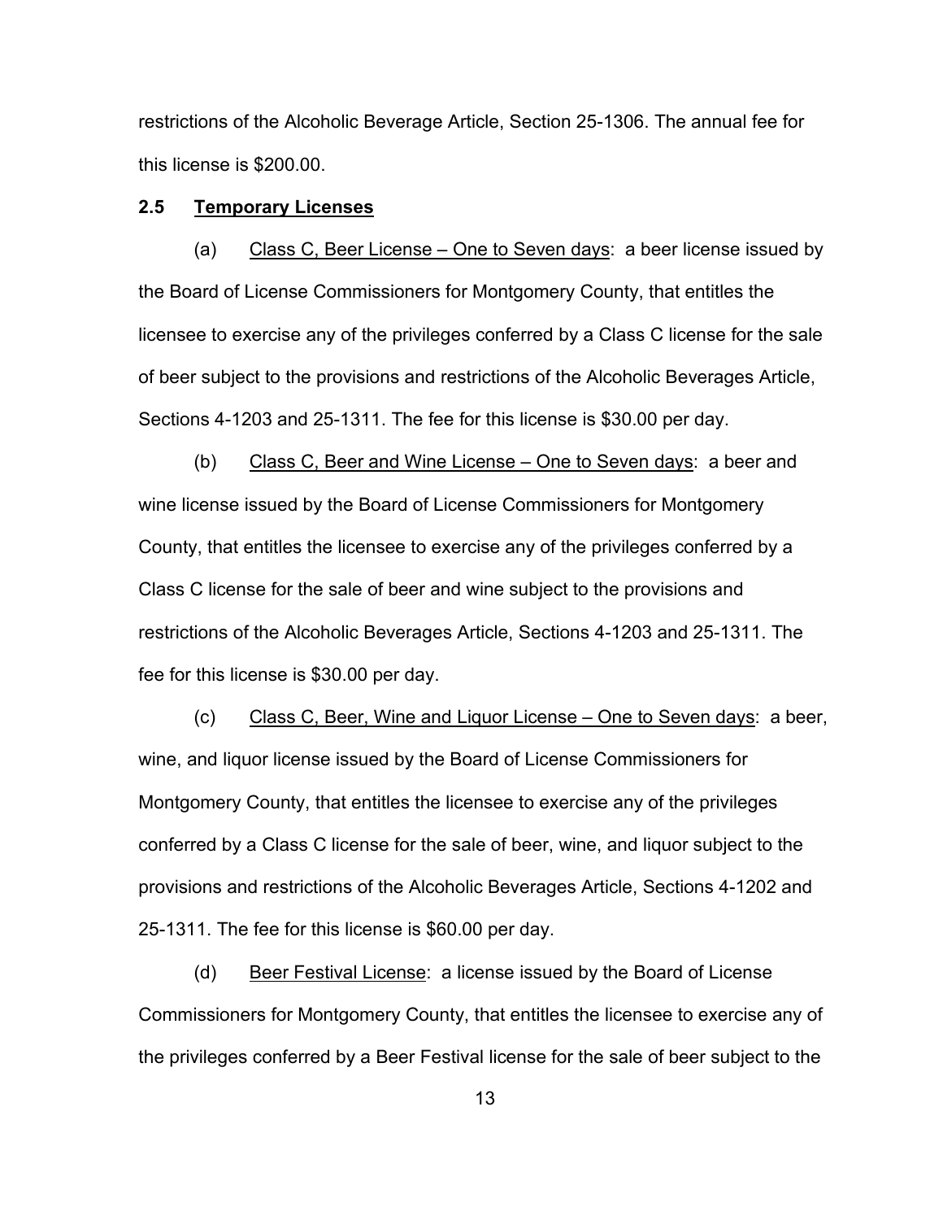restrictions of the Alcoholic Beverage Article, Section 25-1306. The annual fee for this license is $200.00.

**2.5 Temporary Licenses**

(a) Class C, Beer License – One to Seven days: a beer license issued by the Board of License Commissioners for Montgomery County, that entitles the licensee to exercise any of the privileges conferred by a Class C license for the sale of beer subject to the provisions and restrictions of the Alcoholic Beverages Article, Sections 4-1203 and 25-1311. The fee for this license is $30.00 per day.

(b) Class C, Beer and Wine License – One to Seven days: a beer and wine license issued by the Board of License Commissioners for Montgomery County, that entitles the licensee to exercise any of the privileges conferred by a Class C license for the sale of beer and wine subject to the provisions and restrictions of the Alcoholic Beverages Article, Sections 4-1203 and 25-1311. The fee for this license is $30.00 per day.

(c) Class C, Beer, Wine and Liquor License – One to Seven days: a beer, wine, and liquor license issued by the Board of License Commissioners for Montgomery County, that entitles the licensee to exercise any of the privileges conferred by a Class C license for the sale of beer, wine, and liquor subject to the provisions and restrictions of the Alcoholic Beverages Article, Sections 4-1202 and 25-1311. The fee for this license is $60.00 per day.

(d) Beer Festival License: a license issued by the Board of License Commissioners for Montgomery County, that entitles the licensee to exercise any of the privileges conferred by a Beer Festival license for the sale of beer subject to the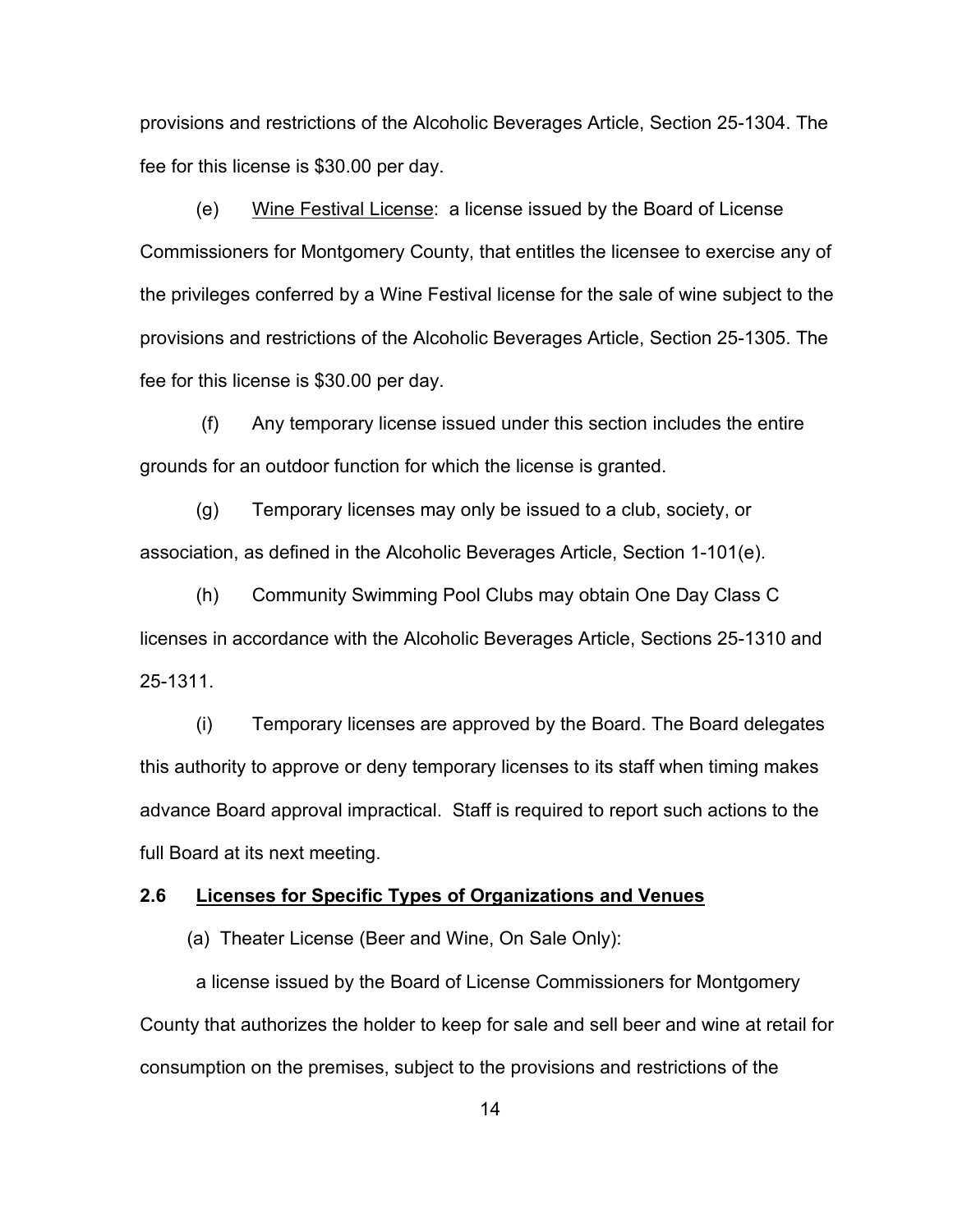provisions and restrictions of the Alcoholic Beverages Article, Section 25-1304. The fee for this license is $30.00 per day.

(e) Wine Festival License: a license issued by the Board of License Commissioners for Montgomery County, that entitles the licensee to exercise any of the privileges conferred by a Wine Festival license for the sale of wine subject to the provisions and restrictions of the Alcoholic Beverages Article, Section 25-1305. The fee for this license is $30.00 per day.

(f) Any temporary license issued under this section includes the entire grounds for an outdoor function for which the license is granted.

(g) Temporary licenses may only be issued to a club, society, or association, as defined in the Alcoholic Beverages Article, Section 1-101(e).

(h) Community Swimming Pool Clubs may obtain One Day Class C licenses in accordance with the Alcoholic Beverages Article, Sections 25-1310 and 25-1311.

(i) Temporary licenses are approved by the Board. The Board delegates this authority to approve or deny temporary licenses to its staff when timing makes advance Board approval impractical. Staff is required to report such actions to the full Board at its next meeting.

## 2.6 Licenses for Specific Types of Organizations and Venues

(a) Theater License (Beer and Wine, On Sale Only):

a license issued by the Board of License Commissioners for Montgomery County that authorizes the holder to keep for sale and sell beer and wine at retail for consumption on the premises, subject to the provisions and restrictions of the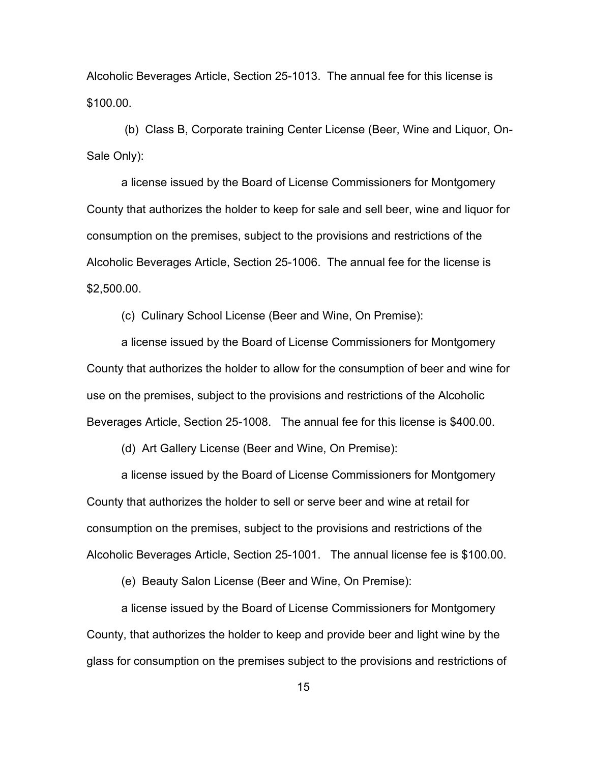Alcoholic Beverages Article, Section 25-1013. The annual fee for this license is $100.00.

(b) Class B, Corporate training Center License (Beer, Wine and Liquor, On-Sale Only):

a license issued by the Board of License Commissioners for Montgomery County that authorizes the holder to keep for sale and sell beer, wine and liquor for consumption on the premises, subject to the provisions and restrictions of the Alcoholic Beverages Article, Section 25-1006. The annual fee for the license is $2,500.00.

(c) Culinary School License (Beer and Wine, On Premise):

a license issued by the Board of License Commissioners for Montgomery County that authorizes the holder to allow for the consumption of beer and wine for use on the premises, subject to the provisions and restrictions of the Alcoholic Beverages Article, Section 25-1008. The annual fee for this license is $400.00.

(d) Art Gallery License (Beer and Wine, On Premise):

a license issued by the Board of License Commissioners for Montgomery County that authorizes the holder to sell or serve beer and wine at retail for consumption on the premises, subject to the provisions and restrictions of the Alcoholic Beverages Article, Section 25-1001. The annual license fee is $100.00.

(e) Beauty Salon License (Beer and Wine, On Premise):

a license issued by the Board of License Commissioners for Montgomery County, that authorizes the holder to keep and provide beer and light wine by the glass for consumption on the premises subject to the provisions and restrictions of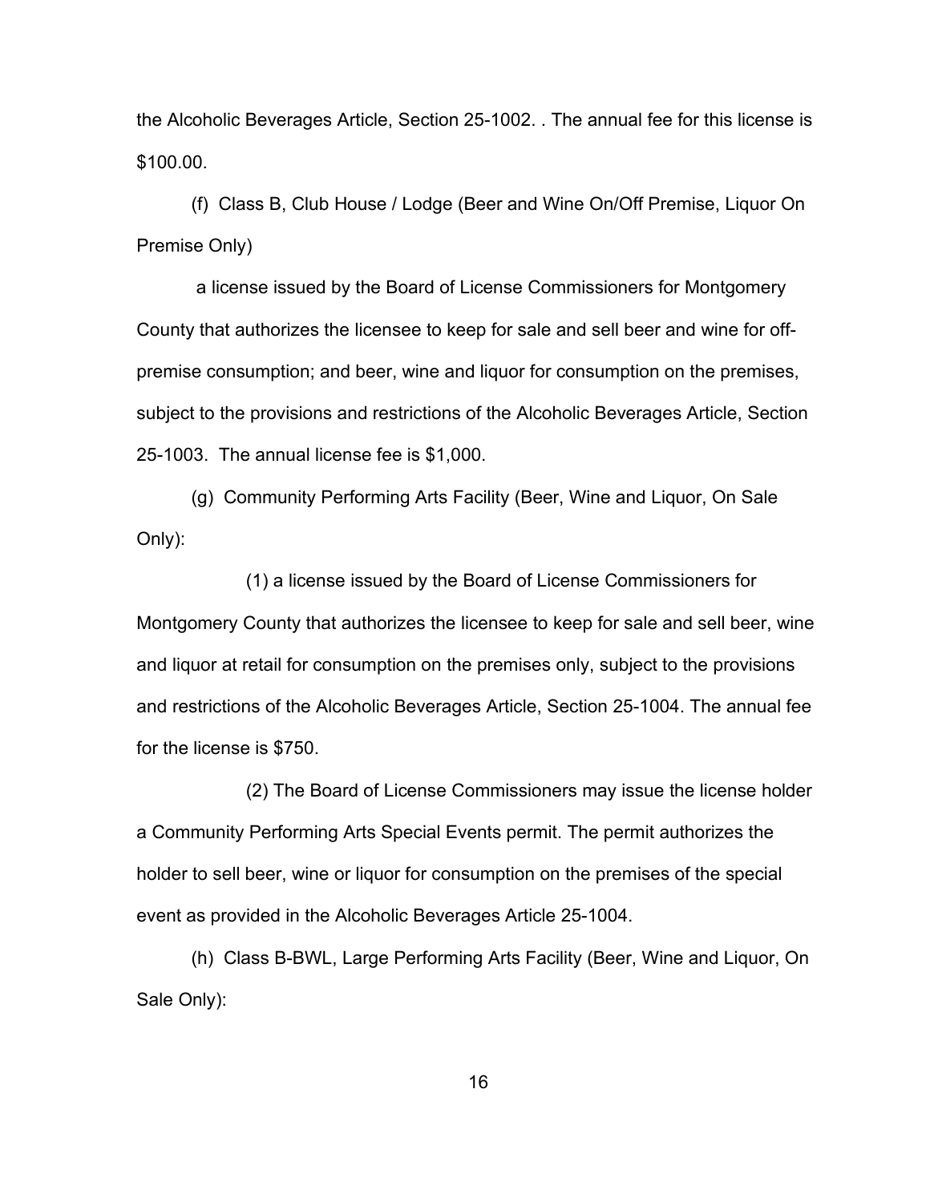the Alcoholic Beverages Article, Section 25-1002. . The annual fee for this license is $100.00.

(f) Class B, Club House / Lodge (Beer and Wine On/Off Premise, Liquor On Premise Only)

a license issued by the Board of License Commissioners for Montgomery County that authorizes the licensee to keep for sale and sell beer and wine for off-premise consumption; and beer, wine and liquor for consumption on the premises, subject to the provisions and restrictions of the Alcoholic Beverages Article, Section 25-1003. The annual license fee is $1,000.

(g) Community Performing Arts Facility (Beer, Wine and Liquor, On Sale Only):

(1) a license issued by the Board of License Commissioners for Montgomery County that authorizes the licensee to keep for sale and sell beer, wine and liquor at retail for consumption on the premises only, subject to the provisions and restrictions of the Alcoholic Beverages Article, Section 25-1004. The annual fee for the license is $750.

(2) The Board of License Commissioners may issue the license holder a Community Performing Arts Special Events permit. The permit authorizes the holder to sell beer, wine or liquor for consumption on the premises of the special event as provided in the Alcoholic Beverages Article 25-1004.

(h) Class B-BWL, Large Performing Arts Facility (Beer, Wine and Liquor, On Sale Only):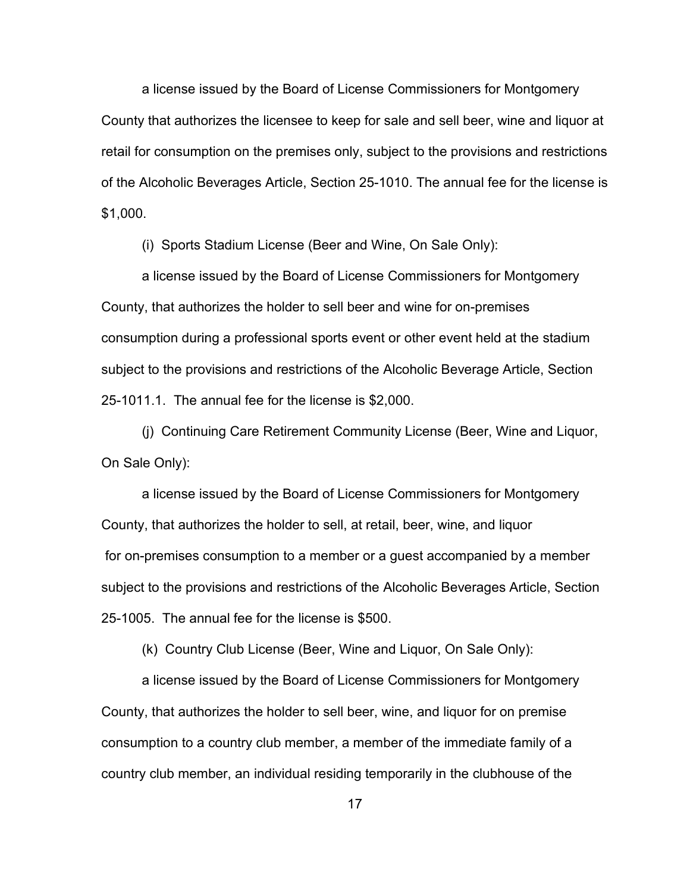a license issued by the Board of License Commissioners for Montgomery County that authorizes the licensee to keep for sale and sell beer, wine and liquor at retail for consumption on the premises only, subject to the provisions and restrictions of the Alcoholic Beverages Article, Section 25-1010. The annual fee for the license is $1,000.

(i) Sports Stadium License (Beer and Wine, On Sale Only):

a license issued by the Board of License Commissioners for Montgomery County, that authorizes the holder to sell beer and wine for on-premises consumption during a professional sports event or other event held at the stadium subject to the provisions and restrictions of the Alcoholic Beverage Article, Section 25-1011.1. The annual fee for the license is $2,000.

(j) Continuing Care Retirement Community License (Beer, Wine and Liquor, On Sale Only):

a license issued by the Board of License Commissioners for Montgomery County, that authorizes the holder to sell, at retail, beer, wine, and liquor for on-premises consumption to a member or a guest accompanied by a member subject to the provisions and restrictions of the Alcoholic Beverages Article, Section 25-1005. The annual fee for the license is $500.

(k) Country Club License (Beer, Wine and Liquor, On Sale Only):

a license issued by the Board of License Commissioners for Montgomery County, that authorizes the holder to sell beer, wine, and liquor for on premise consumption to a country club member, a member of the immediate family of a country club member, an individual residing temporarily in the clubhouse of the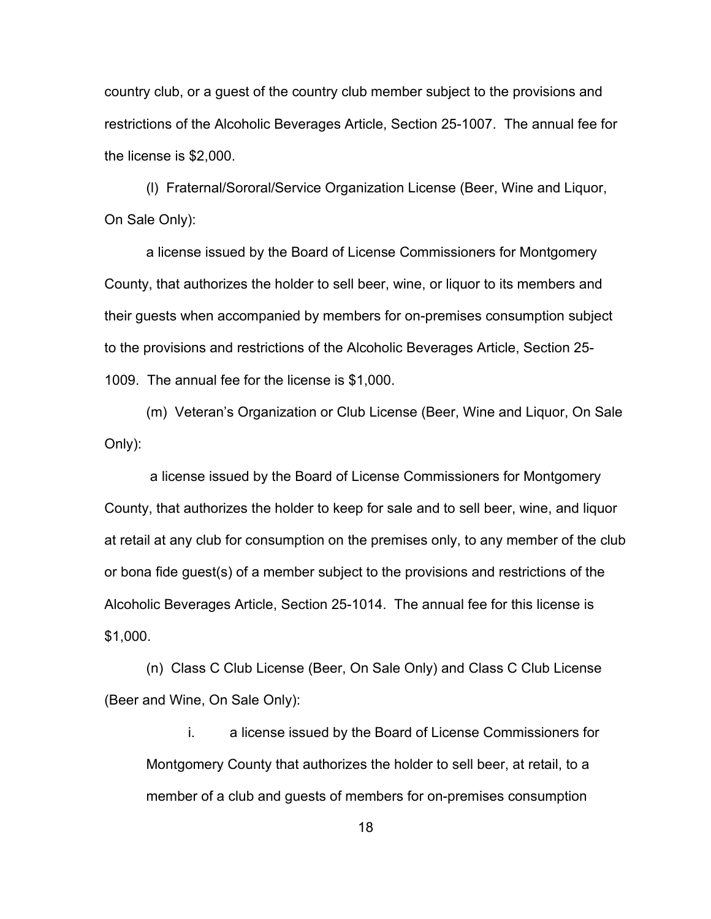country club, or a guest of the country club member subject to the provisions and restrictions of the Alcoholic Beverages Article, Section 25-1007. The annual fee for the license is $2,000.

(l) Fraternal/Sororal/Service Organization License (Beer, Wine and Liquor, On Sale Only):

a license issued by the Board of License Commissioners for Montgomery County, that authorizes the holder to sell beer, wine, or liquor to its members and their guests when accompanied by members for on-premises consumption subject to the provisions and restrictions of the Alcoholic Beverages Article, Section 25-1009. The annual fee for the license is $1,000.

(m) Veteran's Organization or Club License (Beer, Wine and Liquor, On Sale Only):

a license issued by the Board of License Commissioners for Montgomery County, that authorizes the holder to keep for sale and to sell beer, wine, and liquor at retail at any club for consumption on the premises only, to any member of the club or bona fide guest(s) of a member subject to the provisions and restrictions of the Alcoholic Beverages Article, Section 25-1014. The annual fee for this license is $1,000.

(n) Class C Club License (Beer, On Sale Only) and Class C Club License (Beer and Wine, On Sale Only):

i. a license issued by the Board of License Commissioners for Montgomery County that authorizes the holder to sell beer, at retail, to a member of a club and guests of members for on-premises consumption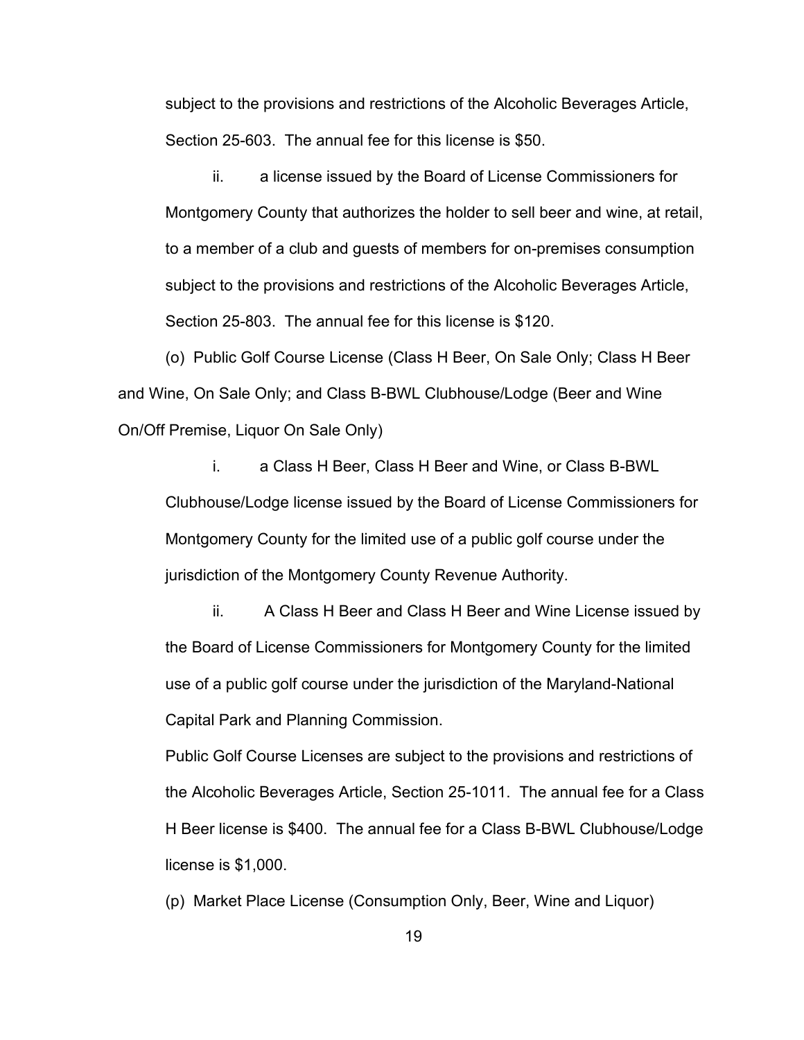subject to the provisions and restrictions of the Alcoholic Beverages Article, Section 25-603. The annual fee for this license is $50.

ii. a license issued by the Board of License Commissioners for Montgomery County that authorizes the holder to sell beer and wine, at retail, to a member of a club and guests of members for on-premises consumption subject to the provisions and restrictions of the Alcoholic Beverages Article, Section 25-803. The annual fee for this license is $120.

(o) Public Golf Course License (Class H Beer, On Sale Only; Class H Beer and Wine, On Sale Only; and Class B-BWL Clubhouse/Lodge (Beer and Wine On/Off Premise, Liquor On Sale Only)

i. a Class H Beer, Class H Beer and Wine, or Class B-BWL Clubhouse/Lodge license issued by the Board of License Commissioners for Montgomery County for the limited use of a public golf course under the jurisdiction of the Montgomery County Revenue Authority.

ii. A Class H Beer and Class H Beer and Wine License issued by the Board of License Commissioners for Montgomery County for the limited use of a public golf course under the jurisdiction of the Maryland-National Capital Park and Planning Commission.

Public Golf Course Licenses are subject to the provisions and restrictions of the Alcoholic Beverages Article, Section 25-1011. The annual fee for a Class H Beer license is $400. The annual fee for a Class B-BWL Clubhouse/Lodge license is $1,000.

(p) Market Place License (Consumption Only, Beer, Wine and Liquor)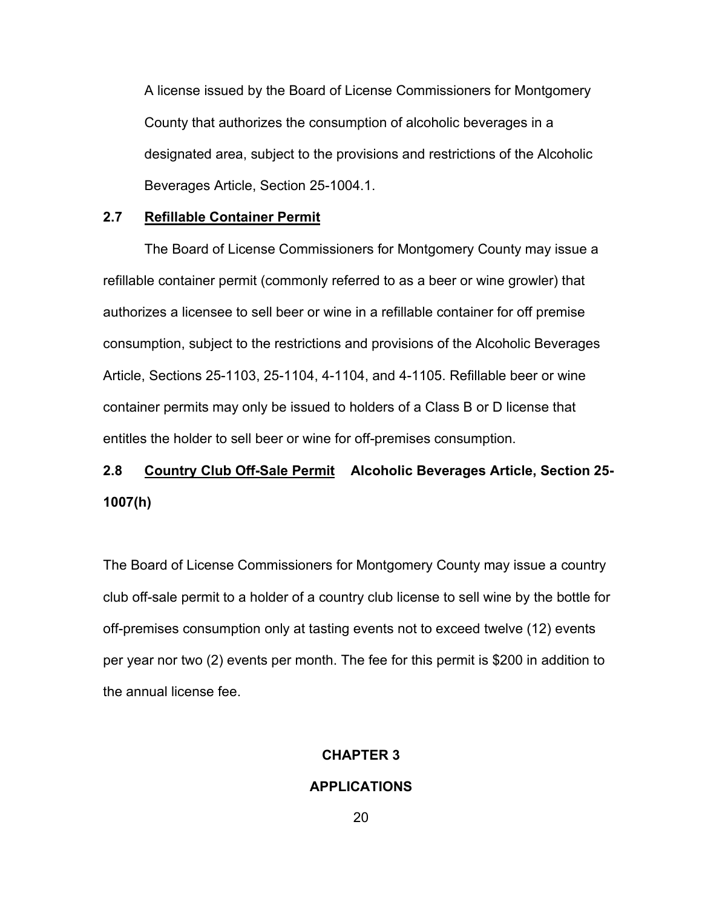A license issued by the Board of License Commissioners for Montgomery County that authorizes the consumption of alcoholic beverages in a designated area, subject to the provisions and restrictions of the Alcoholic Beverages Article, Section 25-1004.1.

### 2.7 Refillable Container Permit

The Board of License Commissioners for Montgomery County may issue a refillable container permit (commonly referred to as a beer or wine growler) that authorizes a licensee to sell beer or wine in a refillable container for off premise consumption, subject to the restrictions and provisions of the Alcoholic Beverages Article, Sections 25-1103, 25-1104, 4-1104, and 4-1105. Refillable beer or wine container permits may only be issued to holders of a Class B or D license that entitles the holder to sell beer or wine for off-premises consumption.

### 2.8 Country Club Off-Sale Permit Alcoholic Beverages Article, Section 25-1007(h)

The Board of License Commissioners for Montgomery County may issue a country club off-sale permit to a holder of a country club license to sell wine by the bottle for off-premises consumption only at tasting events not to exceed twelve (12) events per year nor two (2) events per month. The fee for this permit is $200 in addition to the annual license fee.

# CHAPTER 3

# APPLICATIONS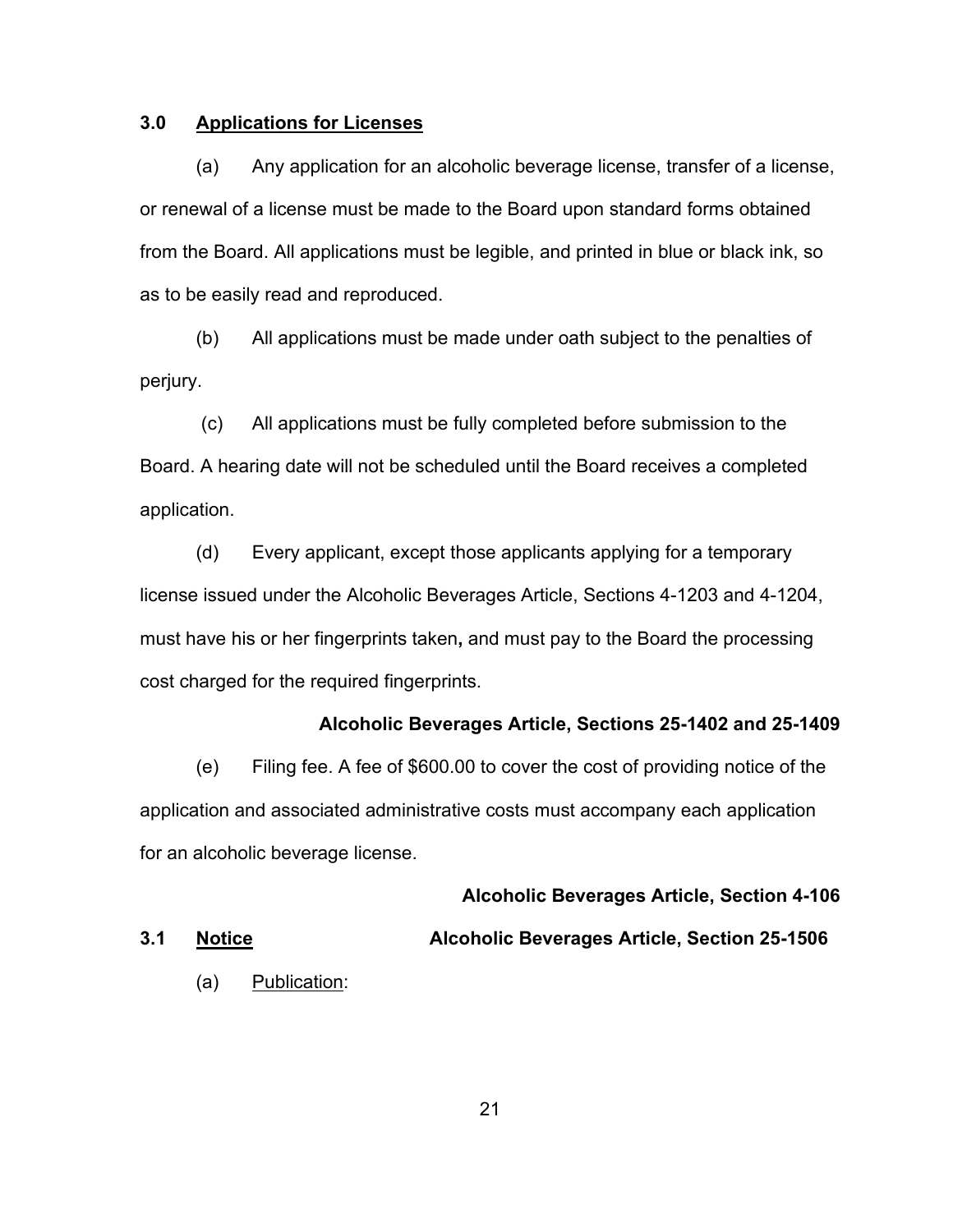## 3.0 **Applications for Licenses**

(a) Any application for an alcoholic beverage license, transfer of a license, or renewal of a license must be made to the Board upon standard forms obtained from the Board. All applications must be legible, and printed in blue or black ink, so as to be easily read and reproduced.

(b) All applications must be made under oath subject to the penalties of perjury.

(c) All applications must be fully completed before submission to the Board. A hearing date will not be scheduled until the Board receives a completed application.

(d) Every applicant, except those applicants applying for a temporary license issued under the Alcoholic Beverages Article, Sections 4-1203 and 4-1204, must have his or her fingerprints taken**,** and must pay to the Board the processing cost charged for the required fingerprints.

**Alcoholic Beverages Article, Sections 25-1402 and 25-1409**

(e) Filing fee. A fee of $600.00 to cover the cost of providing notice of the application and associated administrative costs must accompany each application for an alcoholic beverage license.

**Alcoholic Beverages Article, Section 4-106**

## 3.1 **Notice** **Alcoholic Beverages Article, Section 25-1506**

(a) Publication: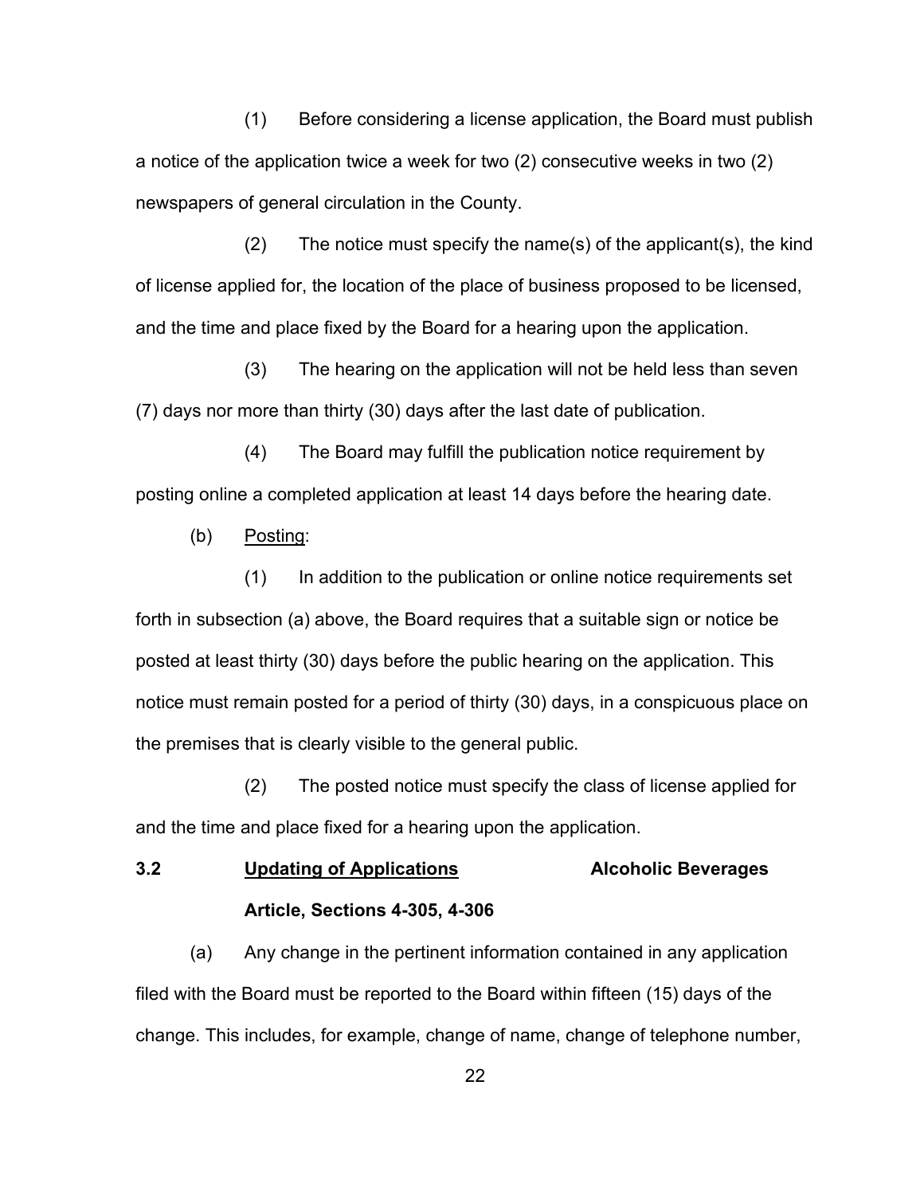(1) Before considering a license application, the Board must publish a notice of the application twice a week for two (2) consecutive weeks in two (2) newspapers of general circulation in the County.

(2) The notice must specify the name(s) of the applicant(s), the kind of license applied for, the location of the place of business proposed to be licensed, and the time and place fixed by the Board for a hearing upon the application.

(3) The hearing on the application will not be held less than seven (7) days nor more than thirty (30) days after the last date of publication.

(4) The Board may fulfill the publication notice requirement by posting online a completed application at least 14 days before the hearing date.

(b) Posting:

(1) In addition to the publication or online notice requirements set forth in subsection (a) above, the Board requires that a suitable sign or notice be posted at least thirty (30) days before the public hearing on the application. This notice must remain posted for a period of thirty (30) days, in a conspicuous place on the premises that is clearly visible to the general public.

(2) The posted notice must specify the class of license applied for and the time and place fixed for a hearing upon the application.

**3.2 Updating of Applications — Alcoholic Beverages Article, Sections 4-305, 4-306**

(a) Any change in the pertinent information contained in any application filed with the Board must be reported to the Board within fifteen (15) days of the change. This includes, for example, change of name, change of telephone number,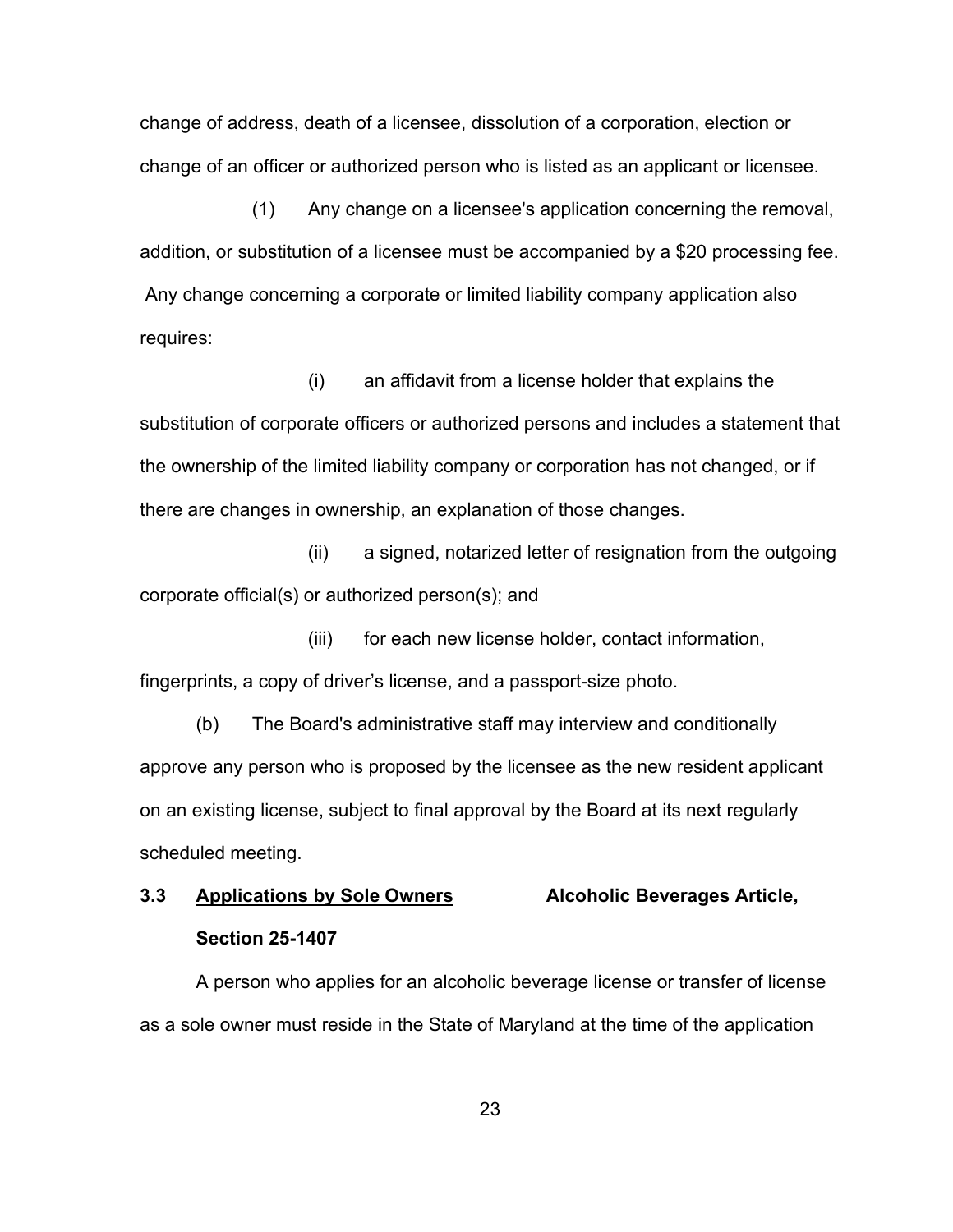change of address, death of a licensee, dissolution of a corporation, election or change of an officer or authorized person who is listed as an applicant or licensee.

(1) Any change on a licensee's application concerning the removal, addition, or substitution of a licensee must be accompanied by a $20 processing fee. Any change concerning a corporate or limited liability company application also requires:

(i) an affidavit from a license holder that explains the substitution of corporate officers or authorized persons and includes a statement that the ownership of the limited liability company or corporation has not changed, or if there are changes in ownership, an explanation of those changes.

(ii) a signed, notarized letter of resignation from the outgoing corporate official(s) or authorized person(s); and

(iii) for each new license holder, contact information, fingerprints, a copy of driver's license, and a passport-size photo.

(b) The Board's administrative staff may interview and conditionally approve any person who is proposed by the licensee as the new resident applicant on an existing license, subject to final approval by the Board at its next regularly scheduled meeting.

**3.3 <u>Applications by Sole Owners</u> Alcoholic Beverages Article, Section 25-1407**

A person who applies for an alcoholic beverage license or transfer of license as a sole owner must reside in the State of Maryland at the time of the application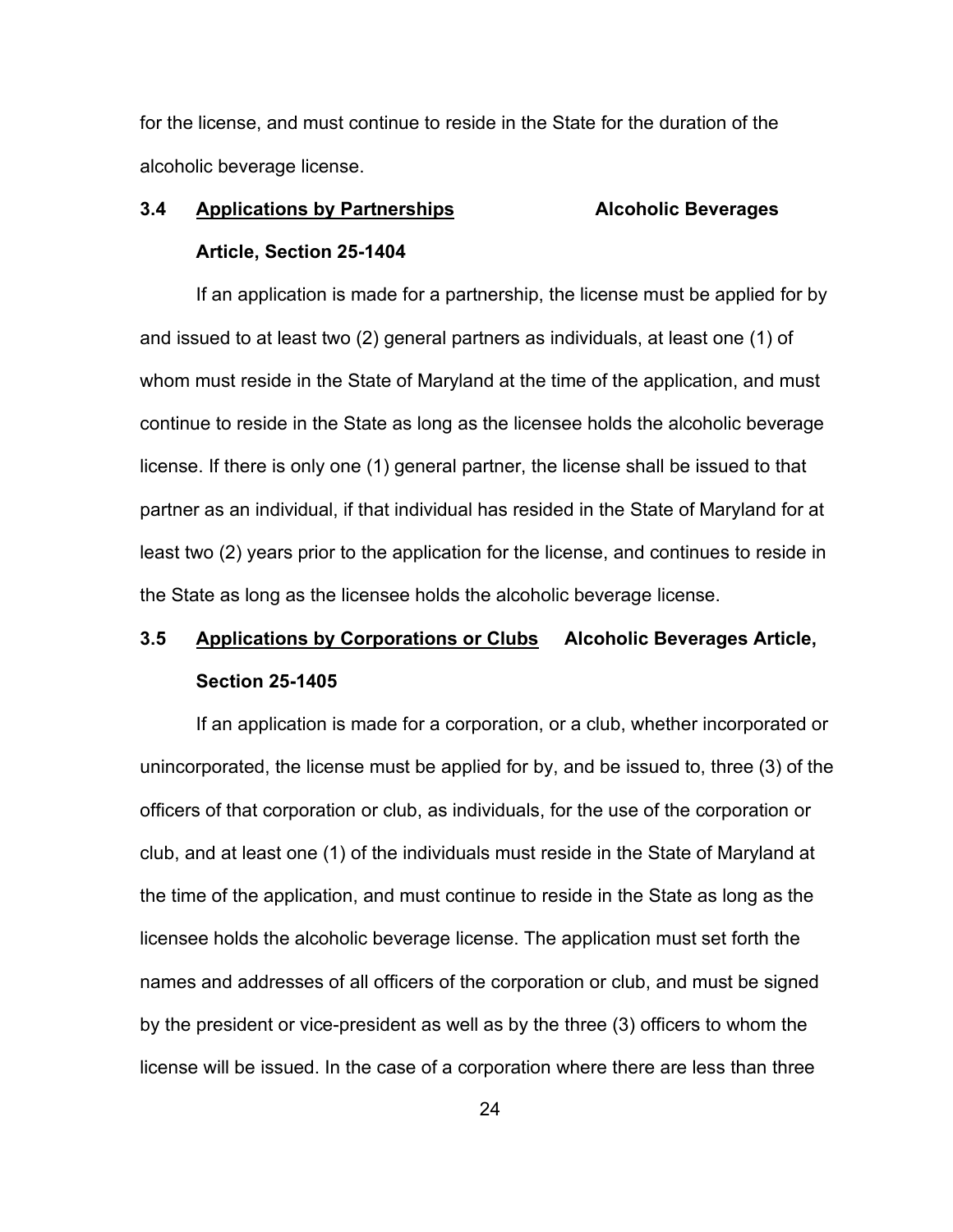for the license, and must continue to reside in the State for the duration of the alcoholic beverage license.

### 3.4 <u>Applications by Partnerships</u> Alcoholic Beverages Article, Section 25-1404

If an application is made for a partnership, the license must be applied for by and issued to at least two (2) general partners as individuals, at least one (1) of whom must reside in the State of Maryland at the time of the application, and must continue to reside in the State as long as the licensee holds the alcoholic beverage license. If there is only one (1) general partner, the license shall be issued to that partner as an individual, if that individual has resided in the State of Maryland for at least two (2) years prior to the application for the license, and continues to reside in the State as long as the licensee holds the alcoholic beverage license.

### 3.5 <u>Applications by Corporations or Clubs</u> Alcoholic Beverages Article, Section 25-1405

If an application is made for a corporation, or a club, whether incorporated or unincorporated, the license must be applied for by, and be issued to, three (3) of the officers of that corporation or club, as individuals, for the use of the corporation or club, and at least one (1) of the individuals must reside in the State of Maryland at the time of the application, and must continue to reside in the State as long as the licensee holds the alcoholic beverage license. The application must set forth the names and addresses of all officers of the corporation or club, and must be signed by the president or vice-president as well as by the three (3) officers to whom the license will be issued. In the case of a corporation where there are less than three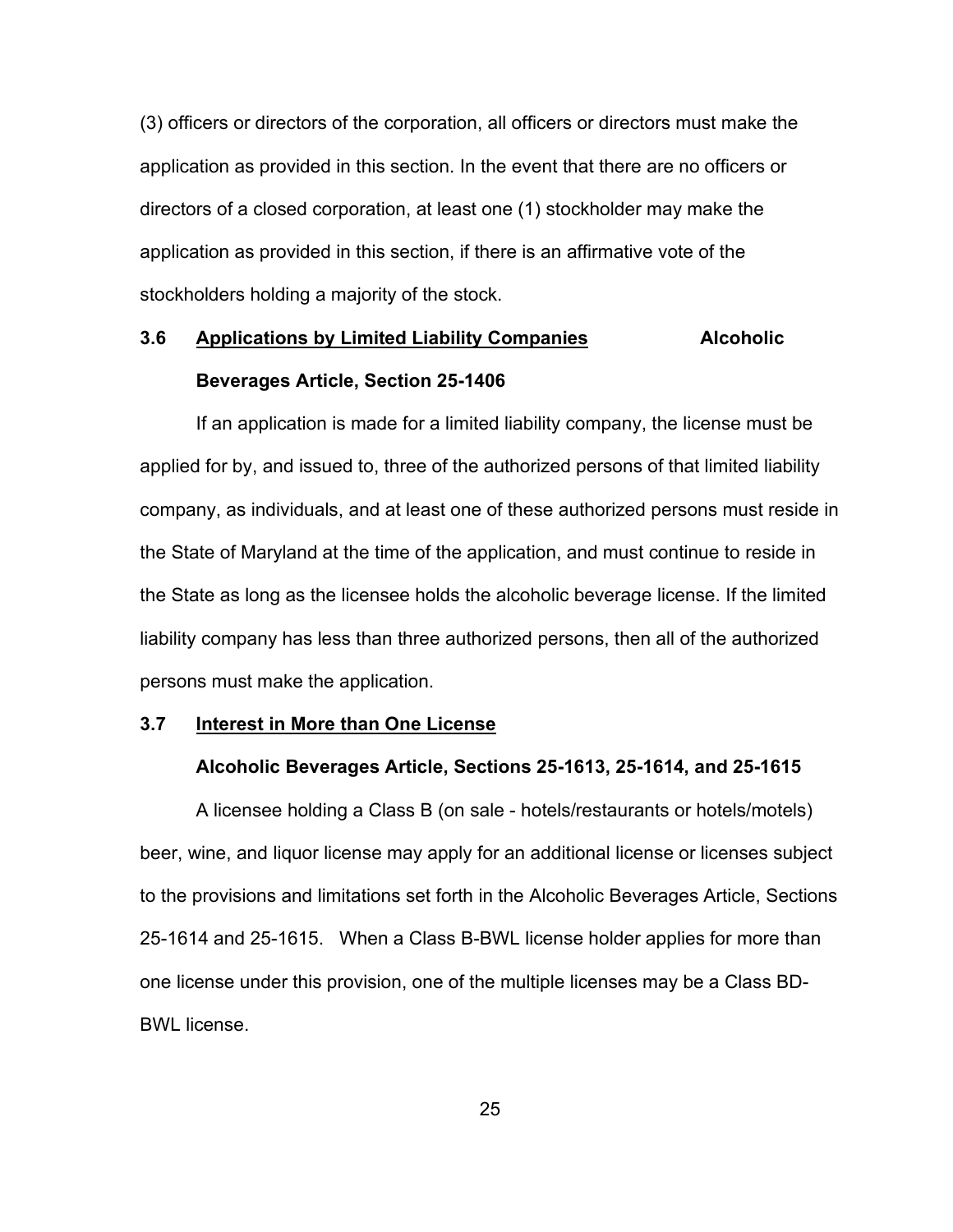(3) officers or directors of the corporation, all officers or directors must make the application as provided in this section. In the event that there are no officers or directors of a closed corporation, at least one (1) stockholder may make the application as provided in this section, if there is an affirmative vote of the stockholders holding a majority of the stock.

### 3.6 Applications by Limited Liability Companies — Alcoholic Beverages Article, Section 25-1406

If an application is made for a limited liability company, the license must be applied for by, and issued to, three of the authorized persons of that limited liability company, as individuals, and at least one of these authorized persons must reside in the State of Maryland at the time of the application, and must continue to reside in the State as long as the licensee holds the alcoholic beverage license. If the limited liability company has less than three authorized persons, then all of the authorized persons must make the application.

### 3.7 Interest in More than One License

**Alcoholic Beverages Article, Sections 25-1613, 25-1614, and 25-1615**

A licensee holding a Class B (on sale - hotels/restaurants or hotels/motels) beer, wine, and liquor license may apply for an additional license or licenses subject to the provisions and limitations set forth in the Alcoholic Beverages Article, Sections 25-1614 and 25-1615. When a Class B-BWL license holder applies for more than one license under this provision, one of the multiple licenses may be a Class BD-BWL license.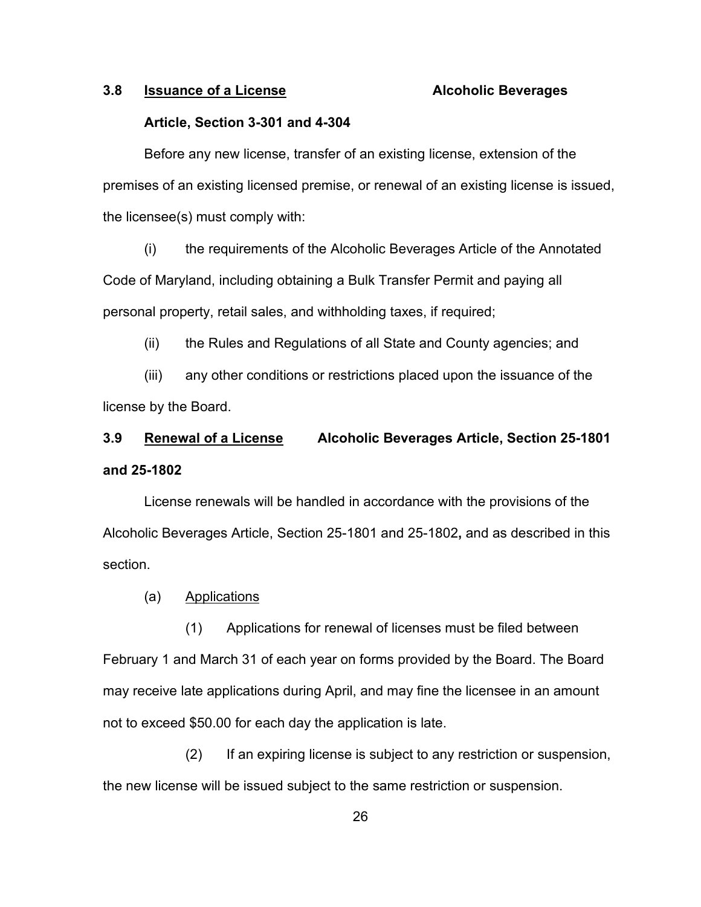### 3.8 Issuance of a License — Alcoholic Beverages Article, Section 3-301 and 4-304

Before any new license, transfer of an existing license, extension of the premises of an existing licensed premise, or renewal of an existing license is issued, the licensee(s) must comply with:

(i) the requirements of the Alcoholic Beverages Article of the Annotated Code of Maryland, including obtaining a Bulk Transfer Permit and paying all personal property, retail sales, and withholding taxes, if required;

(ii) the Rules and Regulations of all State and County agencies; and

(iii) any other conditions or restrictions placed upon the issuance of the license by the Board.

### 3.9 Renewal of a License — Alcoholic Beverages Article, Section 25-1801 and 25-1802

License renewals will be handled in accordance with the provisions of the Alcoholic Beverages Article, Section 25-1801 and 25-1802**,** and as described in this section.

(a) Applications

(1) Applications for renewal of licenses must be filed between February 1 and March 31 of each year on forms provided by the Board. The Board may receive late applications during April, and may fine the licensee in an amount not to exceed $50.00 for each day the application is late.

(2) If an expiring license is subject to any restriction or suspension, the new license will be issued subject to the same restriction or suspension.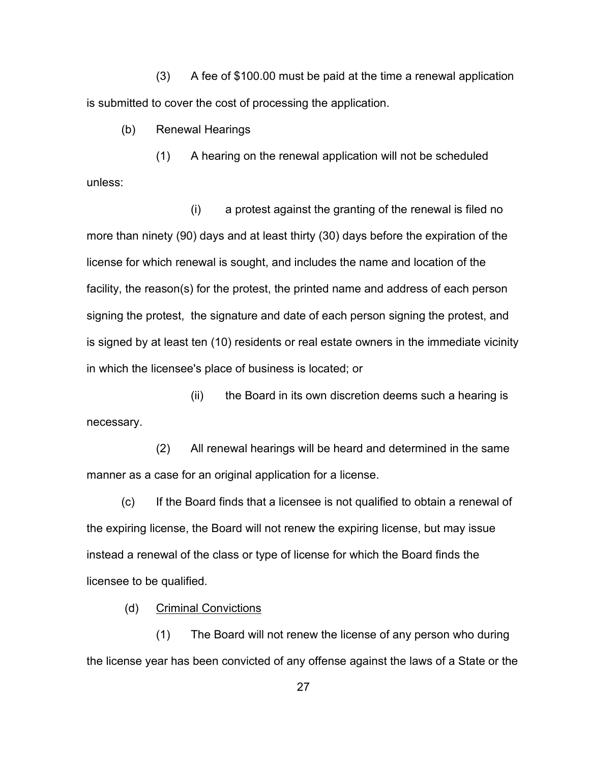(3) A fee of $100.00 must be paid at the time a renewal application is submitted to cover the cost of processing the application.

(b) Renewal Hearings

(1) A hearing on the renewal application will not be scheduled unless:

(i) a protest against the granting of the renewal is filed no more than ninety (90) days and at least thirty (30) days before the expiration of the license for which renewal is sought, and includes the name and location of the facility, the reason(s) for the protest, the printed name and address of each person signing the protest, the signature and date of each person signing the protest, and is signed by at least ten (10) residents or real estate owners in the immediate vicinity in which the licensee's place of business is located; or

(ii) the Board in its own discretion deems such a hearing is necessary.

(2) All renewal hearings will be heard and determined in the same manner as a case for an original application for a license.

(c) If the Board finds that a licensee is not qualified to obtain a renewal of the expiring license, the Board will not renew the expiring license, but may issue instead a renewal of the class or type of license for which the Board finds the licensee to be qualified.

(d) <u>Criminal Convictions</u>

(1) The Board will not renew the license of any person who during the license year has been convicted of any offense against the laws of a State or the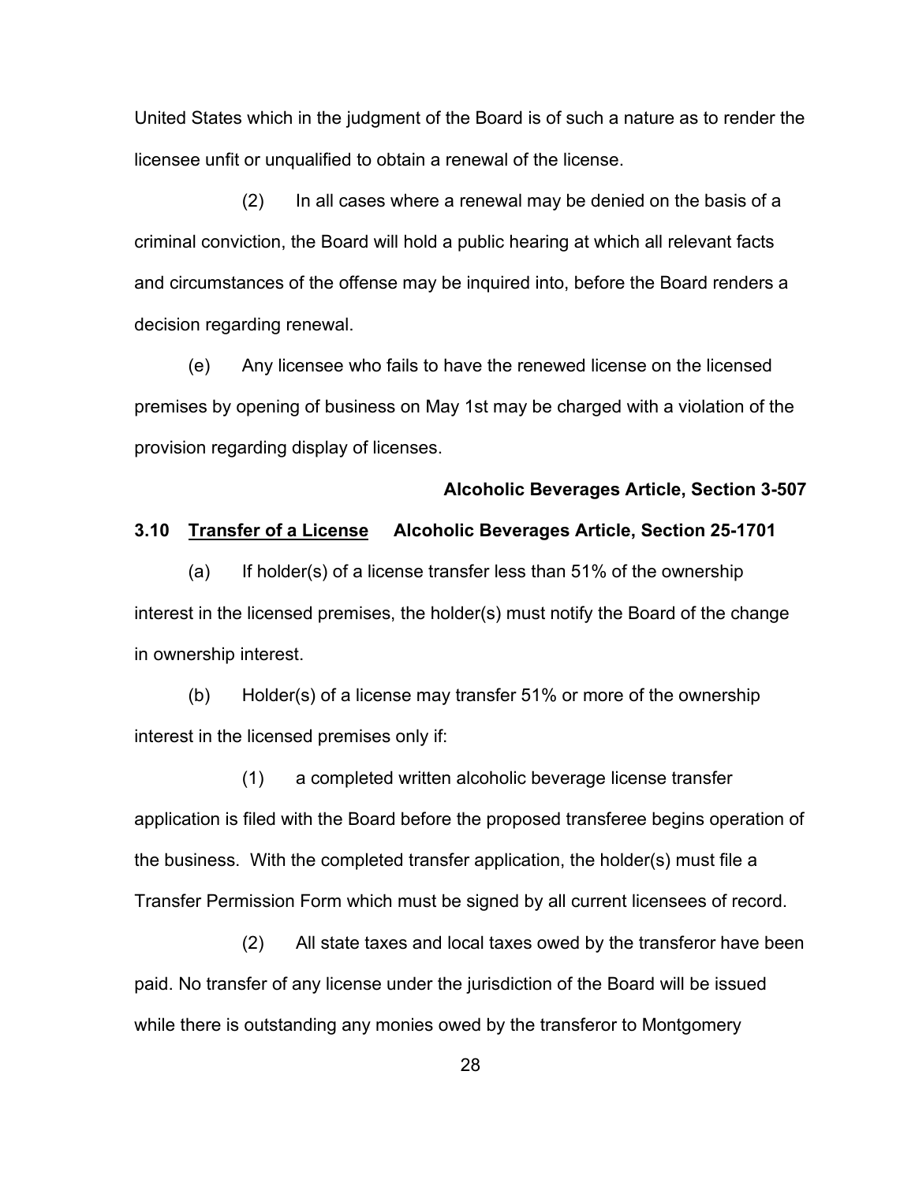United States which in the judgment of the Board is of such a nature as to render the licensee unfit or unqualified to obtain a renewal of the license.

(2) In all cases where a renewal may be denied on the basis of a criminal conviction, the Board will hold a public hearing at which all relevant facts and circumstances of the offense may be inquired into, before the Board renders a decision regarding renewal.

(e) Any licensee who fails to have the renewed license on the licensed premises by opening of business on May 1st may be charged with a violation of the provision regarding display of licenses.

**Alcoholic Beverages Article, Section 3-507**

### 3.10 <u>Transfer of a License</u> Alcoholic Beverages Article, Section 25-1701

(a) If holder(s) of a license transfer less than 51% of the ownership interest in the licensed premises, the holder(s) must notify the Board of the change in ownership interest.

(b) Holder(s) of a license may transfer 51% or more of the ownership interest in the licensed premises only if:

(1) a completed written alcoholic beverage license transfer application is filed with the Board before the proposed transferee begins operation of the business. With the completed transfer application, the holder(s) must file a Transfer Permission Form which must be signed by all current licensees of record.

(2) All state taxes and local taxes owed by the transferor have been paid. No transfer of any license under the jurisdiction of the Board will be issued while there is outstanding any monies owed by the transferor to Montgomery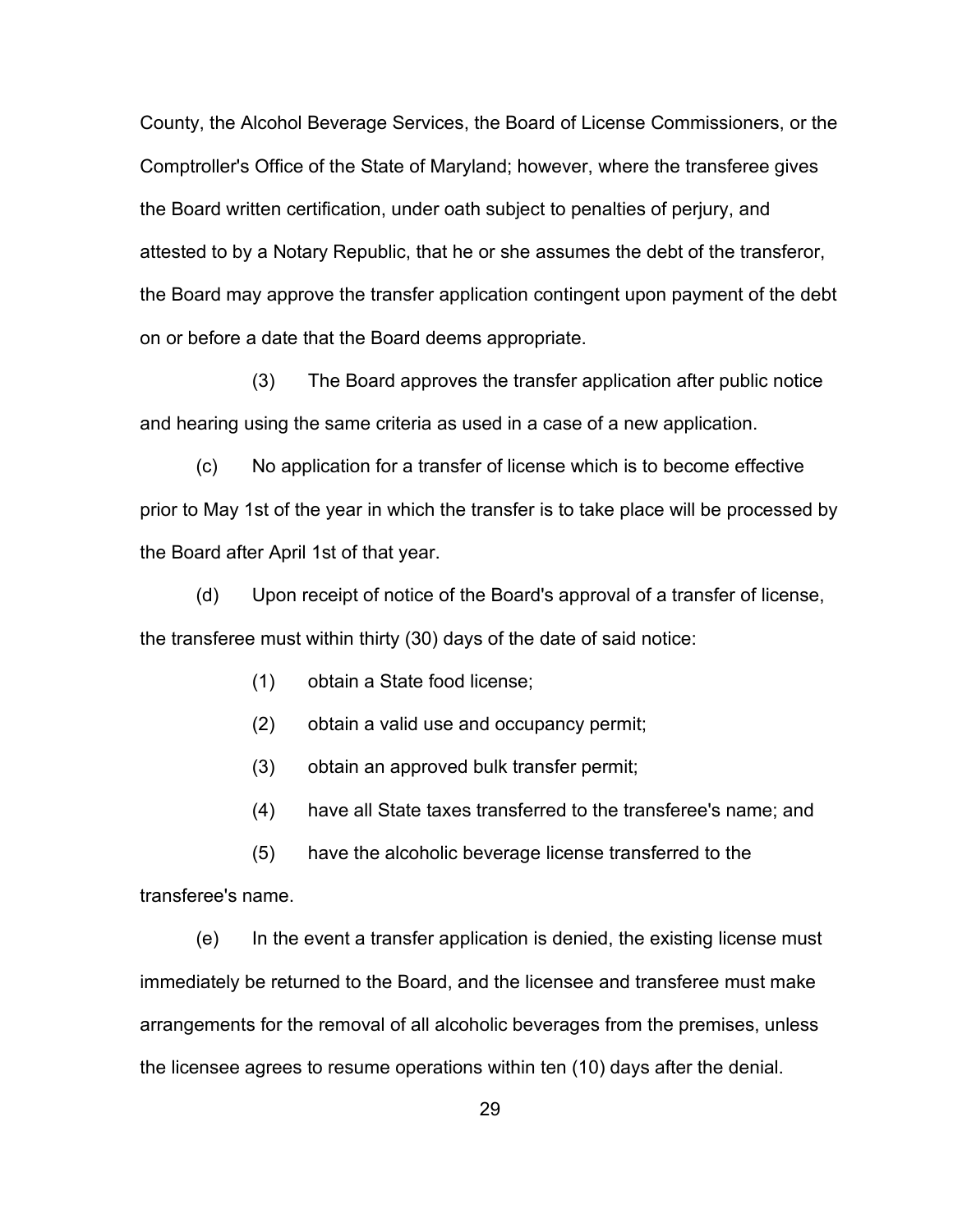County, the Alcohol Beverage Services, the Board of License Commissioners, or the Comptroller's Office of the State of Maryland; however, where the transferee gives the Board written certification, under oath subject to penalties of perjury, and attested to by a Notary Republic, that he or she assumes the debt of the transferor, the Board may approve the transfer application contingent upon payment of the debt on or before a date that the Board deems appropriate.

(3) The Board approves the transfer application after public notice and hearing using the same criteria as used in a case of a new application.

(c) No application for a transfer of license which is to become effective prior to May 1st of the year in which the transfer is to take place will be processed by the Board after April 1st of that year.

(d) Upon receipt of notice of the Board's approval of a transfer of license, the transferee must within thirty (30) days of the date of said notice:

(1) obtain a State food license;

(2) obtain a valid use and occupancy permit;

(3) obtain an approved bulk transfer permit;

(4) have all State taxes transferred to the transferee's name; and

(5) have the alcoholic beverage license transferred to the transferee's name.

(e) In the event a transfer application is denied, the existing license must immediately be returned to the Board, and the licensee and transferee must make arrangements for the removal of all alcoholic beverages from the premises, unless the licensee agrees to resume operations within ten (10) days after the denial.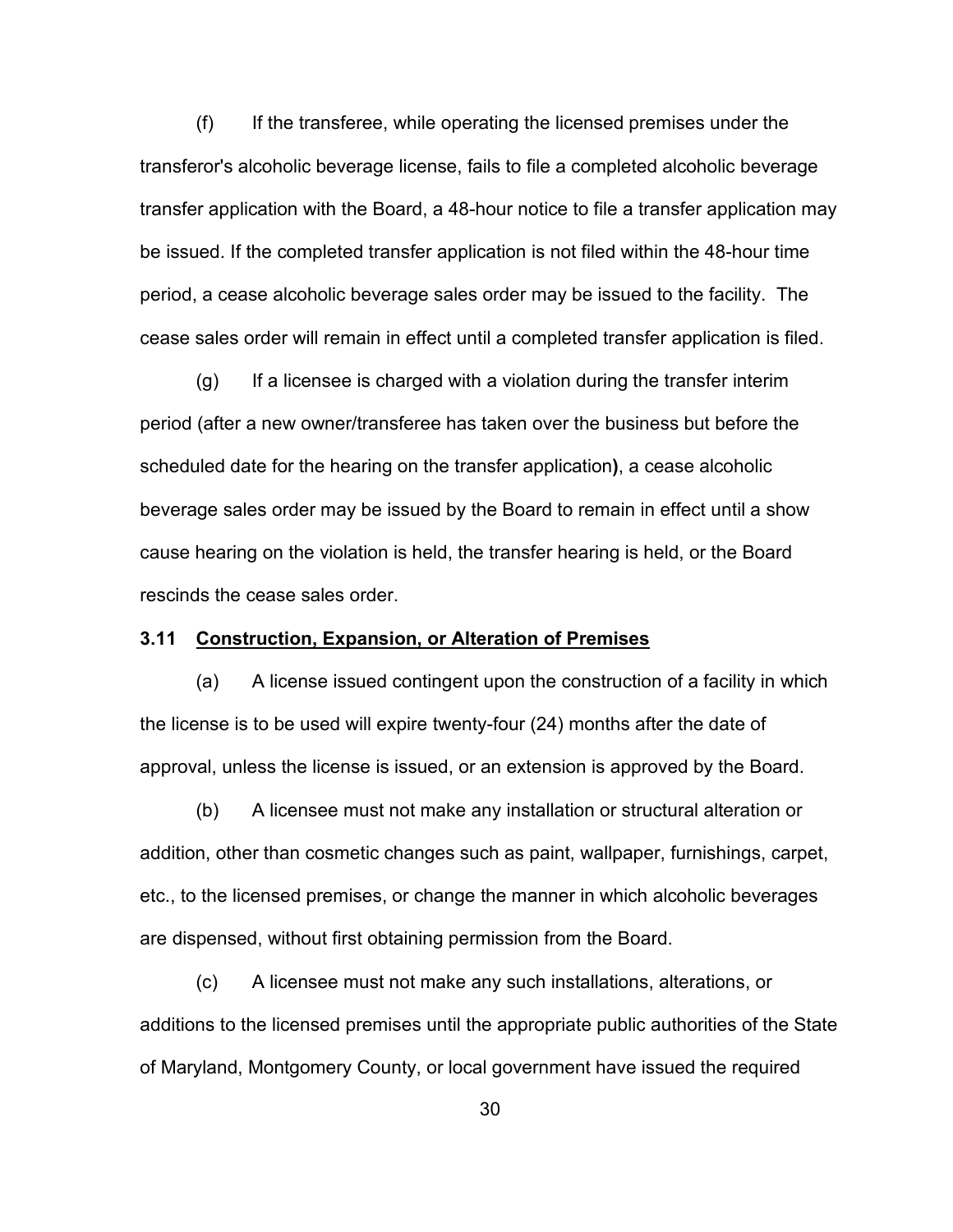(f) If the transferee, while operating the licensed premises under the transferor's alcoholic beverage license, fails to file a completed alcoholic beverage transfer application with the Board, a 48-hour notice to file a transfer application may be issued. If the completed transfer application is not filed within the 48-hour time period, a cease alcoholic beverage sales order may be issued to the facility. The cease sales order will remain in effect until a completed transfer application is filed.

(g) If a licensee is charged with a violation during the transfer interim period (after a new owner/transferee has taken over the business but before the scheduled date for the hearing on the transfer application**)**, a cease alcoholic beverage sales order may be issued by the Board to remain in effect until a show cause hearing on the violation is held, the transfer hearing is held, or the Board rescinds the cease sales order.

**3.11 <u>Construction, Expansion, or Alteration of Premises</u>**

(a) A license issued contingent upon the construction of a facility in which the license is to be used will expire twenty-four (24) months after the date of approval, unless the license is issued, or an extension is approved by the Board.

(b) A licensee must not make any installation or structural alteration or addition, other than cosmetic changes such as paint, wallpaper, furnishings, carpet, etc., to the licensed premises, or change the manner in which alcoholic beverages are dispensed, without first obtaining permission from the Board.

(c) A licensee must not make any such installations, alterations, or additions to the licensed premises until the appropriate public authorities of the State of Maryland, Montgomery County, or local government have issued the required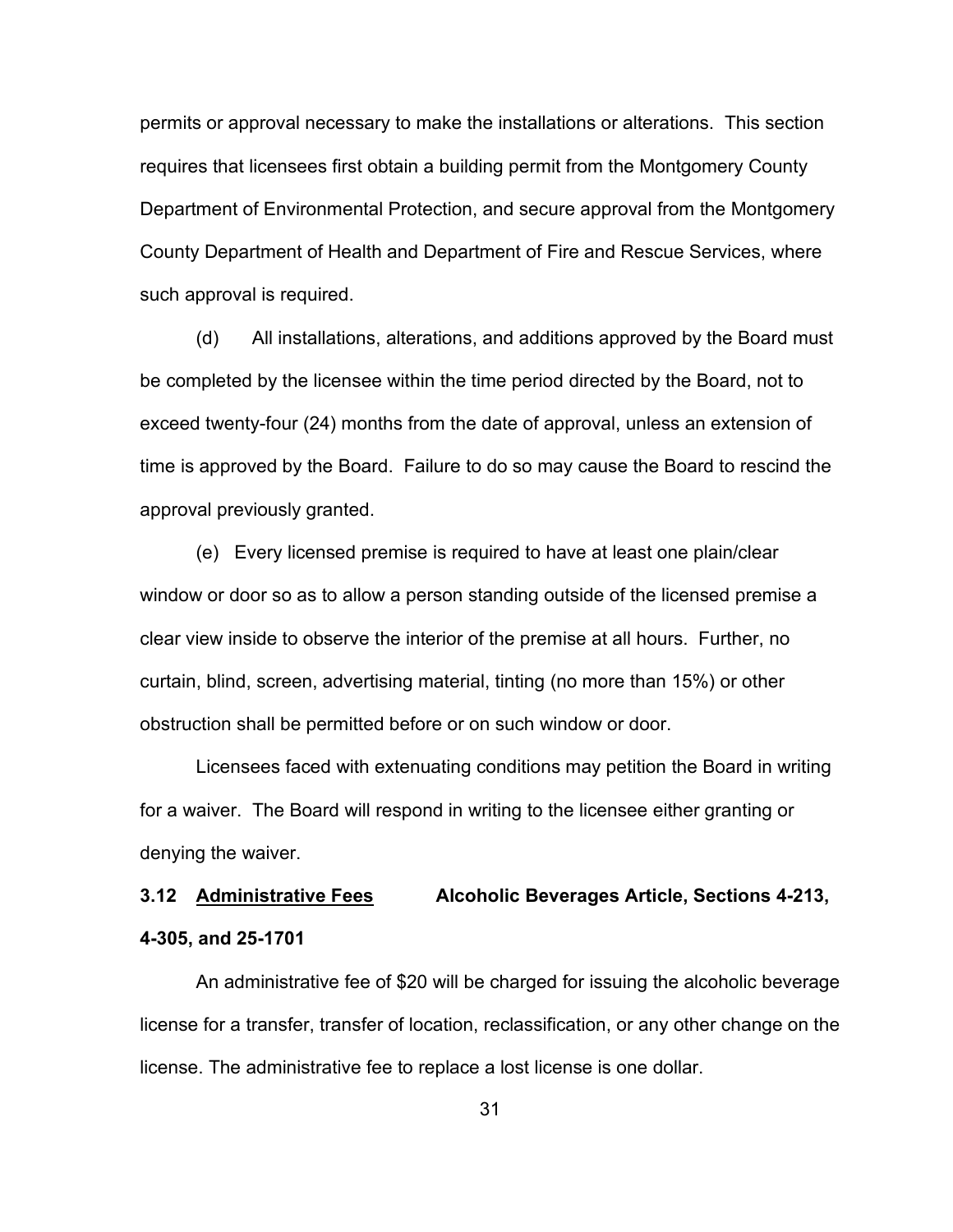permits or approval necessary to make the installations or alterations. This section requires that licensees first obtain a building permit from the Montgomery County Department of Environmental Protection, and secure approval from the Montgomery County Department of Health and Department of Fire and Rescue Services, where such approval is required.

(d) All installations, alterations, and additions approved by the Board must be completed by the licensee within the time period directed by the Board, not to exceed twenty-four (24) months from the date of approval, unless an extension of time is approved by the Board. Failure to do so may cause the Board to rescind the approval previously granted.

(e) Every licensed premise is required to have at least one plain/clear window or door so as to allow a person standing outside of the licensed premise a clear view inside to observe the interior of the premise at all hours. Further, no curtain, blind, screen, advertising material, tinting (no more than 15%) or other obstruction shall be permitted before or on such window or door.

Licensees faced with extenuating conditions may petition the Board in writing for a waiver. The Board will respond in writing to the licensee either granting or denying the waiver.

**3.12 <u>Administrative Fees</u> Alcoholic Beverages Article, Sections 4-213, 4-305, and 25-1701**

An administrative fee of $20 will be charged for issuing the alcoholic beverage license for a transfer, transfer of location, reclassification, or any other change on the license. The administrative fee to replace a lost license is one dollar.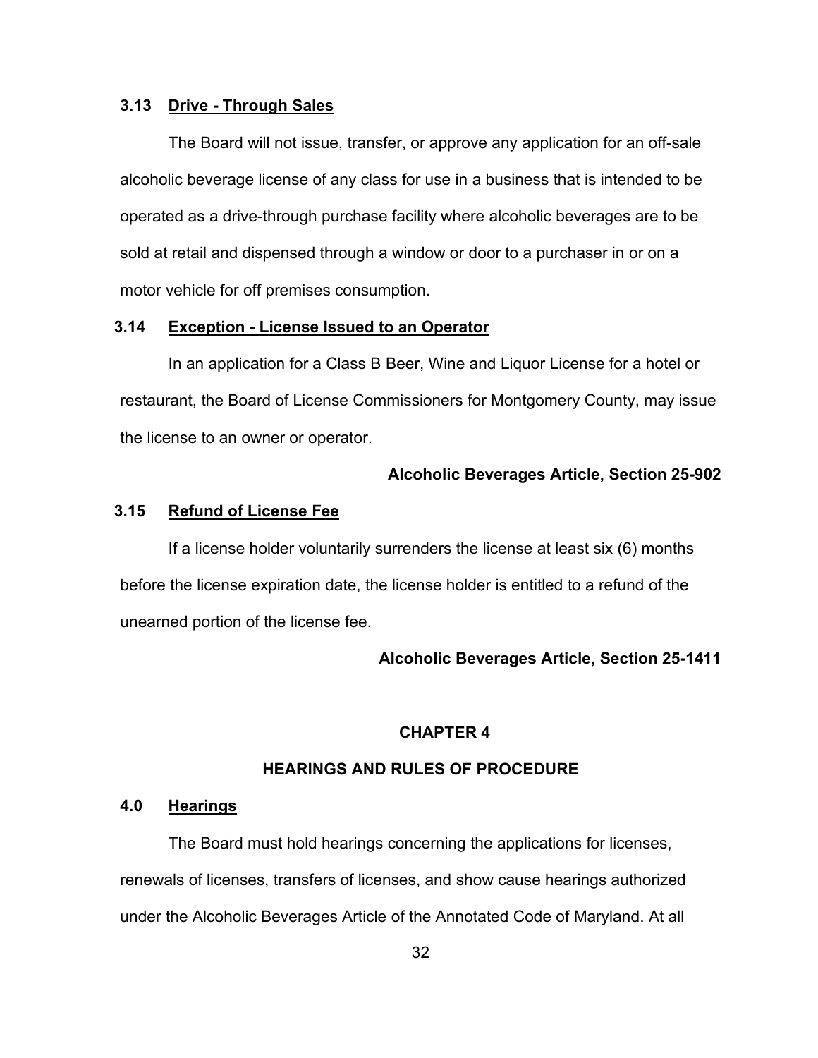### 3.13 Drive - Through Sales

The Board will not issue, transfer, or approve any application for an off-sale alcoholic beverage license of any class for use in a business that is intended to be operated as a drive-through purchase facility where alcoholic beverages are to be sold at retail and dispensed through a window or door to a purchaser in or on a motor vehicle for off premises consumption.

### 3.14 Exception - License Issued to an Operator

In an application for a Class B Beer, Wine and Liquor License for a hotel or restaurant, the Board of License Commissioners for Montgomery County, may issue the license to an owner or operator.

**Alcoholic Beverages Article, Section 25-902**

### 3.15 Refund of License Fee

If a license holder voluntarily surrenders the license at least six (6) months before the license expiration date, the license holder is entitled to a refund of the unearned portion of the license fee.

**Alcoholic Beverages Article, Section 25-1411**

## CHAPTER 4

## HEARINGS AND RULES OF PROCEDURE

### 4.0 Hearings

The Board must hold hearings concerning the applications for licenses, renewals of licenses, transfers of licenses, and show cause hearings authorized under the Alcoholic Beverages Article of the Annotated Code of Maryland. At all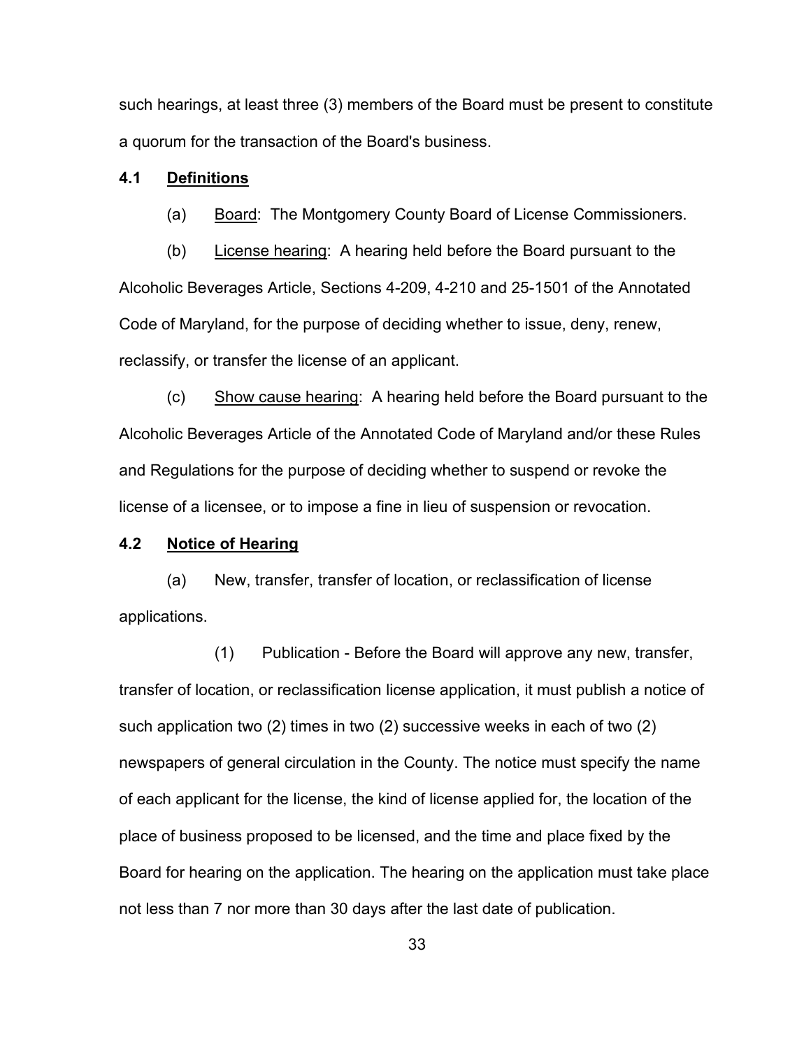such hearings, at least three (3) members of the Board must be present to constitute a quorum for the transaction of the Board's business.

### 4.1 Definitions

(a) Board: The Montgomery County Board of License Commissioners.

(b) License hearing: A hearing held before the Board pursuant to the Alcoholic Beverages Article, Sections 4-209, 4-210 and 25-1501 of the Annotated Code of Maryland, for the purpose of deciding whether to issue, deny, renew, reclassify, or transfer the license of an applicant.

(c) Show cause hearing: A hearing held before the Board pursuant to the Alcoholic Beverages Article of the Annotated Code of Maryland and/or these Rules and Regulations for the purpose of deciding whether to suspend or revoke the license of a licensee, or to impose a fine in lieu of suspension or revocation.

### 4.2 Notice of Hearing

(a) New, transfer, transfer of location, or reclassification of license applications.

(1) Publication - Before the Board will approve any new, transfer, transfer of location, or reclassification license application, it must publish a notice of such application two (2) times in two (2) successive weeks in each of two (2) newspapers of general circulation in the County. The notice must specify the name of each applicant for the license, the kind of license applied for, the location of the place of business proposed to be licensed, and the time and place fixed by the Board for hearing on the application. The hearing on the application must take place not less than 7 nor more than 30 days after the last date of publication.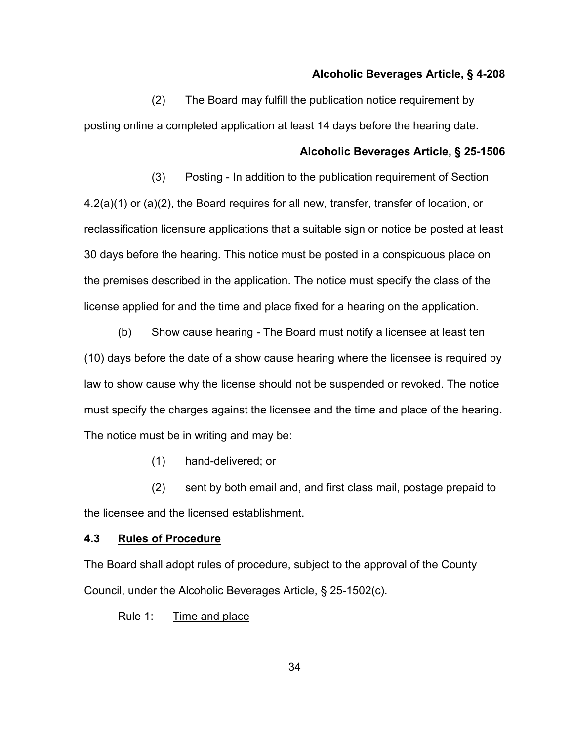**Alcoholic Beverages Article, § 4-208**

(2) The Board may fulfill the publication notice requirement by posting online a completed application at least 14 days before the hearing date.

**Alcoholic Beverages Article, § 25-1506**

(3) Posting - In addition to the publication requirement of Section 4.2(a)(1) or (a)(2), the Board requires for all new, transfer, transfer of location, or reclassification licensure applications that a suitable sign or notice be posted at least 30 days before the hearing. This notice must be posted in a conspicuous place on the premises described in the application. The notice must specify the class of the license applied for and the time and place fixed for a hearing on the application.

(b) Show cause hearing - The Board must notify a licensee at least ten (10) days before the date of a show cause hearing where the licensee is required by law to show cause why the license should not be suspended or revoked. The notice must specify the charges against the licensee and the time and place of the hearing. The notice must be in writing and may be:

(1) hand-delivered; or

(2) sent by both email and, and first class mail, postage prepaid to the licensee and the licensed establishment.

**4.3 <u>Rules of Procedure</u>**

The Board shall adopt rules of procedure, subject to the approval of the County Council, under the Alcoholic Beverages Article, § 25-1502(c).

Rule 1: <u>Time and place</u>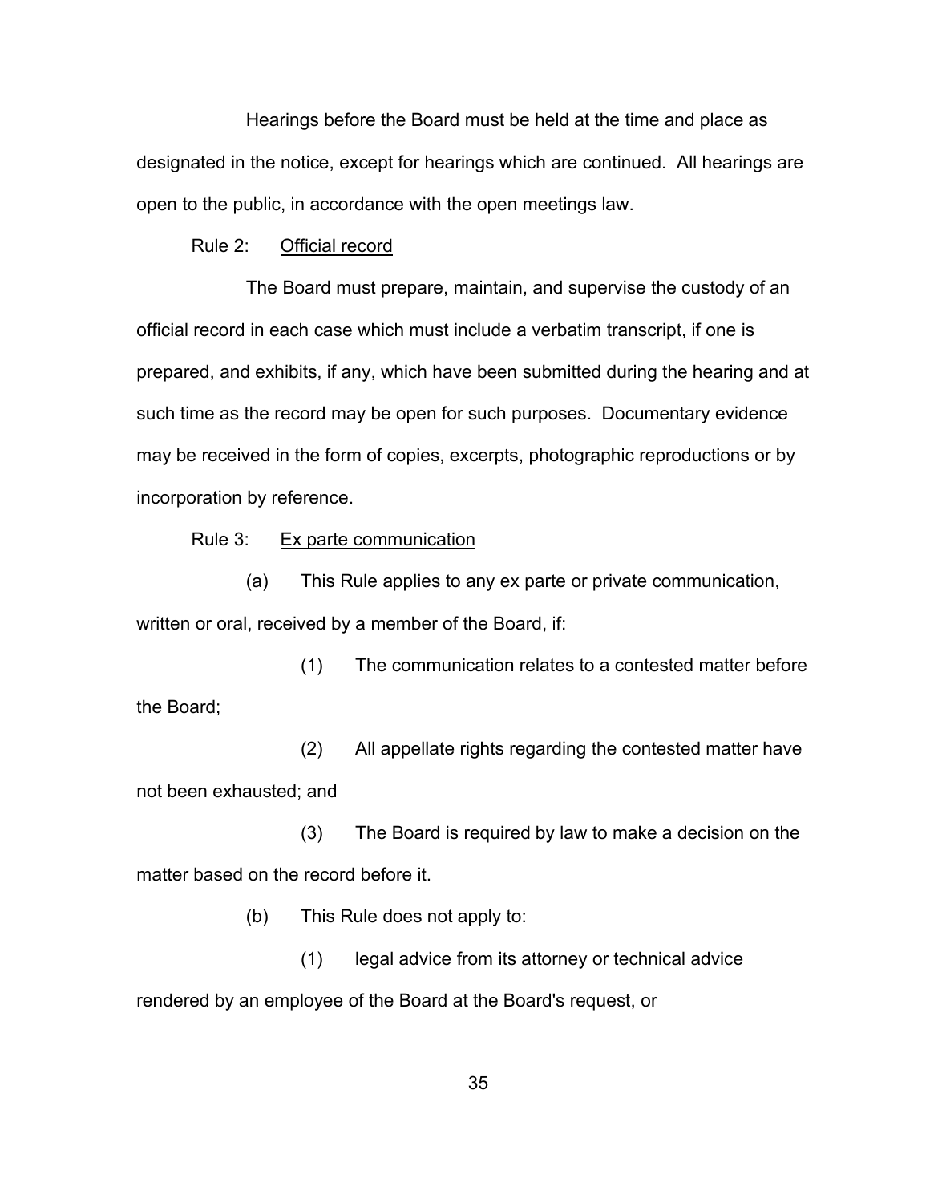Hearings before the Board must be held at the time and place as designated in the notice, except for hearings which are continued. All hearings are open to the public, in accordance with the open meetings law.

Rule 2: Official record

The Board must prepare, maintain, and supervise the custody of an official record in each case which must include a verbatim transcript, if one is prepared, and exhibits, if any, which have been submitted during the hearing and at such time as the record may be open for such purposes. Documentary evidence may be received in the form of copies, excerpts, photographic reproductions or by incorporation by reference.

Rule 3: Ex parte communication

(a) This Rule applies to any ex parte or private communication, written or oral, received by a member of the Board, if:

(1) The communication relates to a contested matter before the Board;

(2) All appellate rights regarding the contested matter have not been exhausted; and

(3) The Board is required by law to make a decision on the matter based on the record before it.

(b) This Rule does not apply to:

(1) legal advice from its attorney or technical advice rendered by an employee of the Board at the Board's request, or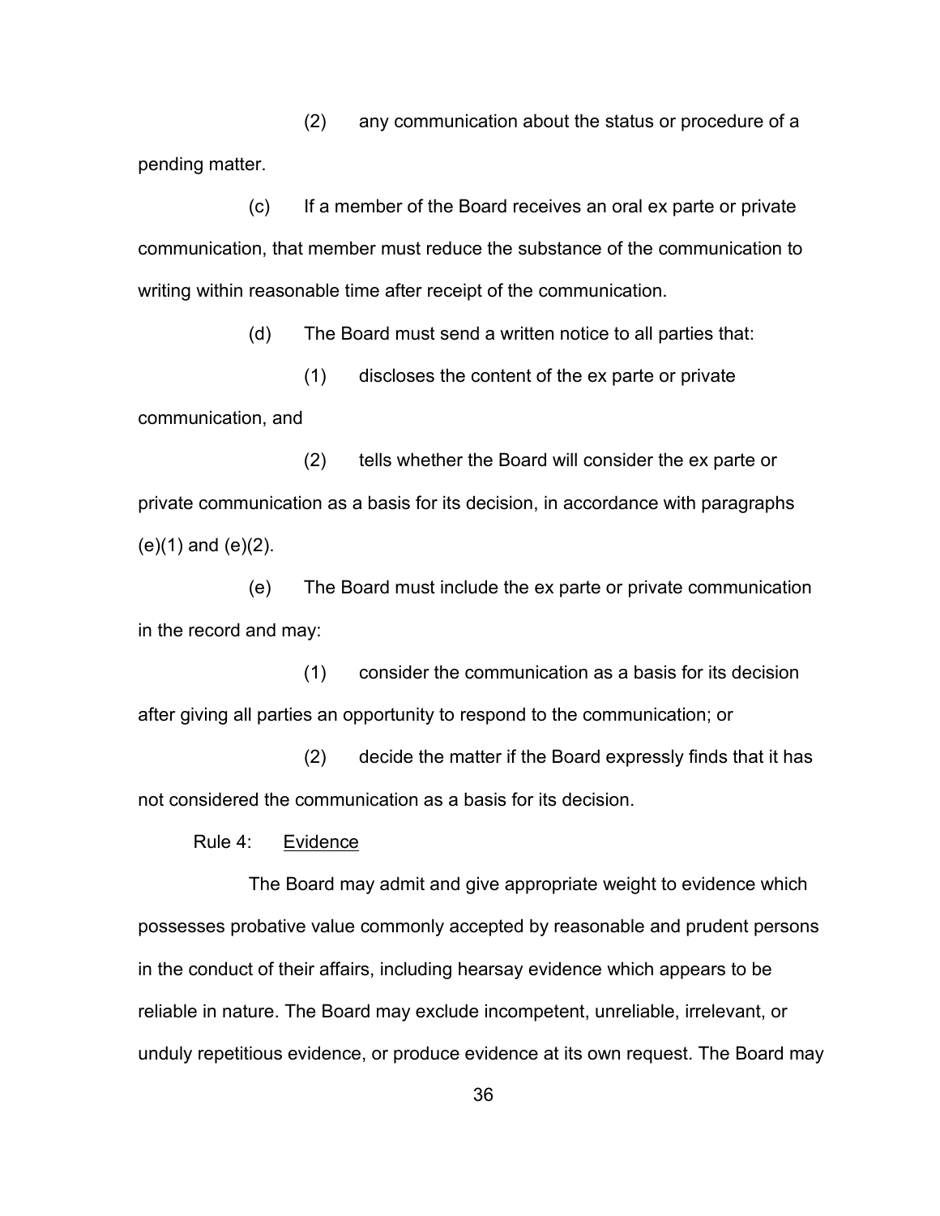(2) any communication about the status or procedure of a pending matter.

(c) If a member of the Board receives an oral ex parte or private communication, that member must reduce the substance of the communication to writing within reasonable time after receipt of the communication.

(d) The Board must send a written notice to all parties that:

(1) discloses the content of the ex parte or private communication, and

(2) tells whether the Board will consider the ex parte or private communication as a basis for its decision, in accordance with paragraphs (e)(1) and (e)(2).

(e) The Board must include the ex parte or private communication in the record and may:

(1) consider the communication as a basis for its decision after giving all parties an opportunity to respond to the communication; or

(2) decide the matter if the Board expressly finds that it has not considered the communication as a basis for its decision.

Rule 4: Evidence

The Board may admit and give appropriate weight to evidence which possesses probative value commonly accepted by reasonable and prudent persons in the conduct of their affairs, including hearsay evidence which appears to be reliable in nature. The Board may exclude incompetent, unreliable, irrelevant, or unduly repetitious evidence, or produce evidence at its own request. The Board may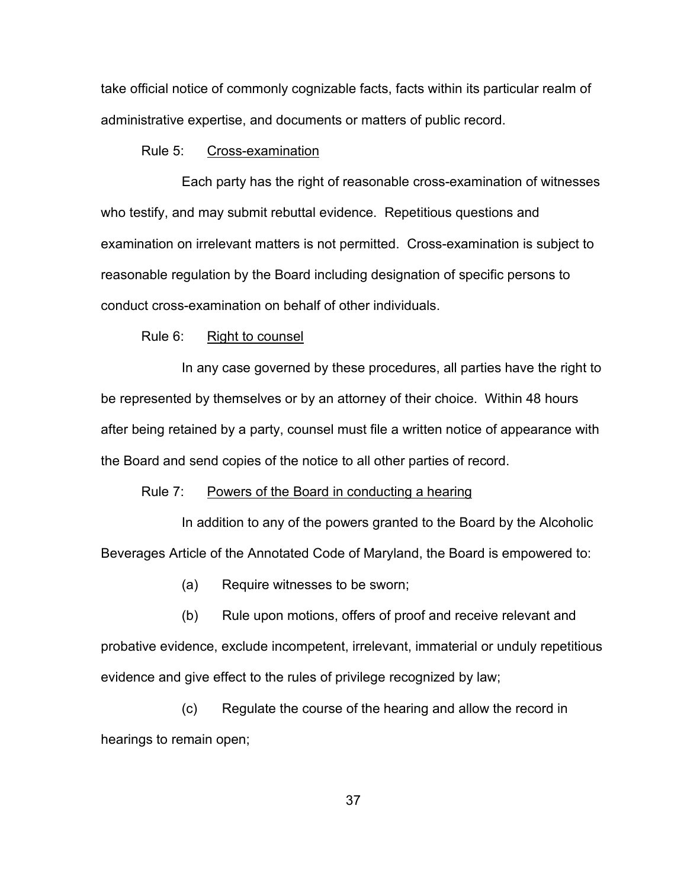take official notice of commonly cognizable facts, facts within its particular realm of administrative expertise, and documents or matters of public record.

Rule 5: <u>Cross-examination</u>

Each party has the right of reasonable cross-examination of witnesses who testify, and may submit rebuttal evidence. Repetitious questions and examination on irrelevant matters is not permitted. Cross-examination is subject to reasonable regulation by the Board including designation of specific persons to conduct cross-examination on behalf of other individuals.

Rule 6: <u>Right to counsel</u>

In any case governed by these procedures, all parties have the right to be represented by themselves or by an attorney of their choice. Within 48 hours after being retained by a party, counsel must file a written notice of appearance with the Board and send copies of the notice to all other parties of record.

Rule 7: <u>Powers of the Board in conducting a hearing</u>

In addition to any of the powers granted to the Board by the Alcoholic Beverages Article of the Annotated Code of Maryland, the Board is empowered to:

(a) Require witnesses to be sworn;

(b) Rule upon motions, offers of proof and receive relevant and probative evidence, exclude incompetent, irrelevant, immaterial or unduly repetitious evidence and give effect to the rules of privilege recognized by law;

(c) Regulate the course of the hearing and allow the record in hearings to remain open;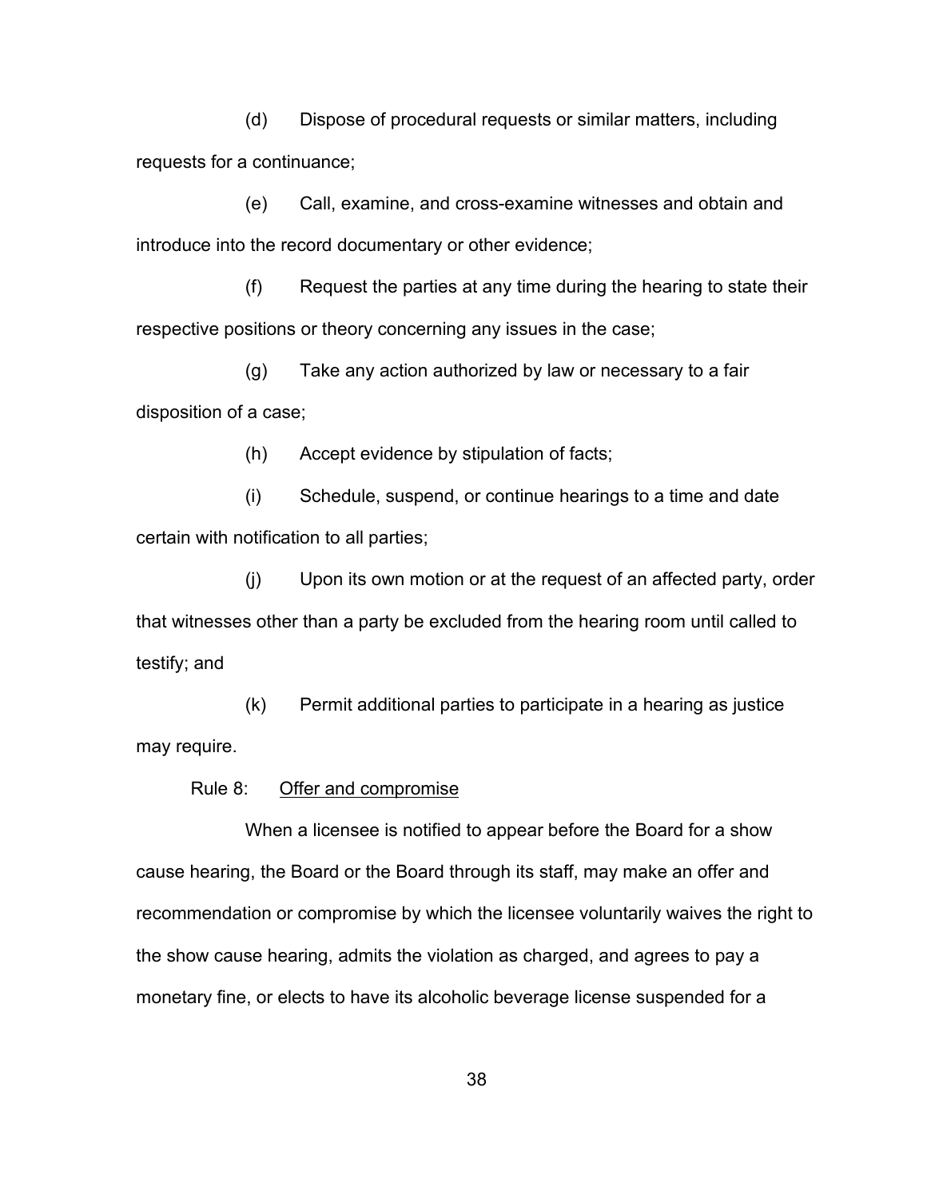(d) Dispose of procedural requests or similar matters, including requests for a continuance;

(e) Call, examine, and cross-examine witnesses and obtain and introduce into the record documentary or other evidence;

(f) Request the parties at any time during the hearing to state their respective positions or theory concerning any issues in the case;

(g) Take any action authorized by law or necessary to a fair disposition of a case;

(h) Accept evidence by stipulation of facts;

(i) Schedule, suspend, or continue hearings to a time and date certain with notification to all parties;

(j) Upon its own motion or at the request of an affected party, order that witnesses other than a party be excluded from the hearing room until called to testify; and

(k) Permit additional parties to participate in a hearing as justice may require.

Rule 8: Offer and compromise

When a licensee is notified to appear before the Board for a show cause hearing, the Board or the Board through its staff, may make an offer and recommendation or compromise by which the licensee voluntarily waives the right to the show cause hearing, admits the violation as charged, and agrees to pay a monetary fine, or elects to have its alcoholic beverage license suspended for a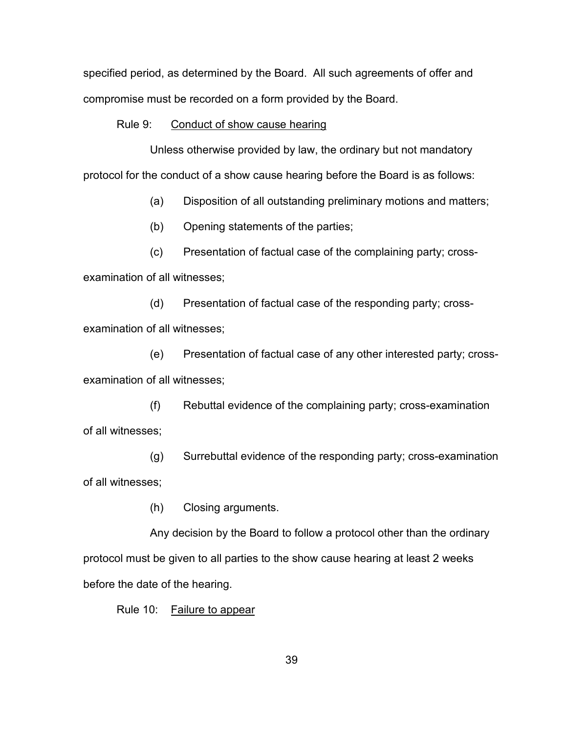specified period, as determined by the Board. All such agreements of offer and compromise must be recorded on a form provided by the Board.

Rule 9: Conduct of show cause hearing

Unless otherwise provided by law, the ordinary but not mandatory protocol for the conduct of a show cause hearing before the Board is as follows:

(a) Disposition of all outstanding preliminary motions and matters;

(b) Opening statements of the parties;

(c) Presentation of factual case of the complaining party; cross-examination of all witnesses;

(d) Presentation of factual case of the responding party; cross-examination of all witnesses;

(e) Presentation of factual case of any other interested party; cross-examination of all witnesses;

(f) Rebuttal evidence of the complaining party; cross-examination of all witnesses;

(g) Surrebuttal evidence of the responding party; cross-examination of all witnesses;

(h) Closing arguments.

Any decision by the Board to follow a protocol other than the ordinary protocol must be given to all parties to the show cause hearing at least 2 weeks before the date of the hearing.

Rule 10: Failure to appear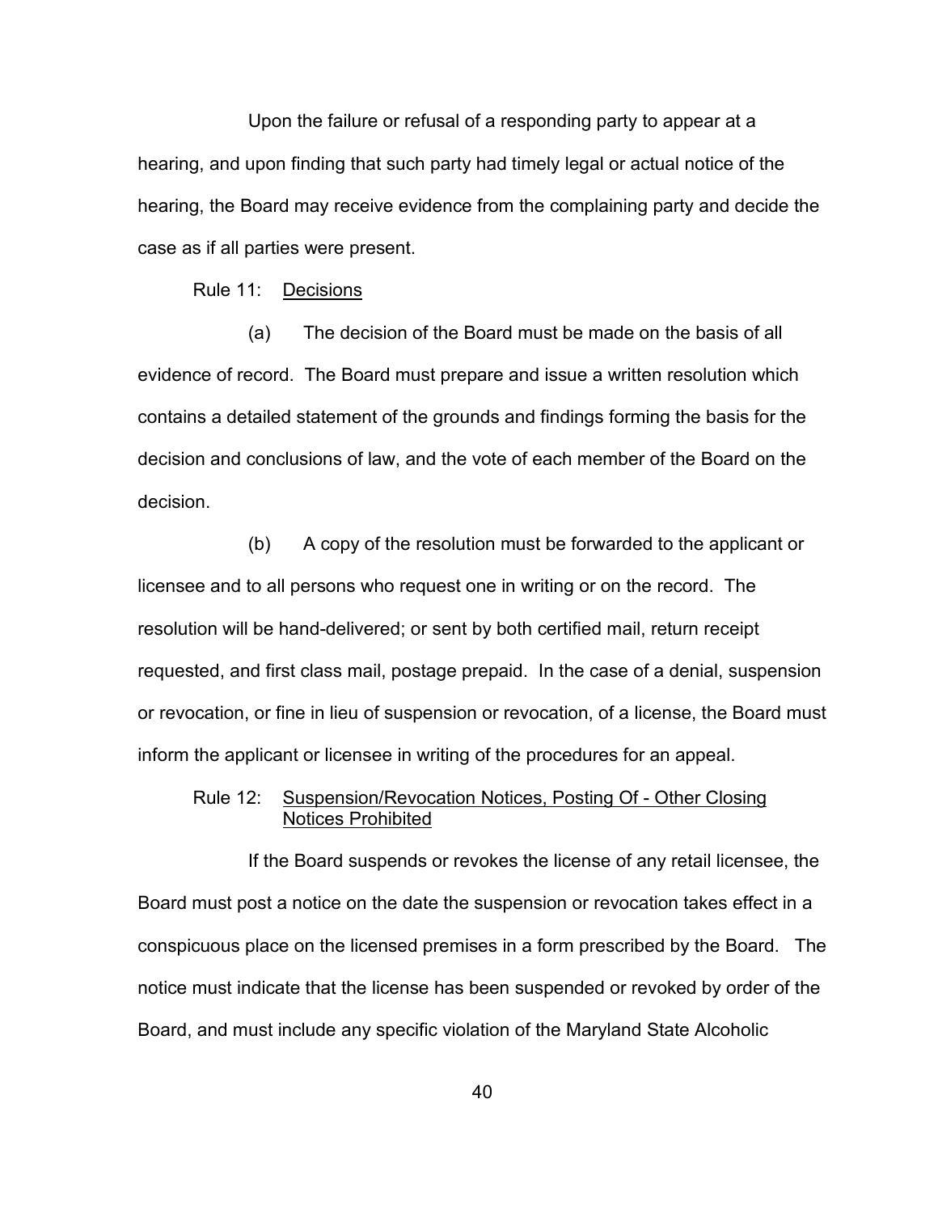Upon the failure or refusal of a responding party to appear at a hearing, and upon finding that such party had timely legal or actual notice of the hearing, the Board may receive evidence from the complaining party and decide the case as if all parties were present.

Rule 11: Decisions

(a) The decision of the Board must be made on the basis of all evidence of record. The Board must prepare and issue a written resolution which contains a detailed statement of the grounds and findings forming the basis for the decision and conclusions of law, and the vote of each member of the Board on the decision.

(b) A copy of the resolution must be forwarded to the applicant or licensee and to all persons who request one in writing or on the record. The resolution will be hand-delivered; or sent by both certified mail, return receipt requested, and first class mail, postage prepaid. In the case of a denial, suspension or revocation, or fine in lieu of suspension or revocation, of a license, the Board must inform the applicant or licensee in writing of the procedures for an appeal.

Rule 12: Suspension/Revocation Notices, Posting Of - Other Closing Notices Prohibited

If the Board suspends or revokes the license of any retail licensee, the Board must post a notice on the date the suspension or revocation takes effect in a conspicuous place on the licensed premises in a form prescribed by the Board. The notice must indicate that the license has been suspended or revoked by order of the Board, and must include any specific violation of the Maryland State Alcoholic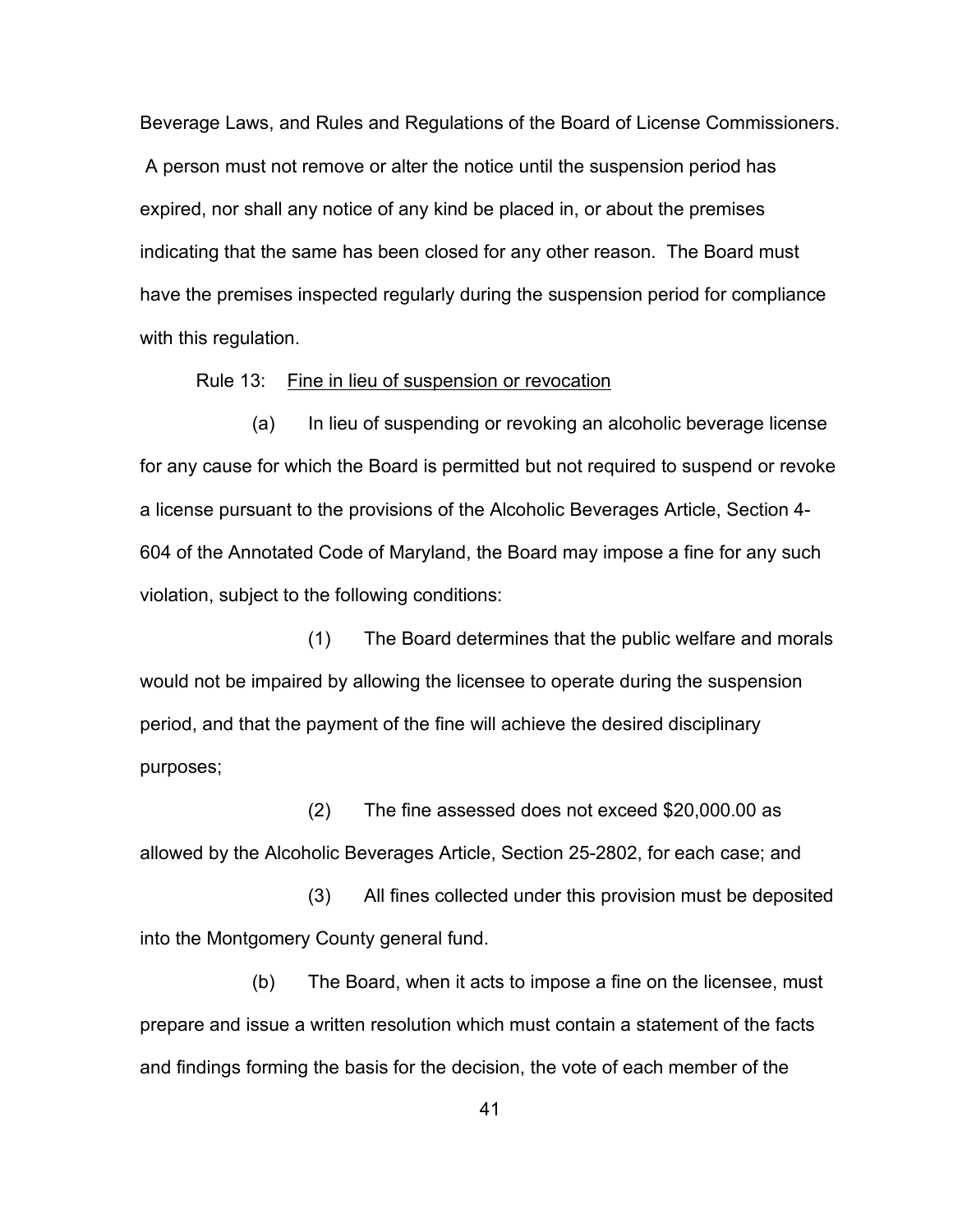Beverage Laws, and Rules and Regulations of the Board of License Commissioners. A person must not remove or alter the notice until the suspension period has expired, nor shall any notice of any kind be placed in, or about the premises indicating that the same has been closed for any other reason. The Board must have the premises inspected regularly during the suspension period for compliance with this regulation.

Rule 13: Fine in lieu of suspension or revocation

(a) In lieu of suspending or revoking an alcoholic beverage license for any cause for which the Board is permitted but not required to suspend or revoke a license pursuant to the provisions of the Alcoholic Beverages Article, Section 4-604 of the Annotated Code of Maryland, the Board may impose a fine for any such violation, subject to the following conditions:

(1) The Board determines that the public welfare and morals would not be impaired by allowing the licensee to operate during the suspension period, and that the payment of the fine will achieve the desired disciplinary purposes;

(2) The fine assessed does not exceed $20,000.00 as allowed by the Alcoholic Beverages Article, Section 25-2802, for each case; and

(3) All fines collected under this provision must be deposited into the Montgomery County general fund.

(b) The Board, when it acts to impose a fine on the licensee, must prepare and issue a written resolution which must contain a statement of the facts and findings forming the basis for the decision, the vote of each member of the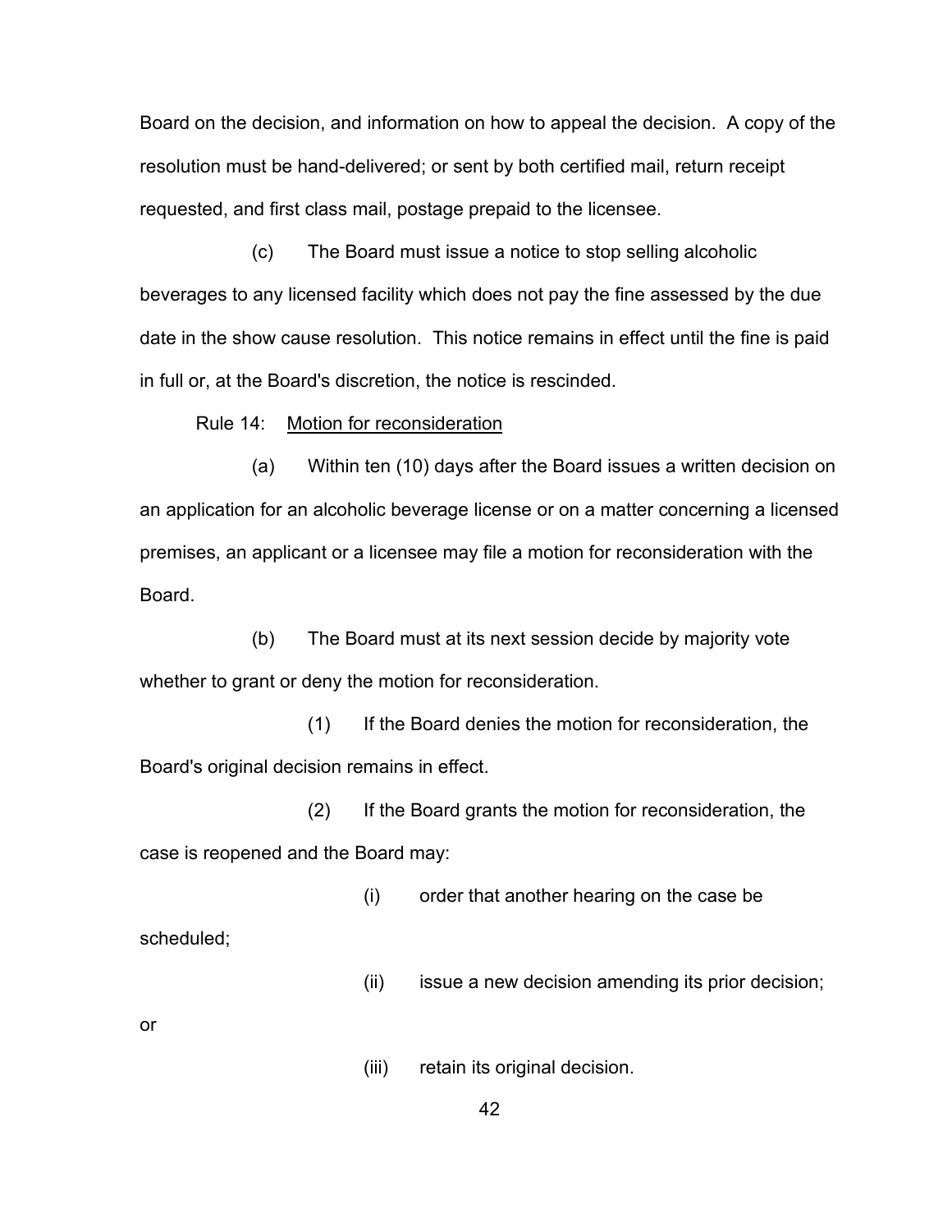Board on the decision, and information on how to appeal the decision. A copy of the resolution must be hand-delivered; or sent by both certified mail, return receipt requested, and first class mail, postage prepaid to the licensee.

(c) The Board must issue a notice to stop selling alcoholic beverages to any licensed facility which does not pay the fine assessed by the due date in the show cause resolution. This notice remains in effect until the fine is paid in full or, at the Board's discretion, the notice is rescinded.

Rule 14: <u>Motion for reconsideration</u>

(a) Within ten (10) days after the Board issues a written decision on an application for an alcoholic beverage license or on a matter concerning a licensed premises, an applicant or a licensee may file a motion for reconsideration with the Board.

(b) The Board must at its next session decide by majority vote whether to grant or deny the motion for reconsideration.

(1) If the Board denies the motion for reconsideration, the Board's original decision remains in effect.

(2) If the Board grants the motion for reconsideration, the case is reopened and the Board may:

(i) order that another hearing on the case be scheduled;

(ii) issue a new decision amending its prior decision; or

(iii) retain its original decision.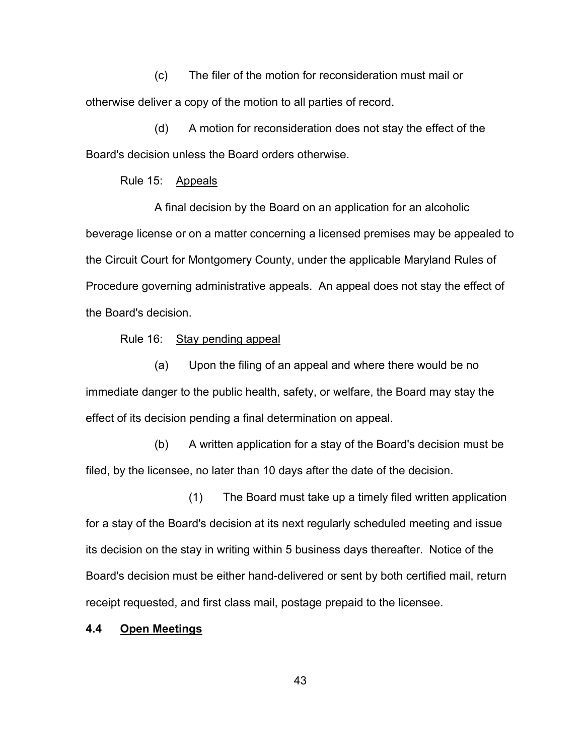(c) The filer of the motion for reconsideration must mail or otherwise deliver a copy of the motion to all parties of record.

(d) A motion for reconsideration does not stay the effect of the Board's decision unless the Board orders otherwise.

Rule 15: Appeals

A final decision by the Board on an application for an alcoholic beverage license or on a matter concerning a licensed premises may be appealed to the Circuit Court for Montgomery County, under the applicable Maryland Rules of Procedure governing administrative appeals. An appeal does not stay the effect of the Board's decision.

Rule 16: Stay pending appeal

(a) Upon the filing of an appeal and where there would be no immediate danger to the public health, safety, or welfare, the Board may stay the effect of its decision pending a final determination on appeal.

(b) A written application for a stay of the Board's decision must be filed, by the licensee, no later than 10 days after the date of the decision.

(1) The Board must take up a timely filed written application for a stay of the Board's decision at its next regularly scheduled meeting and issue its decision on the stay in writing within 5 business days thereafter. Notice of the Board's decision must be either hand-delivered or sent by both certified mail, return receipt requested, and first class mail, postage prepaid to the licensee.

## 4.4 Open Meetings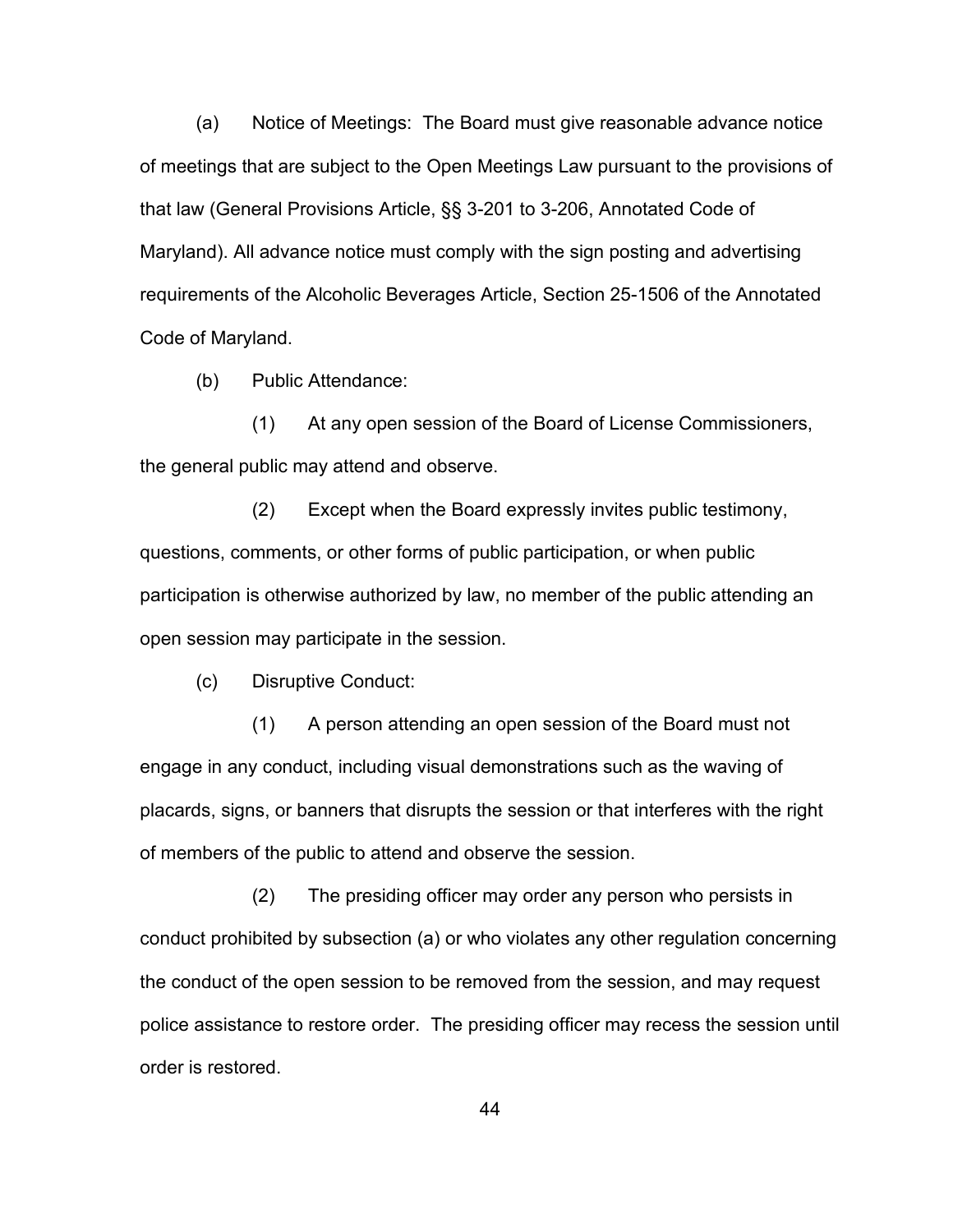(a) Notice of Meetings: The Board must give reasonable advance notice of meetings that are subject to the Open Meetings Law pursuant to the provisions of that law (General Provisions Article, §§ 3-201 to 3-206, Annotated Code of Maryland). All advance notice must comply with the sign posting and advertising requirements of the Alcoholic Beverages Article, Section 25-1506 of the Annotated Code of Maryland.

(b) Public Attendance:

(1) At any open session of the Board of License Commissioners, the general public may attend and observe.

(2) Except when the Board expressly invites public testimony, questions, comments, or other forms of public participation, or when public participation is otherwise authorized by law, no member of the public attending an open session may participate in the session.

(c) Disruptive Conduct:

(1) A person attending an open session of the Board must not engage in any conduct, including visual demonstrations such as the waving of placards, signs, or banners that disrupts the session or that interferes with the right of members of the public to attend and observe the session.

(2) The presiding officer may order any person who persists in conduct prohibited by subsection (a) or who violates any other regulation concerning the conduct of the open session to be removed from the session, and may request police assistance to restore order. The presiding officer may recess the session until order is restored.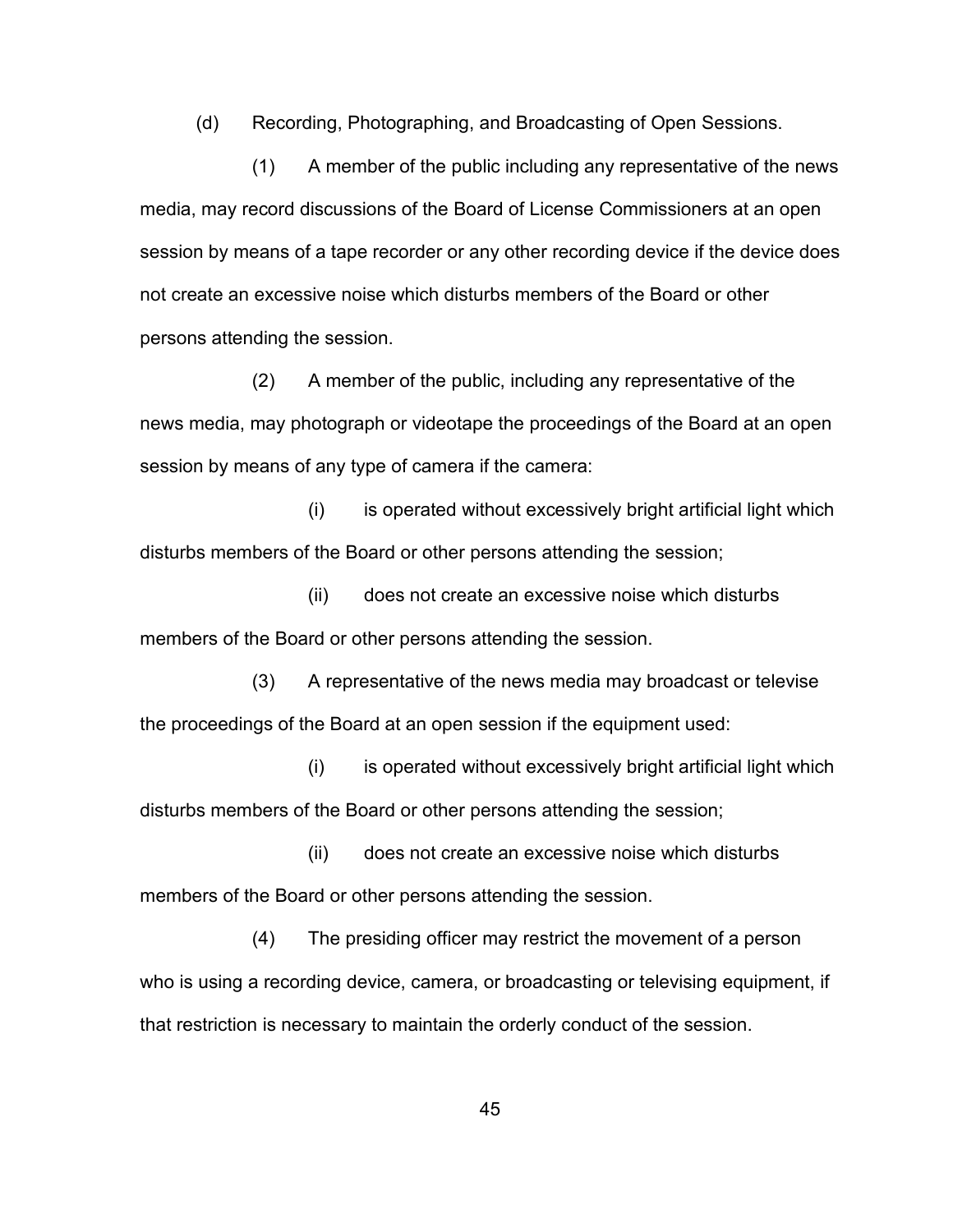(d) Recording, Photographing, and Broadcasting of Open Sessions.

(1) A member of the public including any representative of the news media, may record discussions of the Board of License Commissioners at an open session by means of a tape recorder or any other recording device if the device does not create an excessive noise which disturbs members of the Board or other persons attending the session.

(2) A member of the public, including any representative of the news media, may photograph or videotape the proceedings of the Board at an open session by means of any type of camera if the camera:

(i) is operated without excessively bright artificial light which disturbs members of the Board or other persons attending the session;

(ii) does not create an excessive noise which disturbs members of the Board or other persons attending the session.

(3) A representative of the news media may broadcast or televise the proceedings of the Board at an open session if the equipment used:

(i) is operated without excessively bright artificial light which disturbs members of the Board or other persons attending the session;

(ii) does not create an excessive noise which disturbs members of the Board or other persons attending the session.

(4) The presiding officer may restrict the movement of a person who is using a recording device, camera, or broadcasting or televising equipment, if that restriction is necessary to maintain the orderly conduct of the session.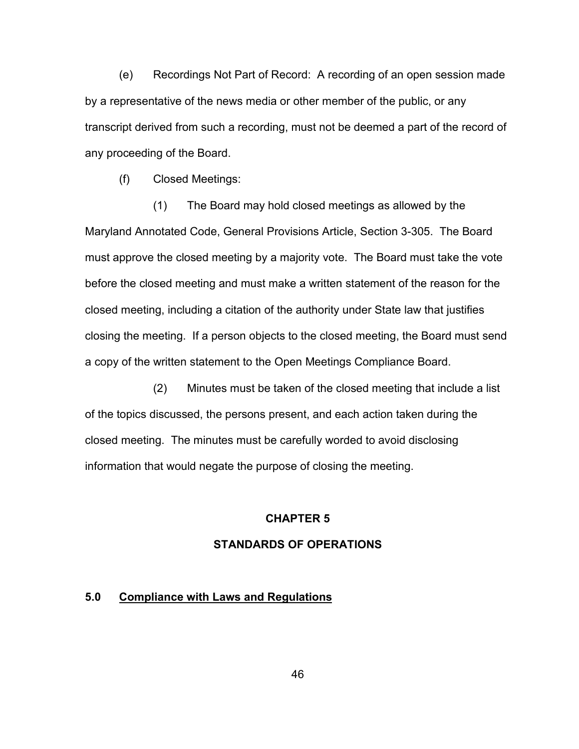(e) Recordings Not Part of Record: A recording of an open session made by a representative of the news media or other member of the public, or any transcript derived from such a recording, must not be deemed a part of the record of any proceeding of the Board.

(f) Closed Meetings:

(1) The Board may hold closed meetings as allowed by the Maryland Annotated Code, General Provisions Article, Section 3-305. The Board must approve the closed meeting by a majority vote. The Board must take the vote before the closed meeting and must make a written statement of the reason for the closed meeting, including a citation of the authority under State law that justifies closing the meeting. If a person objects to the closed meeting, the Board must send a copy of the written statement to the Open Meetings Compliance Board.

(2) Minutes must be taken of the closed meeting that include a list of the topics discussed, the persons present, and each action taken during the closed meeting. The minutes must be carefully worded to avoid disclosing information that would negate the purpose of closing the meeting.

# CHAPTER 5

# STANDARDS OF OPERATIONS

## 5.0 Compliance with Laws and Regulations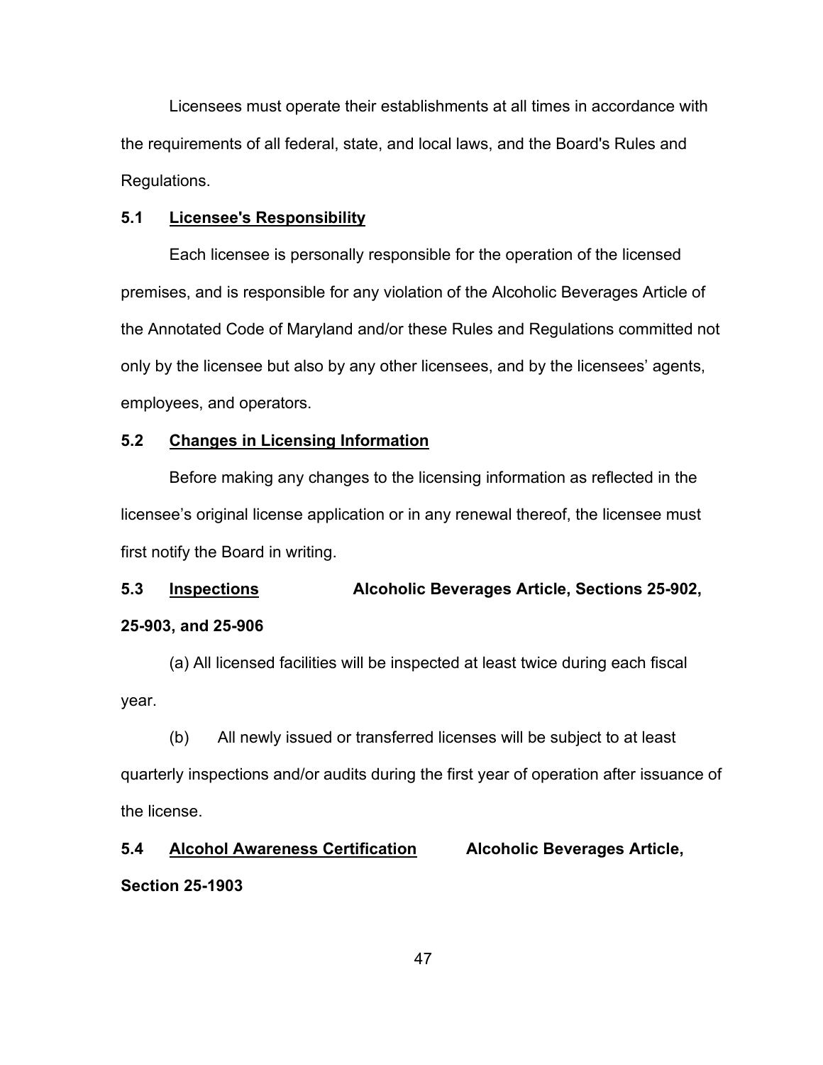Licensees must operate their establishments at all times in accordance with the requirements of all federal, state, and local laws, and the Board's Rules and Regulations.

**5.1 <u>Licensee's Responsibility</u>**

Each licensee is personally responsible for the operation of the licensed premises, and is responsible for any violation of the Alcoholic Beverages Article of the Annotated Code of Maryland and/or these Rules and Regulations committed not only by the licensee but also by any other licensees, and by the licensees' agents, employees, and operators.

**5.2 <u>Changes in Licensing Information</u>**

Before making any changes to the licensing information as reflected in the licensee's original license application or in any renewal thereof, the licensee must first notify the Board in writing.

**5.3 <u>Inspections</u> Alcoholic Beverages Article, Sections 25-902, 25-903, and 25-906**

(a) All licensed facilities will be inspected at least twice during each fiscal year.

(b) All newly issued or transferred licenses will be subject to at least quarterly inspections and/or audits during the first year of operation after issuance of the license.

**5.4 <u>Alcohol Awareness Certification</u> Alcoholic Beverages Article, Section 25-1903**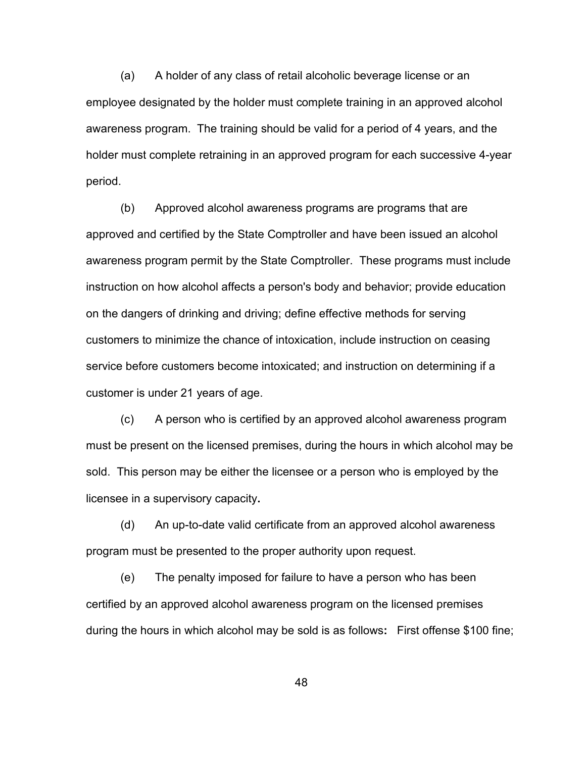(a) A holder of any class of retail alcoholic beverage license or an employee designated by the holder must complete training in an approved alcohol awareness program. The training should be valid for a period of 4 years, and the holder must complete retraining in an approved program for each successive 4-year period.

(b) Approved alcohol awareness programs are programs that are approved and certified by the State Comptroller and have been issued an alcohol awareness program permit by the State Comptroller. These programs must include instruction on how alcohol affects a person's body and behavior; provide education on the dangers of drinking and driving; define effective methods for serving customers to minimize the chance of intoxication, include instruction on ceasing service before customers become intoxicated; and instruction on determining if a customer is under 21 years of age.

(c) A person who is certified by an approved alcohol awareness program must be present on the licensed premises, during the hours in which alcohol may be sold. This person may be either the licensee or a person who is employed by the licensee in a supervisory capacity**.**

(d) An up-to-date valid certificate from an approved alcohol awareness program must be presented to the proper authority upon request.

(e) The penalty imposed for failure to have a person who has been certified by an approved alcohol awareness program on the licensed premises during the hours in which alcohol may be sold is as follows**:** First offense $100 fine;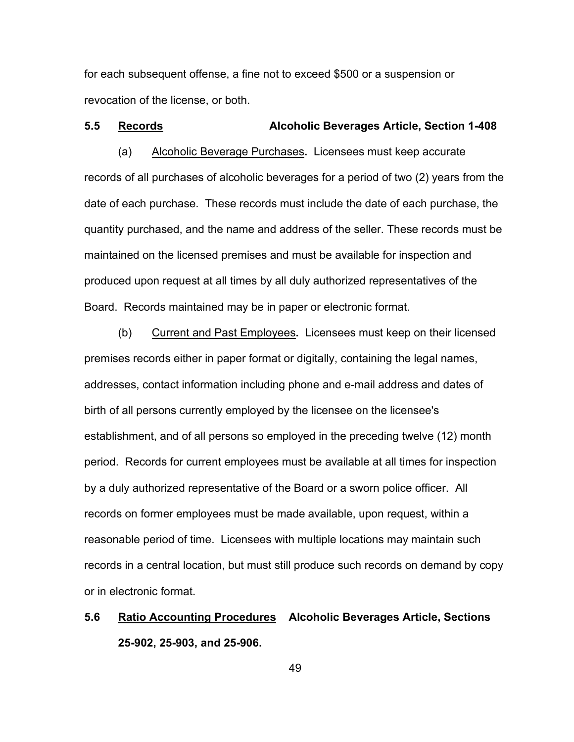for each subsequent offense, a fine not to exceed $500 or a suspension or revocation of the license, or both.

### 5.5 Records — Alcoholic Beverages Article, Section 1-408

(a) Alcoholic Beverage Purchases**.** Licensees must keep accurate records of all purchases of alcoholic beverages for a period of two (2) years from the date of each purchase. These records must include the date of each purchase, the quantity purchased, and the name and address of the seller. These records must be maintained on the licensed premises and must be available for inspection and produced upon request at all times by all duly authorized representatives of the Board. Records maintained may be in paper or electronic format.

(b) Current and Past Employees**.** Licensees must keep on their licensed premises records either in paper format or digitally, containing the legal names, addresses, contact information including phone and e-mail address and dates of birth of all persons currently employed by the licensee on the licensee's establishment, and of all persons so employed in the preceding twelve (12) month period. Records for current employees must be available at all times for inspection by a duly authorized representative of the Board or a sworn police officer. All records on former employees must be made available, upon request, within a reasonable period of time. Licensees with multiple locations may maintain such records in a central location, but must still produce such records on demand by copy or in electronic format.

### 5.6 Ratio Accounting Procedures — Alcoholic Beverages Article, Sections 25-902, 25-903, and 25-906.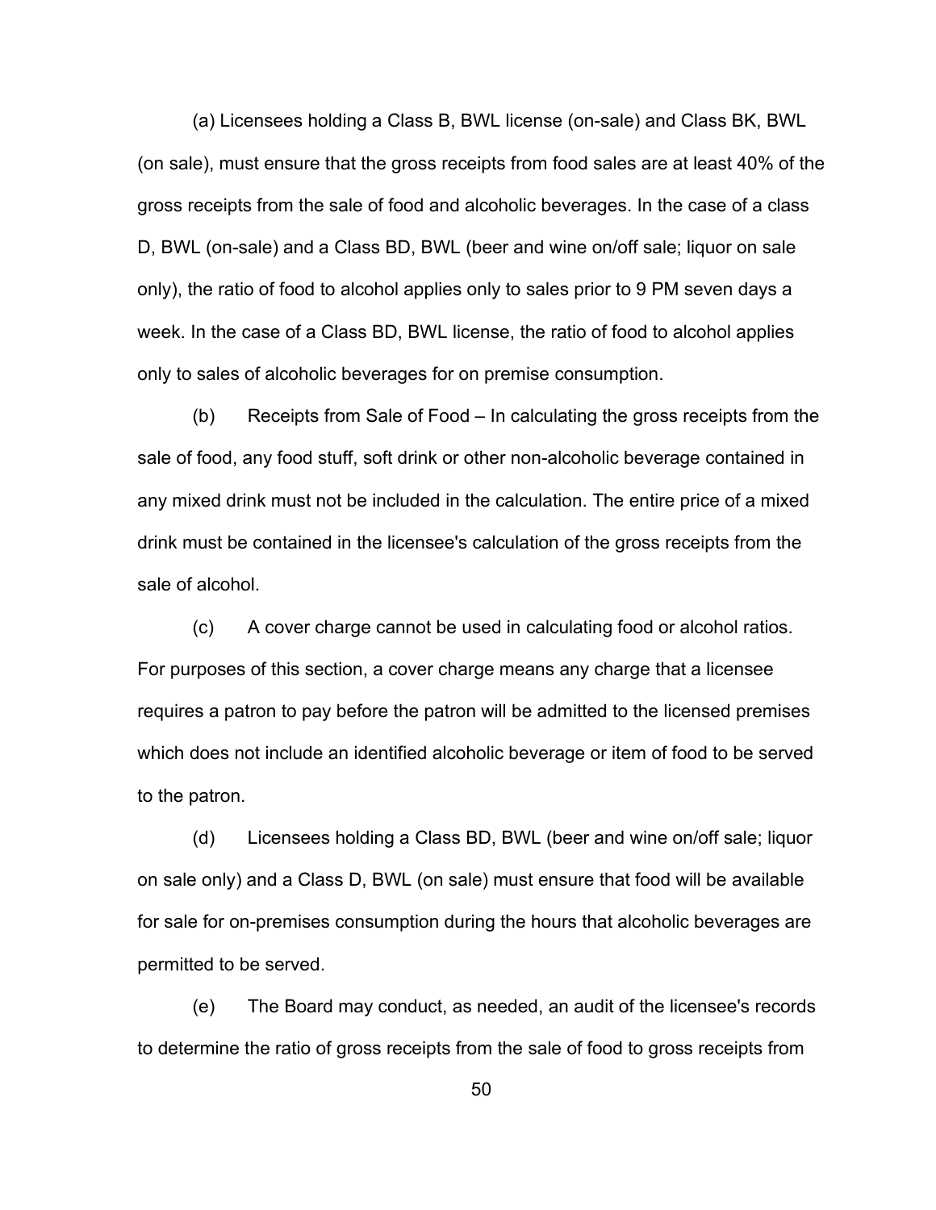(a) Licensees holding a Class B, BWL license (on-sale) and Class BK, BWL (on sale), must ensure that the gross receipts from food sales are at least 40% of the gross receipts from the sale of food and alcoholic beverages. In the case of a class D, BWL (on-sale) and a Class BD, BWL (beer and wine on/off sale; liquor on sale only), the ratio of food to alcohol applies only to sales prior to 9 PM seven days a week. In the case of a Class BD, BWL license, the ratio of food to alcohol applies only to sales of alcoholic beverages for on premise consumption.

(b) Receipts from Sale of Food – In calculating the gross receipts from the sale of food, any food stuff, soft drink or other non-alcoholic beverage contained in any mixed drink must not be included in the calculation. The entire price of a mixed drink must be contained in the licensee's calculation of the gross receipts from the sale of alcohol.

(c) A cover charge cannot be used in calculating food or alcohol ratios. For purposes of this section, a cover charge means any charge that a licensee requires a patron to pay before the patron will be admitted to the licensed premises which does not include an identified alcoholic beverage or item of food to be served to the patron.

(d) Licensees holding a Class BD, BWL (beer and wine on/off sale; liquor on sale only) and a Class D, BWL (on sale) must ensure that food will be available for sale for on-premises consumption during the hours that alcoholic beverages are permitted to be served.

(e) The Board may conduct, as needed, an audit of the licensee's records to determine the ratio of gross receipts from the sale of food to gross receipts from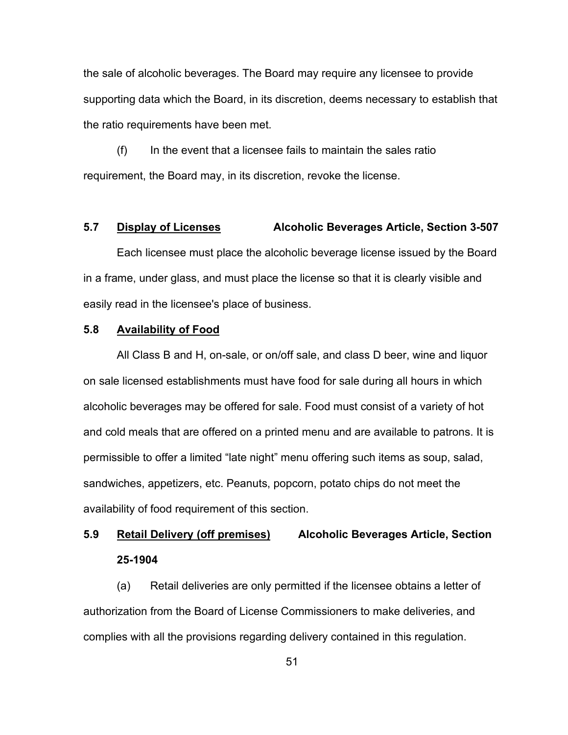the sale of alcoholic beverages. The Board may require any licensee to provide supporting data which the Board, in its discretion, deems necessary to establish that the ratio requirements have been met.

(f) In the event that a licensee fails to maintain the sales ratio requirement, the Board may, in its discretion, revoke the license.

### 5.7 <u>Display of Licenses</u> Alcoholic Beverages Article, Section 3-507

Each licensee must place the alcoholic beverage license issued by the Board in a frame, under glass, and must place the license so that it is clearly visible and easily read in the licensee's place of business.

### 5.8 <u>Availability of Food</u>

All Class B and H, on-sale, or on/off sale, and class D beer, wine and liquor on sale licensed establishments must have food for sale during all hours in which alcoholic beverages may be offered for sale. Food must consist of a variety of hot and cold meals that are offered on a printed menu and are available to patrons. It is permissible to offer a limited "late night" menu offering such items as soup, salad, sandwiches, appetizers, etc. Peanuts, popcorn, potato chips do not meet the availability of food requirement of this section.

### 5.9 <u>Retail Delivery (off premises)</u> Alcoholic Beverages Article, Section 25-1904

(a) Retail deliveries are only permitted if the licensee obtains a letter of authorization from the Board of License Commissioners to make deliveries, and complies with all the provisions regarding delivery contained in this regulation.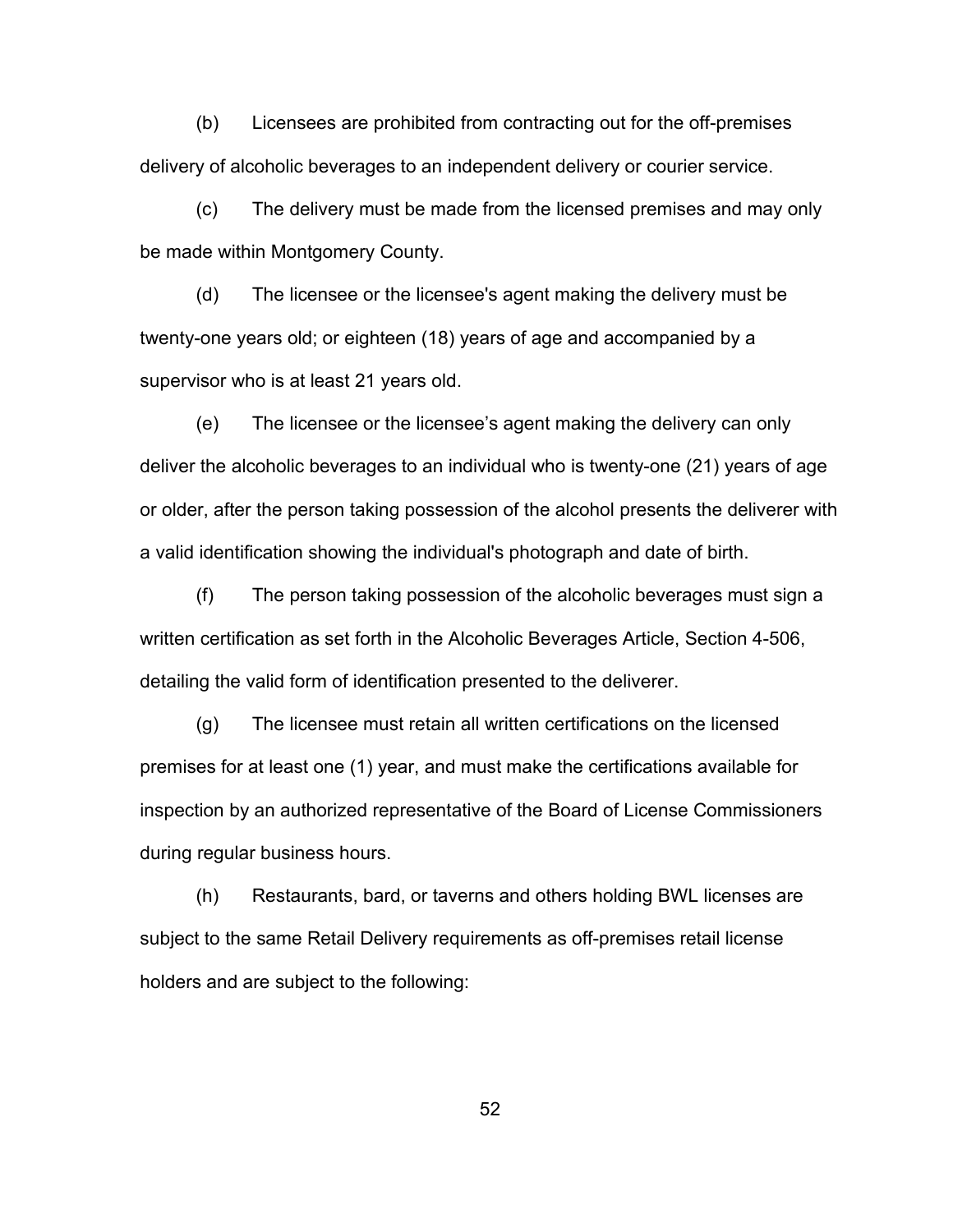(b) Licensees are prohibited from contracting out for the off-premises delivery of alcoholic beverages to an independent delivery or courier service.

(c) The delivery must be made from the licensed premises and may only be made within Montgomery County.

(d) The licensee or the licensee's agent making the delivery must be twenty-one years old; or eighteen (18) years of age and accompanied by a supervisor who is at least 21 years old.

(e) The licensee or the licensee’s agent making the delivery can only deliver the alcoholic beverages to an individual who is twenty-one (21) years of age or older, after the person taking possession of the alcohol presents the deliverer with a valid identification showing the individual's photograph and date of birth.

(f) The person taking possession of the alcoholic beverages must sign a written certification as set forth in the Alcoholic Beverages Article, Section 4-506, detailing the valid form of identification presented to the deliverer.

(g) The licensee must retain all written certifications on the licensed premises for at least one (1) year, and must make the certifications available for inspection by an authorized representative of the Board of License Commissioners during regular business hours.

(h) Restaurants, bard, or taverns and others holding BWL licenses are subject to the same Retail Delivery requirements as off-premises retail license holders and are subject to the following: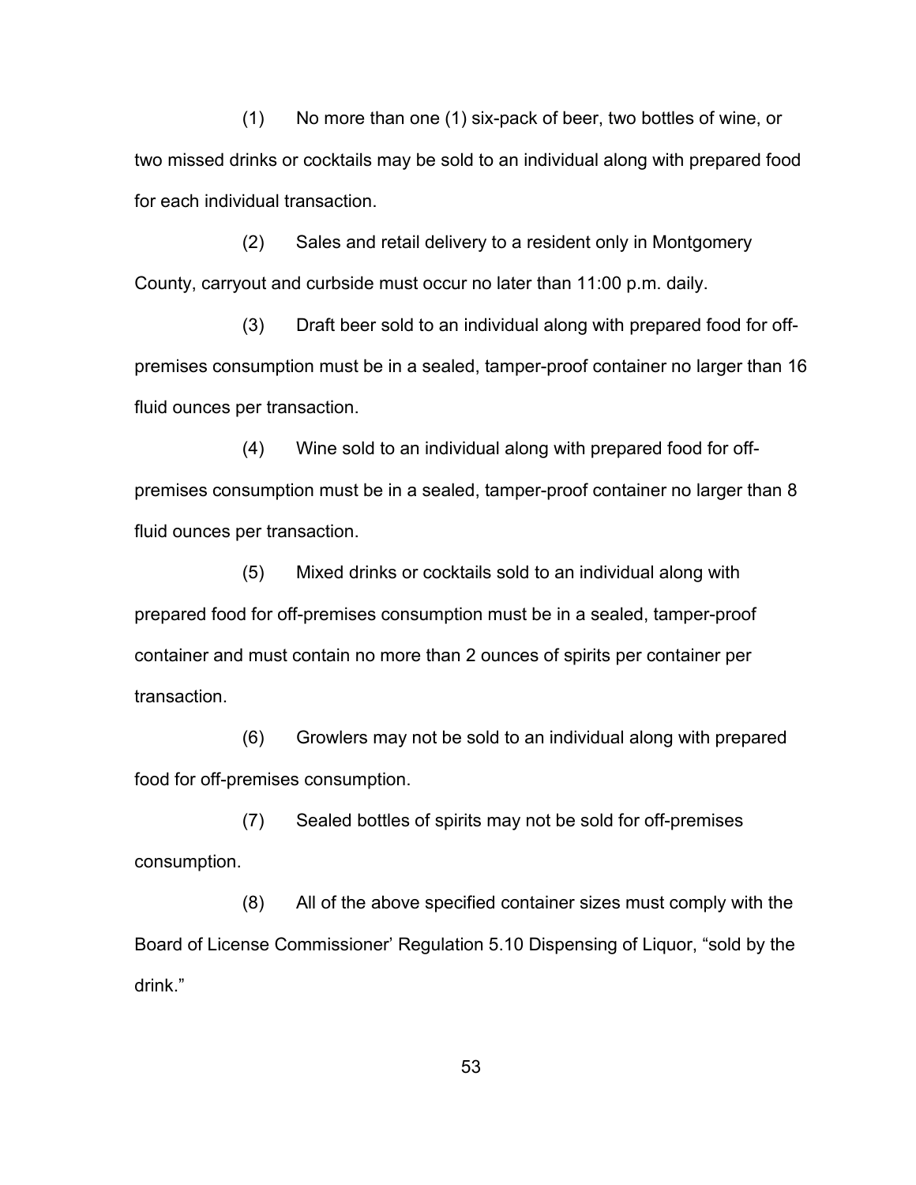(1) No more than one (1) six-pack of beer, two bottles of wine, or two missed drinks or cocktails may be sold to an individual along with prepared food for each individual transaction.

(2) Sales and retail delivery to a resident only in Montgomery County, carryout and curbside must occur no later than 11:00 p.m. daily.

(3) Draft beer sold to an individual along with prepared food for off-premises consumption must be in a sealed, tamper-proof container no larger than 16 fluid ounces per transaction.

(4) Wine sold to an individual along with prepared food for off-premises consumption must be in a sealed, tamper-proof container no larger than 8 fluid ounces per transaction.

(5) Mixed drinks or cocktails sold to an individual along with prepared food for off-premises consumption must be in a sealed, tamper-proof container and must contain no more than 2 ounces of spirits per container per transaction.

(6) Growlers may not be sold to an individual along with prepared food for off-premises consumption.

(7) Sealed bottles of spirits may not be sold for off-premises consumption.

(8) All of the above specified container sizes must comply with the Board of License Commissioner' Regulation 5.10 Dispensing of Liquor, "sold by the drink."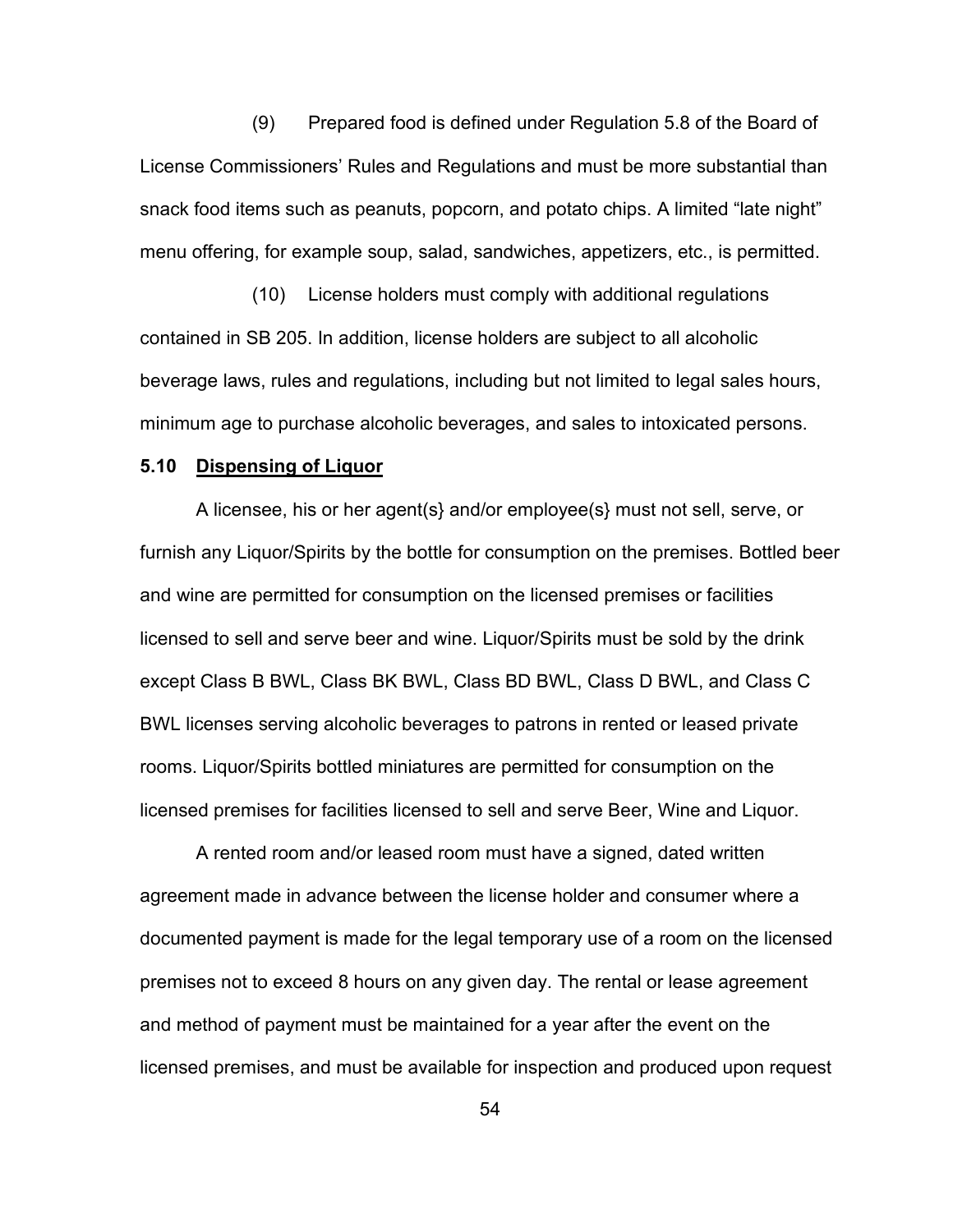(9) Prepared food is defined under Regulation 5.8 of the Board of License Commissioners' Rules and Regulations and must be more substantial than snack food items such as peanuts, popcorn, and potato chips. A limited "late night" menu offering, for example soup, salad, sandwiches, appetizers, etc., is permitted.

(10) License holders must comply with additional regulations contained in SB 205. In addition, license holders are subject to all alcoholic beverage laws, rules and regulations, including but not limited to legal sales hours, minimum age to purchase alcoholic beverages, and sales to intoxicated persons.

**5.10 <u>Dispensing of Liquor</u>**

A licensee, his or her agent(s} and/or employee(s} must not sell, serve, or furnish any Liquor/Spirits by the bottle for consumption on the premises. Bottled beer and wine are permitted for consumption on the licensed premises or facilities licensed to sell and serve beer and wine. Liquor/Spirits must be sold by the drink except Class B BWL, Class BK BWL, Class BD BWL, Class D BWL, and Class C BWL licenses serving alcoholic beverages to patrons in rented or leased private rooms. Liquor/Spirits bottled miniatures are permitted for consumption on the licensed premises for facilities licensed to sell and serve Beer, Wine and Liquor.

A rented room and/or leased room must have a signed, dated written agreement made in advance between the license holder and consumer where a documented payment is made for the legal temporary use of a room on the licensed premises not to exceed 8 hours on any given day. The rental or lease agreement and method of payment must be maintained for a year after the event on the licensed premises, and must be available for inspection and produced upon request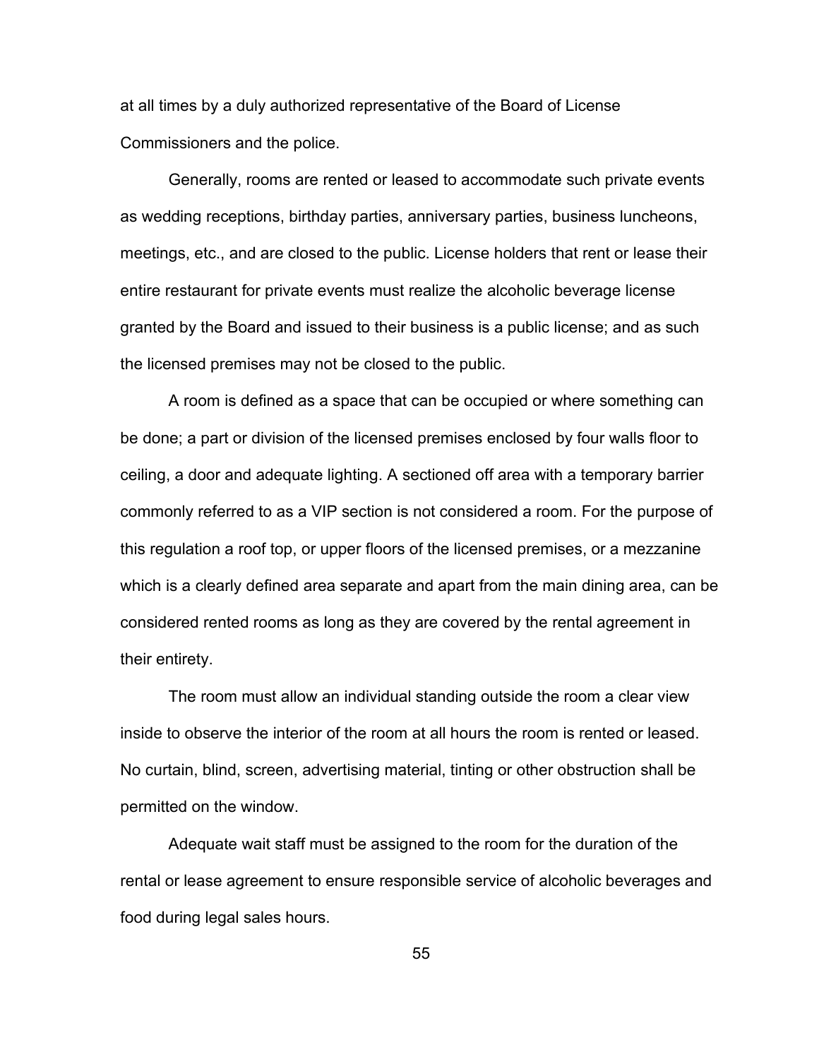at all times by a duly authorized representative of the Board of License Commissioners and the police.

Generally, rooms are rented or leased to accommodate such private events as wedding receptions, birthday parties, anniversary parties, business luncheons, meetings, etc., and are closed to the public. License holders that rent or lease their entire restaurant for private events must realize the alcoholic beverage license granted by the Board and issued to their business is a public license; and as such the licensed premises may not be closed to the public.

A room is defined as a space that can be occupied or where something can be done; a part or division of the licensed premises enclosed by four walls floor to ceiling, a door and adequate lighting. A sectioned off area with a temporary barrier commonly referred to as a VIP section is not considered a room. For the purpose of this regulation a roof top, or upper floors of the licensed premises, or a mezzanine which is a clearly defined area separate and apart from the main dining area, can be considered rented rooms as long as they are covered by the rental agreement in their entirety.

The room must allow an individual standing outside the room a clear view inside to observe the interior of the room at all hours the room is rented or leased. No curtain, blind, screen, advertising material, tinting or other obstruction shall be permitted on the window.

Adequate wait staff must be assigned to the room for the duration of the rental or lease agreement to ensure responsible service of alcoholic beverages and food during legal sales hours.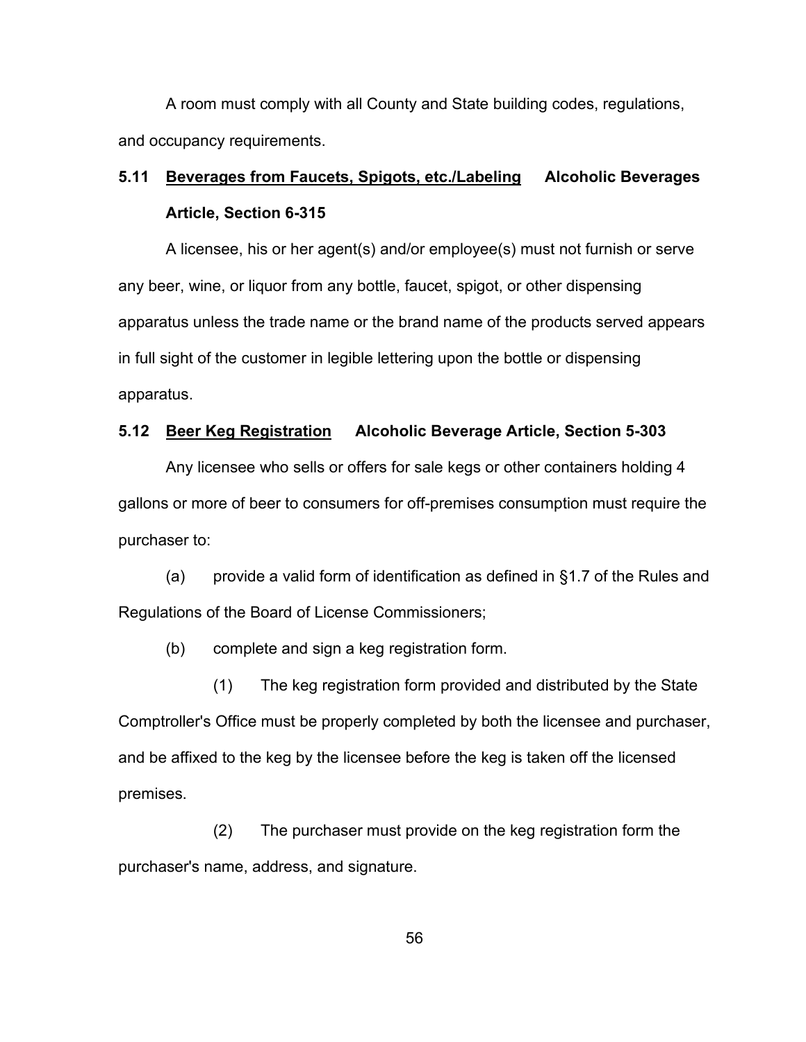A room must comply with all County and State building codes, regulations, and occupancy requirements.

### 5.11 <u>Beverages from Faucets, Spigots, etc./Labeling</u> Alcoholic Beverages Article, Section 6-315

A licensee, his or her agent(s) and/or employee(s) must not furnish or serve any beer, wine, or liquor from any bottle, faucet, spigot, or other dispensing apparatus unless the trade name or the brand name of the products served appears in full sight of the customer in legible lettering upon the bottle or dispensing apparatus.

### 5.12 <u>Beer Keg Registration</u> Alcoholic Beverage Article, Section 5-303

Any licensee who sells or offers for sale kegs or other containers holding 4 gallons or more of beer to consumers for off-premises consumption must require the purchaser to:

(a) provide a valid form of identification as defined in §1.7 of the Rules and Regulations of the Board of License Commissioners;

(b) complete and sign a keg registration form.

(1) The keg registration form provided and distributed by the State Comptroller's Office must be properly completed by both the licensee and purchaser, and be affixed to the keg by the licensee before the keg is taken off the licensed premises.

(2) The purchaser must provide on the keg registration form the purchaser's name, address, and signature.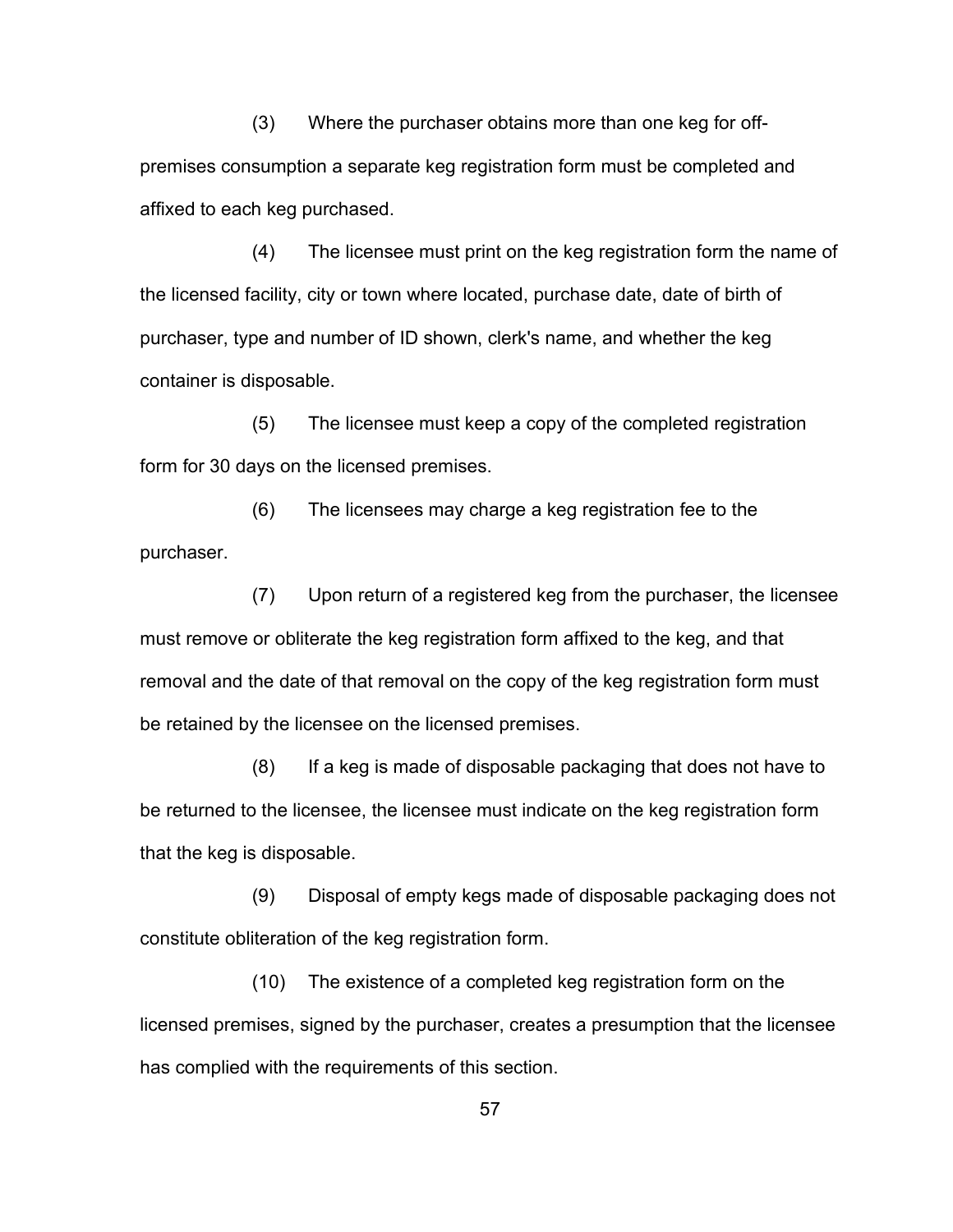(3) Where the purchaser obtains more than one keg for off-premises consumption a separate keg registration form must be completed and affixed to each keg purchased.

(4) The licensee must print on the keg registration form the name of the licensed facility, city or town where located, purchase date, date of birth of purchaser, type and number of ID shown, clerk's name, and whether the keg container is disposable.

(5) The licensee must keep a copy of the completed registration form for 30 days on the licensed premises.

(6) The licensees may charge a keg registration fee to the purchaser.

(7) Upon return of a registered keg from the purchaser, the licensee must remove or obliterate the keg registration form affixed to the keg, and that removal and the date of that removal on the copy of the keg registration form must be retained by the licensee on the licensed premises.

(8) If a keg is made of disposable packaging that does not have to be returned to the licensee, the licensee must indicate on the keg registration form that the keg is disposable.

(9) Disposal of empty kegs made of disposable packaging does not constitute obliteration of the keg registration form.

(10) The existence of a completed keg registration form on the licensed premises, signed by the purchaser, creates a presumption that the licensee has complied with the requirements of this section.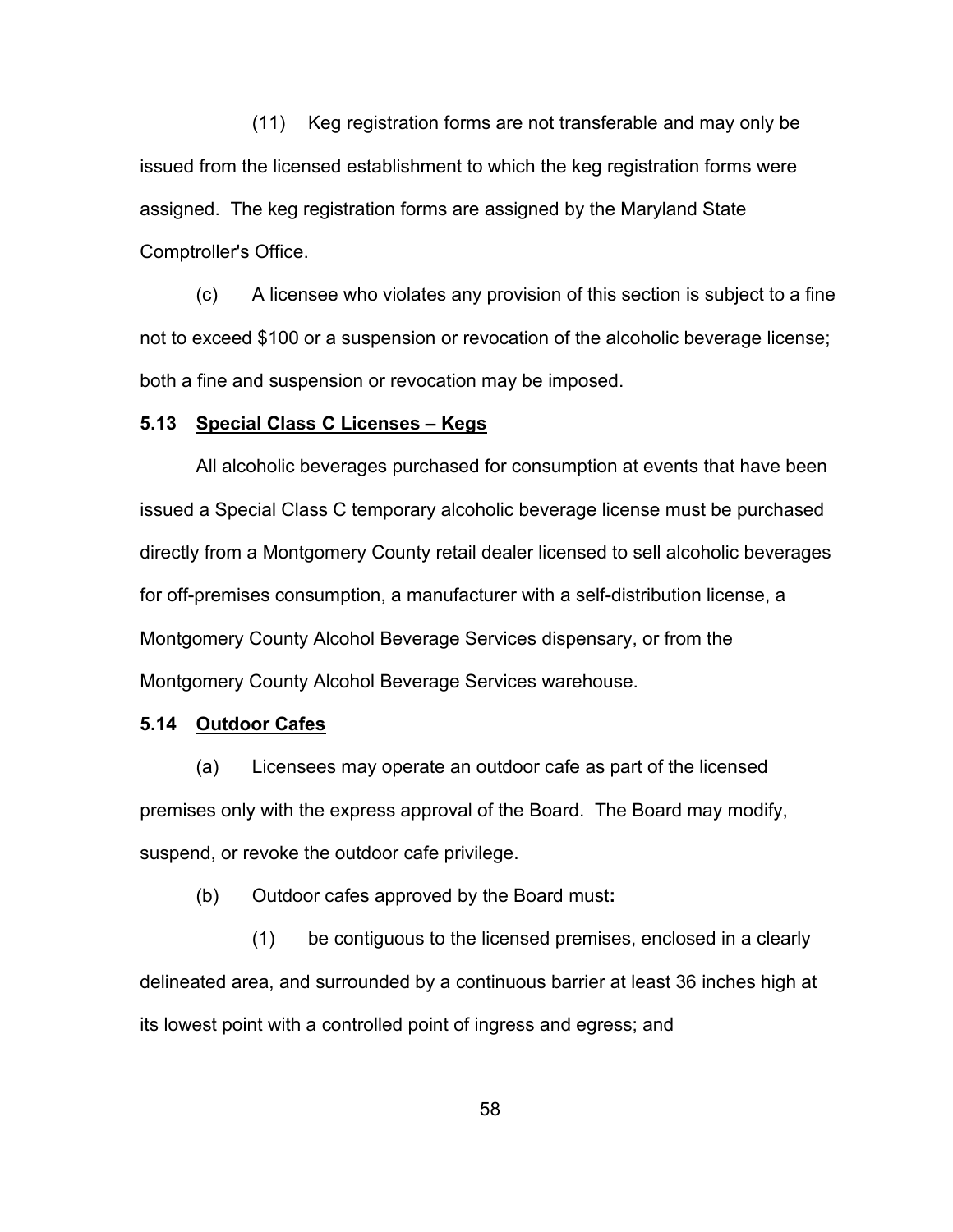(11) Keg registration forms are not transferable and may only be issued from the licensed establishment to which the keg registration forms were assigned. The keg registration forms are assigned by the Maryland State Comptroller's Office.

(c) A licensee who violates any provision of this section is subject to a fine not to exceed $100 or a suspension or revocation of the alcoholic beverage license; both a fine and suspension or revocation may be imposed.

### 5.13 <u>Special Class C Licenses – Kegs</u>

All alcoholic beverages purchased for consumption at events that have been issued a Special Class C temporary alcoholic beverage license must be purchased directly from a Montgomery County retail dealer licensed to sell alcoholic beverages for off-premises consumption, a manufacturer with a self-distribution license, a Montgomery County Alcohol Beverage Services dispensary, or from the Montgomery County Alcohol Beverage Services warehouse.

### 5.14 <u>Outdoor Cafes</u>

(a) Licensees may operate an outdoor cafe as part of the licensed premises only with the express approval of the Board. The Board may modify, suspend, or revoke the outdoor cafe privilege.

(b) Outdoor cafes approved by the Board must**:**

(1) be contiguous to the licensed premises, enclosed in a clearly delineated area, and surrounded by a continuous barrier at least 36 inches high at its lowest point with a controlled point of ingress and egress; and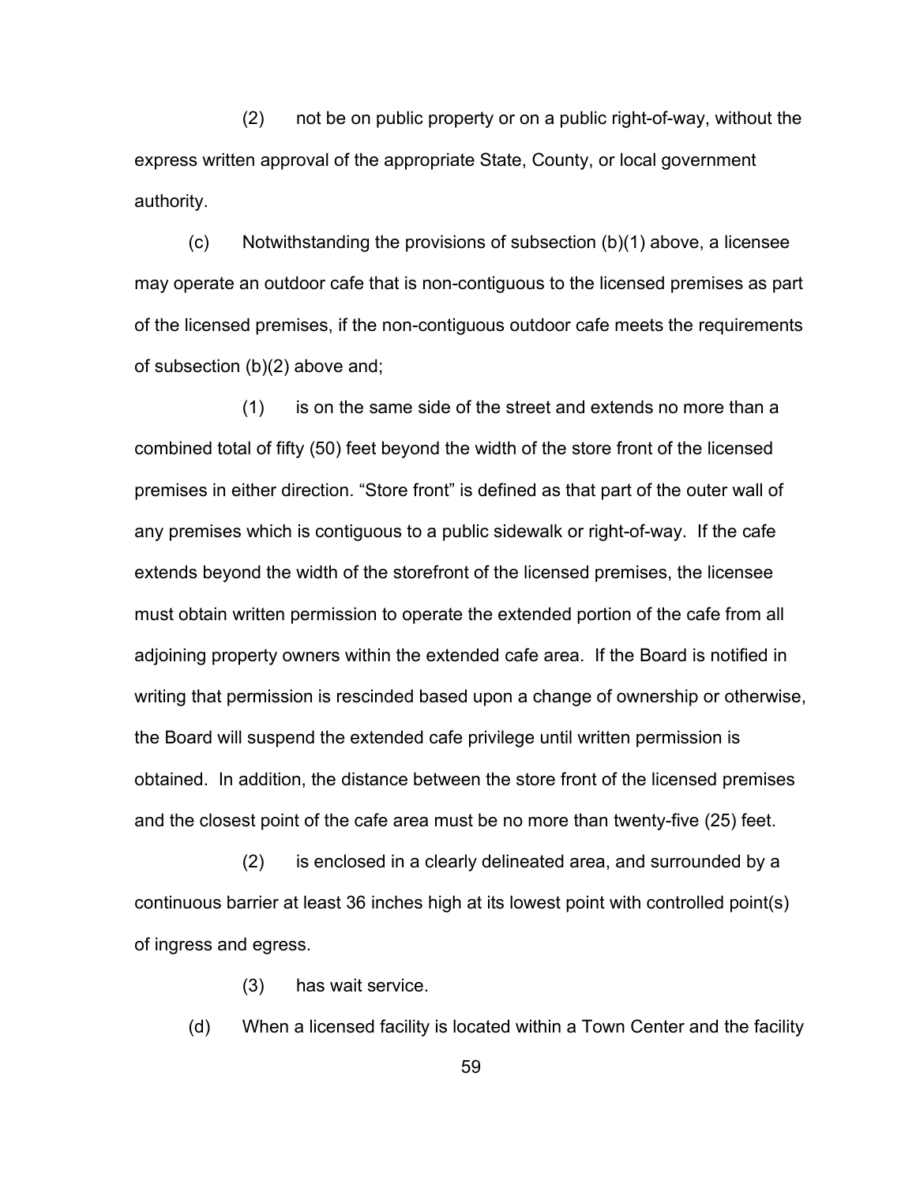(2) not be on public property or on a public right-of-way, without the express written approval of the appropriate State, County, or local government authority.

(c) Notwithstanding the provisions of subsection (b)(1) above, a licensee may operate an outdoor cafe that is non-contiguous to the licensed premises as part of the licensed premises, if the non-contiguous outdoor cafe meets the requirements of subsection (b)(2) above and;

(1) is on the same side of the street and extends no more than a combined total of fifty (50) feet beyond the width of the store front of the licensed premises in either direction. “Store front” is defined as that part of the outer wall of any premises which is contiguous to a public sidewalk or right-of-way. If the cafe extends beyond the width of the storefront of the licensed premises, the licensee must obtain written permission to operate the extended portion of the cafe from all adjoining property owners within the extended cafe area. If the Board is notified in writing that permission is rescinded based upon a change of ownership or otherwise, the Board will suspend the extended cafe privilege until written permission is obtained. In addition, the distance between the store front of the licensed premises and the closest point of the cafe area must be no more than twenty-five (25) feet.

(2) is enclosed in a clearly delineated area, and surrounded by a continuous barrier at least 36 inches high at its lowest point with controlled point(s) of ingress and egress.

(3) has wait service.

(d) When a licensed facility is located within a Town Center and the facility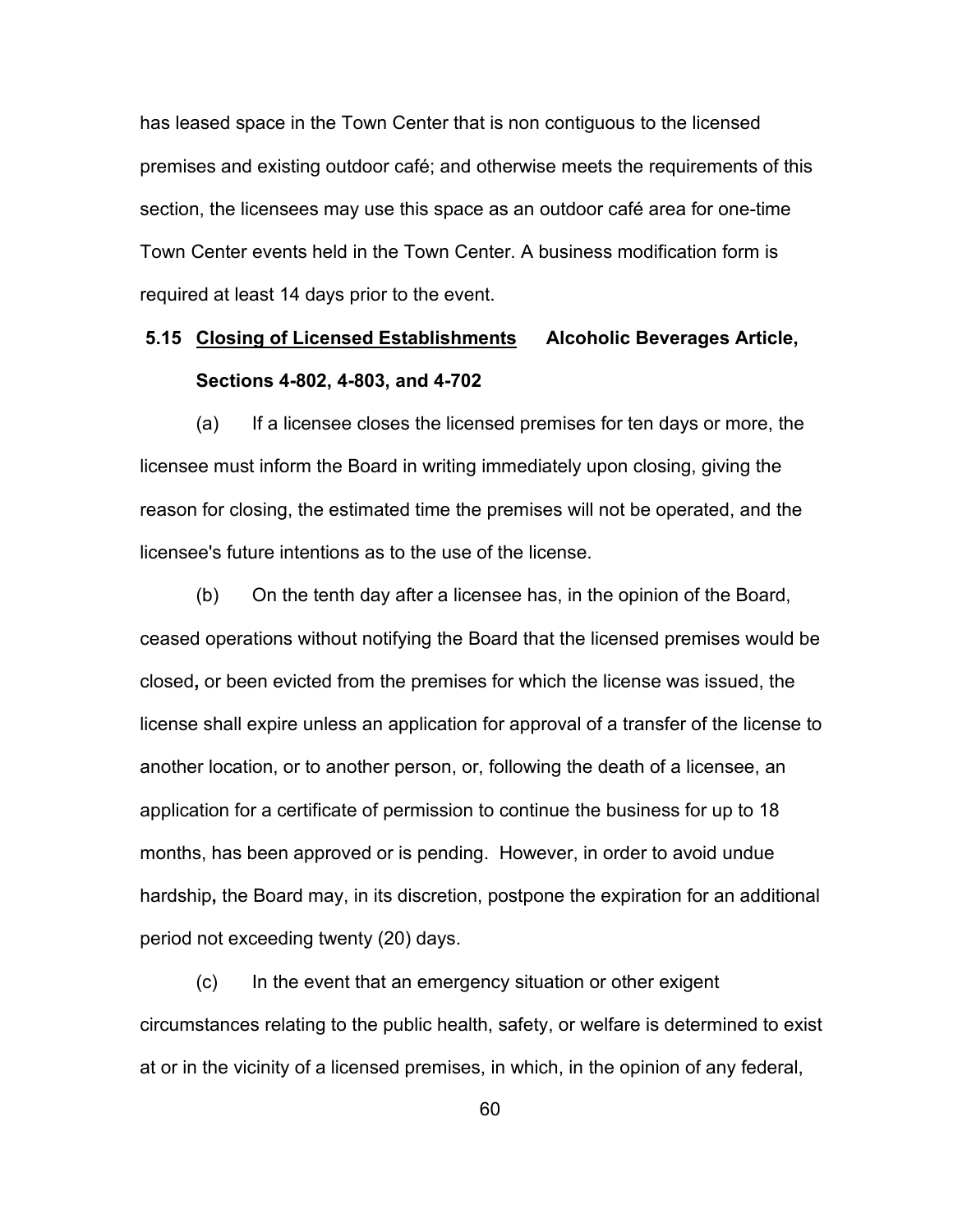has leased space in the Town Center that is non contiguous to the licensed premises and existing outdoor café; and otherwise meets the requirements of this section, the licensees may use this space as an outdoor café area for one-time Town Center events held in the Town Center. A business modification form is required at least 14 days prior to the event.

### 5.15 <u>Closing of Licensed Establishments</u> Alcoholic Beverages Article, Sections 4-802, 4-803, and 4-702

(a) If a licensee closes the licensed premises for ten days or more, the licensee must inform the Board in writing immediately upon closing, giving the reason for closing, the estimated time the premises will not be operated, and the licensee's future intentions as to the use of the license.

(b) On the tenth day after a licensee has, in the opinion of the Board, ceased operations without notifying the Board that the licensed premises would be closed**,** or been evicted from the premises for which the license was issued, the license shall expire unless an application for approval of a transfer of the license to another location, or to another person, or, following the death of a licensee, an application for a certificate of permission to continue the business for up to 18 months, has been approved or is pending. However, in order to avoid undue hardship**,** the Board may, in its discretion, postpone the expiration for an additional period not exceeding twenty (20) days.

(c) In the event that an emergency situation or other exigent circumstances relating to the public health, safety, or welfare is determined to exist at or in the vicinity of a licensed premises, in which, in the opinion of any federal,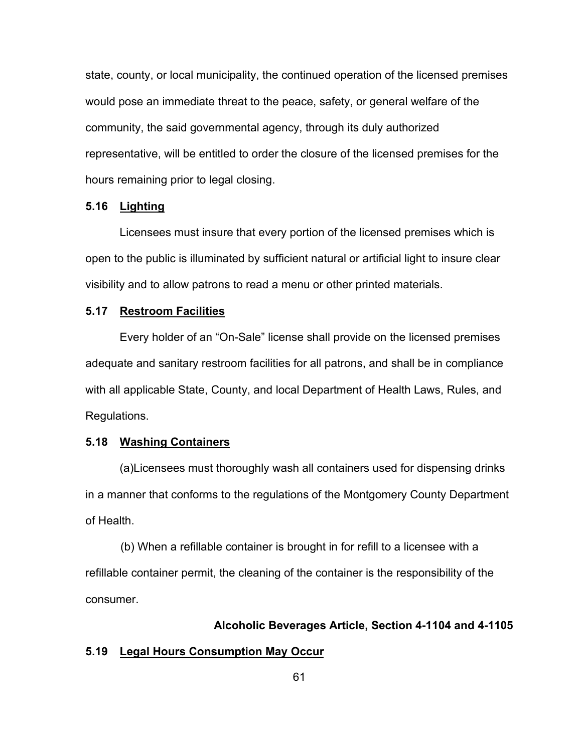state, county, or local municipality, the continued operation of the licensed premises would pose an immediate threat to the peace, safety, or general welfare of the community, the said governmental agency, through its duly authorized representative, will be entitled to order the closure of the licensed premises for the hours remaining prior to legal closing.

### 5.16 Lighting

Licensees must insure that every portion of the licensed premises which is open to the public is illuminated by sufficient natural or artificial light to insure clear visibility and to allow patrons to read a menu or other printed materials.

### 5.17 Restroom Facilities

Every holder of an "On-Sale" license shall provide on the licensed premises adequate and sanitary restroom facilities for all patrons, and shall be in compliance with all applicable State, County, and local Department of Health Laws, Rules, and Regulations.

### 5.18 Washing Containers

(a)Licensees must thoroughly wash all containers used for dispensing drinks in a manner that conforms to the regulations of the Montgomery County Department of Health.

(b) When a refillable container is brought in for refill to a licensee with a refillable container permit, the cleaning of the container is the responsibility of the consumer.

**Alcoholic Beverages Article, Section 4-1104 and 4-1105**

### 5.19 Legal Hours Consumption May Occur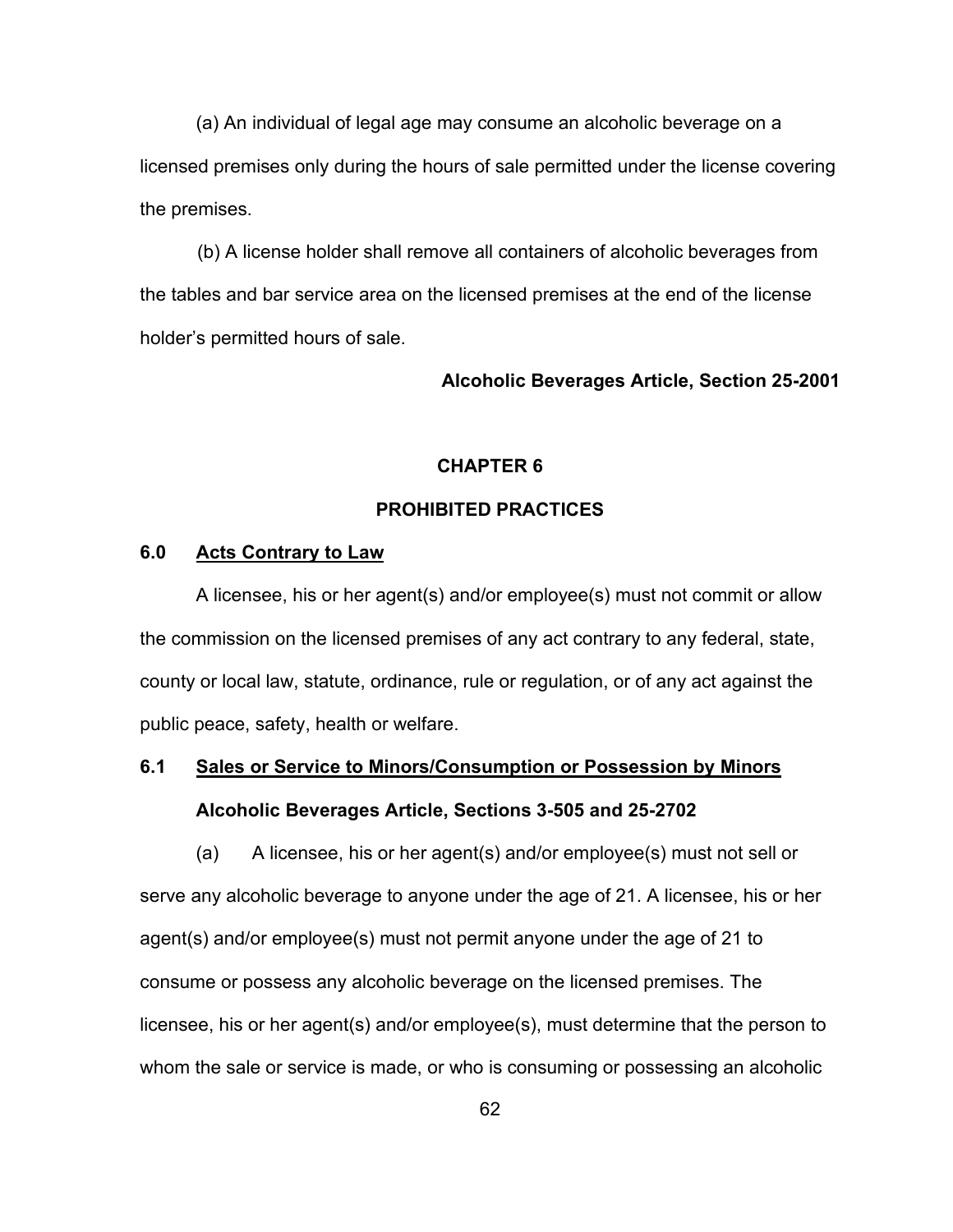(a) An individual of legal age may consume an alcoholic beverage on a licensed premises only during the hours of sale permitted under the license covering the premises.

(b) A license holder shall remove all containers of alcoholic beverages from the tables and bar service area on the licensed premises at the end of the license holder's permitted hours of sale.

**Alcoholic Beverages Article, Section 25-2001**

# CHAPTER 6

# PROHIBITED PRACTICES

## 6.0 Acts Contrary to Law

A licensee, his or her agent(s) and/or employee(s) must not commit or allow the commission on the licensed premises of any act contrary to any federal, state, county or local law, statute, ordinance, rule or regulation, or of any act against the public peace, safety, health or welfare.

## 6.1 Sales or Service to Minors/Consumption or Possession by Minors

**Alcoholic Beverages Article, Sections 3-505 and 25-2702**

(a) A licensee, his or her agent(s) and/or employee(s) must not sell or serve any alcoholic beverage to anyone under the age of 21. A licensee, his or her agent(s) and/or employee(s) must not permit anyone under the age of 21 to consume or possess any alcoholic beverage on the licensed premises. The licensee, his or her agent(s) and/or employee(s), must determine that the person to whom the sale or service is made, or who is consuming or possessing an alcoholic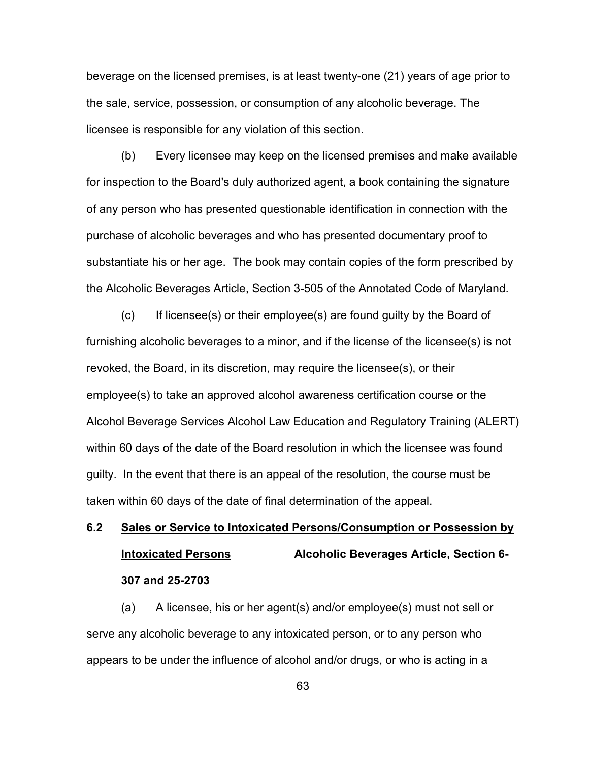beverage on the licensed premises, is at least twenty-one (21) years of age prior to the sale, service, possession, or consumption of any alcoholic beverage. The licensee is responsible for any violation of this section.

(b) Every licensee may keep on the licensed premises and make available for inspection to the Board's duly authorized agent, a book containing the signature of any person who has presented questionable identification in connection with the purchase of alcoholic beverages and who has presented documentary proof to substantiate his or her age. The book may contain copies of the form prescribed by the Alcoholic Beverages Article, Section 3-505 of the Annotated Code of Maryland.

(c) If licensee(s) or their employee(s) are found guilty by the Board of furnishing alcoholic beverages to a minor, and if the license of the licensee(s) is not revoked, the Board, in its discretion, may require the licensee(s), or their employee(s) to take an approved alcohol awareness certification course or the Alcohol Beverage Services Alcohol Law Education and Regulatory Training (ALERT) within 60 days of the date of the Board resolution in which the licensee was found guilty. In the event that there is an appeal of the resolution, the course must be taken within 60 days of the date of final determination of the appeal.

**6.2 <u>Sales or Service to Intoxicated Persons/Consumption or Possession by Intoxicated Persons</u> Alcoholic Beverages Article, Section 6-307 and 25-2703**

(a) A licensee, his or her agent(s) and/or employee(s) must not sell or serve any alcoholic beverage to any intoxicated person, or to any person who appears to be under the influence of alcohol and/or drugs, or who is acting in a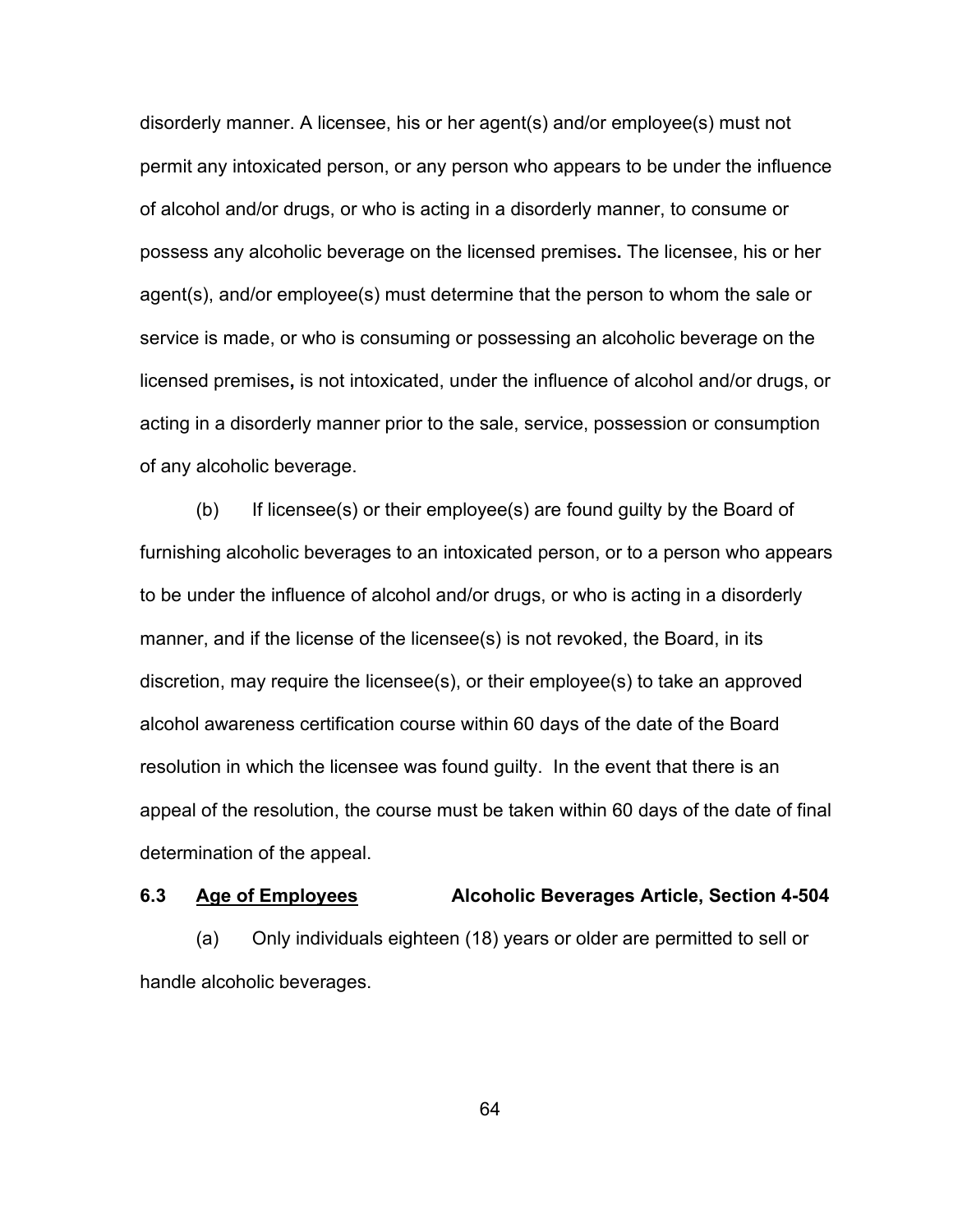disorderly manner. A licensee, his or her agent(s) and/or employee(s) must not permit any intoxicated person, or any person who appears to be under the influence of alcohol and/or drugs, or who is acting in a disorderly manner, to consume or possess any alcoholic beverage on the licensed premises**.** The licensee, his or her agent(s), and/or employee(s) must determine that the person to whom the sale or service is made, or who is consuming or possessing an alcoholic beverage on the licensed premises**,** is not intoxicated, under the influence of alcohol and/or drugs, or acting in a disorderly manner prior to the sale, service, possession or consumption of any alcoholic beverage.

(b) If licensee(s) or their employee(s) are found guilty by the Board of furnishing alcoholic beverages to an intoxicated person, or to a person who appears to be under the influence of alcohol and/or drugs, or who is acting in a disorderly manner, and if the license of the licensee(s) is not revoked, the Board, in its discretion, may require the licensee(s), or their employee(s) to take an approved alcohol awareness certification course within 60 days of the date of the Board resolution in which the licensee was found guilty. In the event that there is an appeal of the resolution, the course must be taken within 60 days of the date of final determination of the appeal.

**6.3 <u>Age of Employees</u> Alcoholic Beverages Article, Section 4-504**

(a) Only individuals eighteen (18) years or older are permitted to sell or handle alcoholic beverages.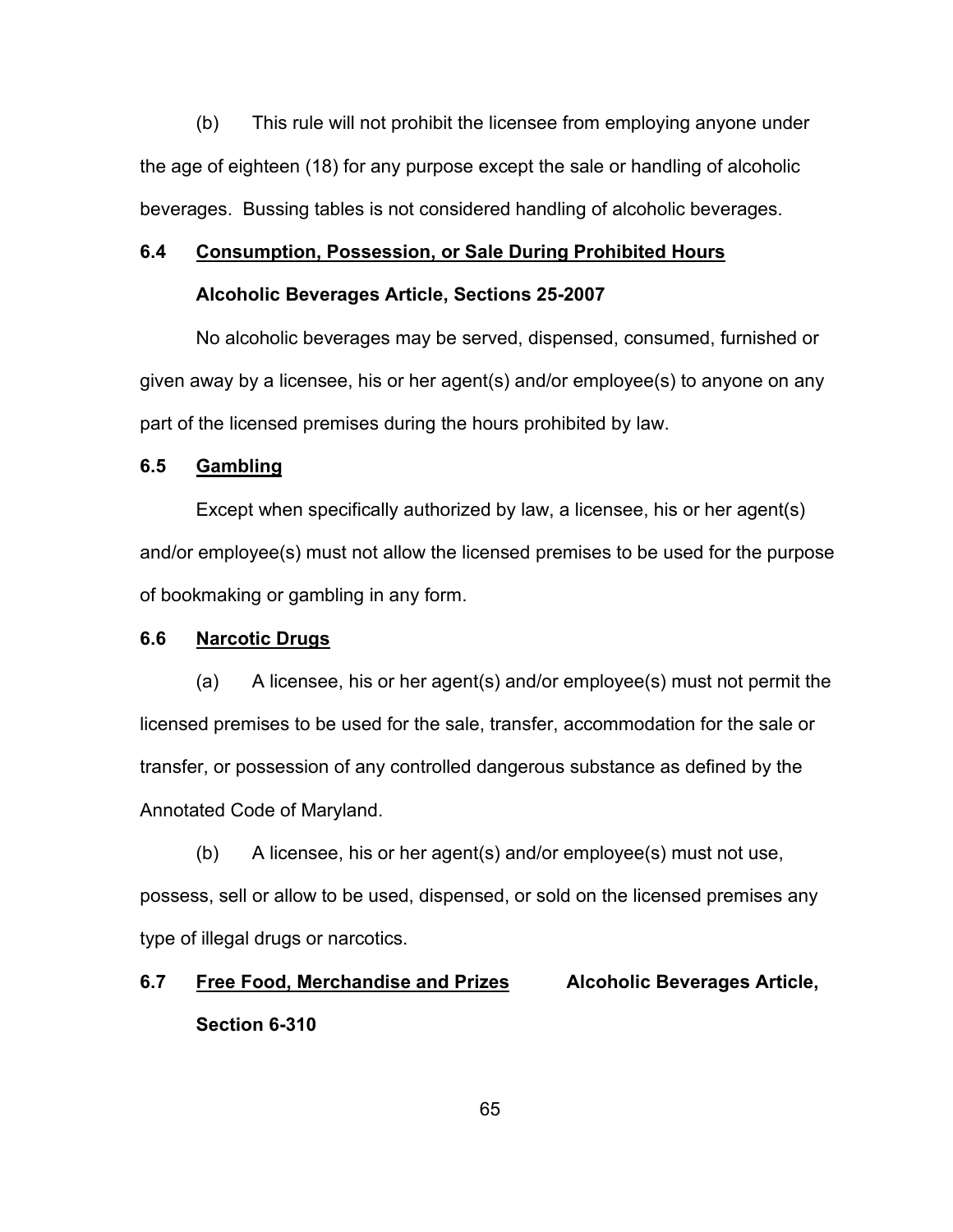(b) This rule will not prohibit the licensee from employing anyone under the age of eighteen (18) for any purpose except the sale or handling of alcoholic beverages. Bussing tables is not considered handling of alcoholic beverages.

### 6.4 Consumption, Possession, or Sale During Prohibited Hours

**Alcoholic Beverages Article, Sections 25-2007**

No alcoholic beverages may be served, dispensed, consumed, furnished or given away by a licensee, his or her agent(s) and/or employee(s) to anyone on any part of the licensed premises during the hours prohibited by law.

### 6.5 Gambling

Except when specifically authorized by law, a licensee, his or her agent(s) and/or employee(s) must not allow the licensed premises to be used for the purpose of bookmaking or gambling in any form.

### 6.6 Narcotic Drugs

(a) A licensee, his or her agent(s) and/or employee(s) must not permit the licensed premises to be used for the sale, transfer, accommodation for the sale or transfer, or possession of any controlled dangerous substance as defined by the Annotated Code of Maryland.

(b) A licensee, his or her agent(s) and/or employee(s) must not use, possess, sell or allow to be used, dispensed, or sold on the licensed premises any type of illegal drugs or narcotics.

### 6.7 Free Food, Merchandise and Prizes **Alcoholic Beverages Article, Section 6-310**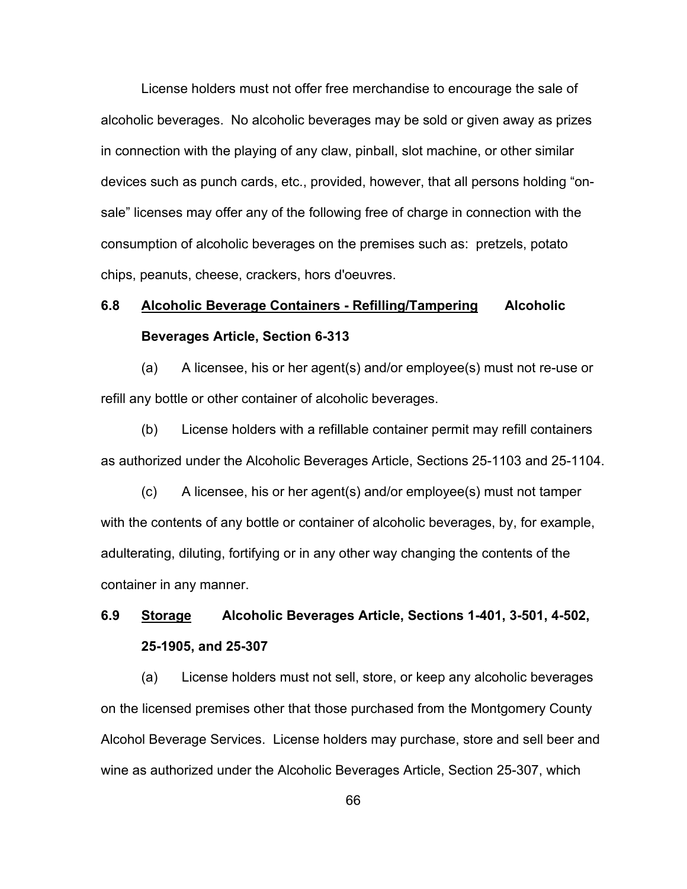License holders must not offer free merchandise to encourage the sale of alcoholic beverages. No alcoholic beverages may be sold or given away as prizes in connection with the playing of any claw, pinball, slot machine, or other similar devices such as punch cards, etc., provided, however, that all persons holding "on-sale" licenses may offer any of the following free of charge in connection with the consumption of alcoholic beverages on the premises such as: pretzels, potato chips, peanuts, cheese, crackers, hors d'oeuvres.

### 6.8 <u>Alcoholic Beverage Containers - Refilling/Tampering</u> Alcoholic Beverages Article, Section 6-313

(a) A licensee, his or her agent(s) and/or employee(s) must not re-use or refill any bottle or other container of alcoholic beverages.

(b) License holders with a refillable container permit may refill containers as authorized under the Alcoholic Beverages Article, Sections 25-1103 and 25-1104.

(c) A licensee, his or her agent(s) and/or employee(s) must not tamper with the contents of any bottle or container of alcoholic beverages, by, for example, adulterating, diluting, fortifying or in any other way changing the contents of the container in any manner.

### 6.9 <u>Storage</u> Alcoholic Beverages Article, Sections 1-401, 3-501, 4-502, 25-1905, and 25-307

(a) License holders must not sell, store, or keep any alcoholic beverages on the licensed premises other that those purchased from the Montgomery County Alcohol Beverage Services. License holders may purchase, store and sell beer and wine as authorized under the Alcoholic Beverages Article, Section 25-307, which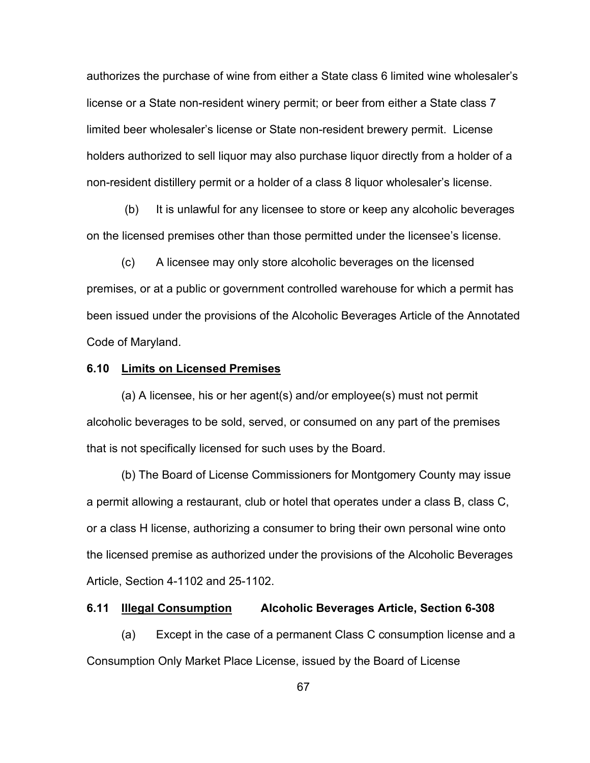authorizes the purchase of wine from either a State class 6 limited wine wholesaler's license or a State non-resident winery permit; or beer from either a State class 7 limited beer wholesaler's license or State non-resident brewery permit. License holders authorized to sell liquor may also purchase liquor directly from a holder of a non-resident distillery permit or a holder of a class 8 liquor wholesaler's license.

(b) It is unlawful for any licensee to store or keep any alcoholic beverages on the licensed premises other than those permitted under the licensee's license.

(c) A licensee may only store alcoholic beverages on the licensed premises, or at a public or government controlled warehouse for which a permit has been issued under the provisions of the Alcoholic Beverages Article of the Annotated Code of Maryland.

**6.10 Limits on Licensed Premises**

(a) A licensee, his or her agent(s) and/or employee(s) must not permit alcoholic beverages to be sold, served, or consumed on any part of the premises that is not specifically licensed for such uses by the Board.

(b) The Board of License Commissioners for Montgomery County may issue a permit allowing a restaurant, club or hotel that operates under a class B, class C, or a class H license, authorizing a consumer to bring their own personal wine onto the licensed premise as authorized under the provisions of the Alcoholic Beverages Article, Section 4-1102 and 25-1102.

**6.11 Illegal Consumption Alcoholic Beverages Article, Section 6-308**

(a) Except in the case of a permanent Class C consumption license and a Consumption Only Market Place License, issued by the Board of License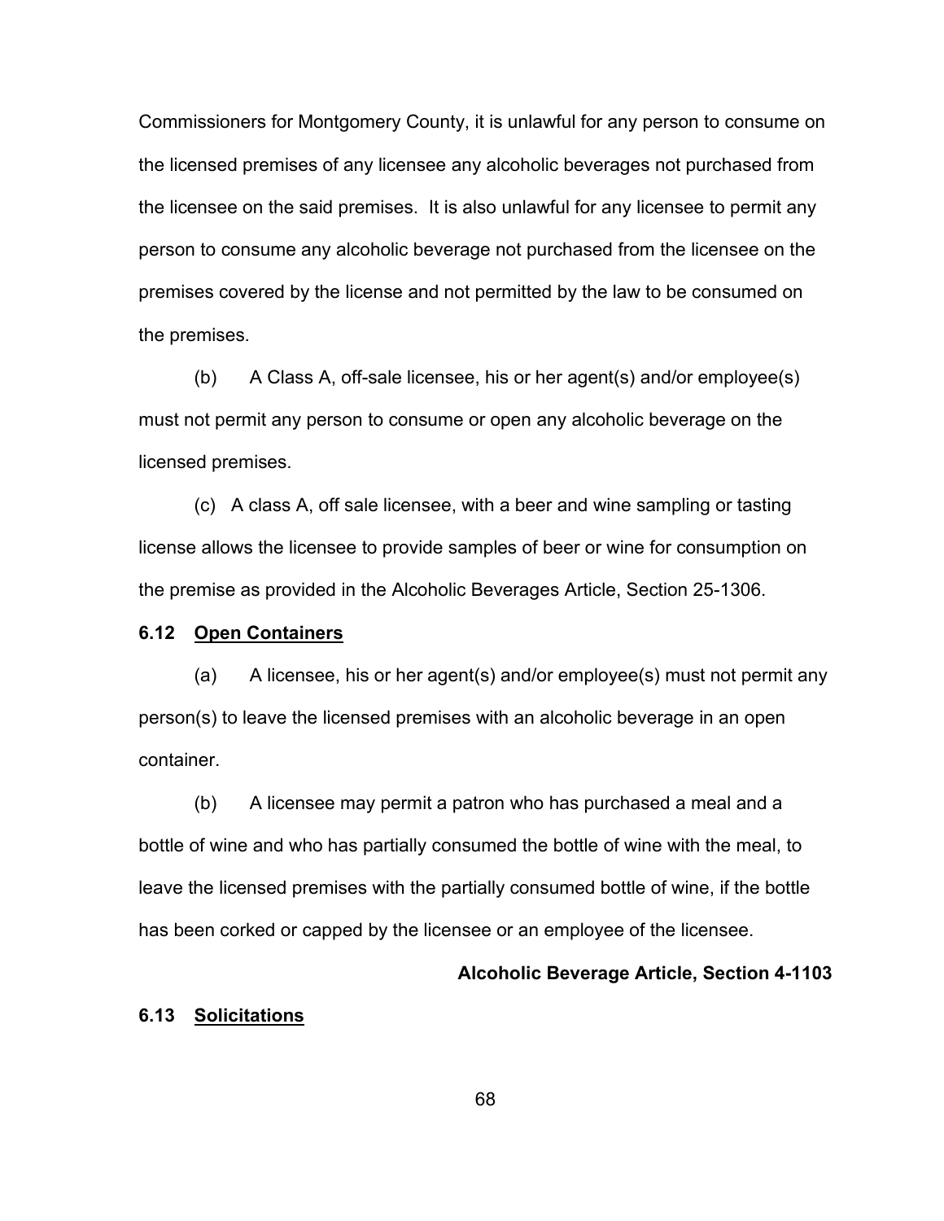Commissioners for Montgomery County, it is unlawful for any person to consume on the licensed premises of any licensee any alcoholic beverages not purchased from the licensee on the said premises. It is also unlawful for any licensee to permit any person to consume any alcoholic beverage not purchased from the licensee on the premises covered by the license and not permitted by the law to be consumed on the premises.

(b) A Class A, off-sale licensee, his or her agent(s) and/or employee(s) must not permit any person to consume or open any alcoholic beverage on the licensed premises.

(c) A class A, off sale licensee, with a beer and wine sampling or tasting license allows the licensee to provide samples of beer or wine for consumption on the premise as provided in the Alcoholic Beverages Article, Section 25-1306.

**6.12 Open Containers**

(a) A licensee, his or her agent(s) and/or employee(s) must not permit any person(s) to leave the licensed premises with an alcoholic beverage in an open container.

(b) A licensee may permit a patron who has purchased a meal and a bottle of wine and who has partially consumed the bottle of wine with the meal, to leave the licensed premises with the partially consumed bottle of wine, if the bottle has been corked or capped by the licensee or an employee of the licensee.

**Alcoholic Beverage Article, Section 4-1103**

**6.13 Solicitations**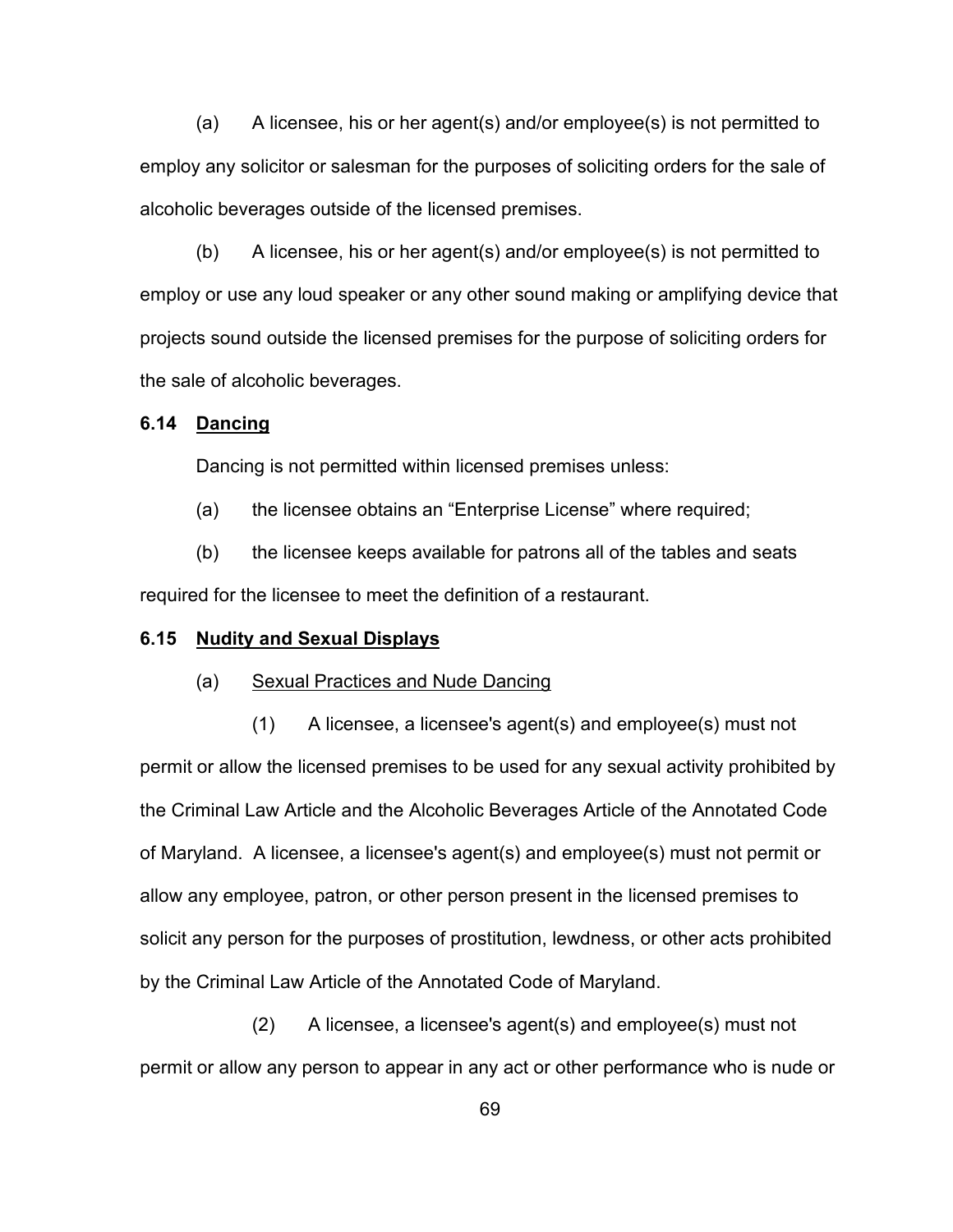(a) A licensee, his or her agent(s) and/or employee(s) is not permitted to employ any solicitor or salesman for the purposes of soliciting orders for the sale of alcoholic beverages outside of the licensed premises.

(b) A licensee, his or her agent(s) and/or employee(s) is not permitted to employ or use any loud speaker or any other sound making or amplifying device that projects sound outside the licensed premises for the purpose of soliciting orders for the sale of alcoholic beverages.

### 6.14 <u>Dancing</u>

Dancing is not permitted within licensed premises unless:

(a) the licensee obtains an "Enterprise License" where required;

(b) the licensee keeps available for patrons all of the tables and seats required for the licensee to meet the definition of a restaurant.

### 6.15 <u>Nudity and Sexual Displays</u>

(a) <u>Sexual Practices and Nude Dancing</u>

(1) A licensee, a licensee's agent(s) and employee(s) must not permit or allow the licensed premises to be used for any sexual activity prohibited by the Criminal Law Article and the Alcoholic Beverages Article of the Annotated Code of Maryland. A licensee, a licensee's agent(s) and employee(s) must not permit or allow any employee, patron, or other person present in the licensed premises to solicit any person for the purposes of prostitution, lewdness, or other acts prohibited by the Criminal Law Article of the Annotated Code of Maryland.

(2) A licensee, a licensee's agent(s) and employee(s) must not permit or allow any person to appear in any act or other performance who is nude or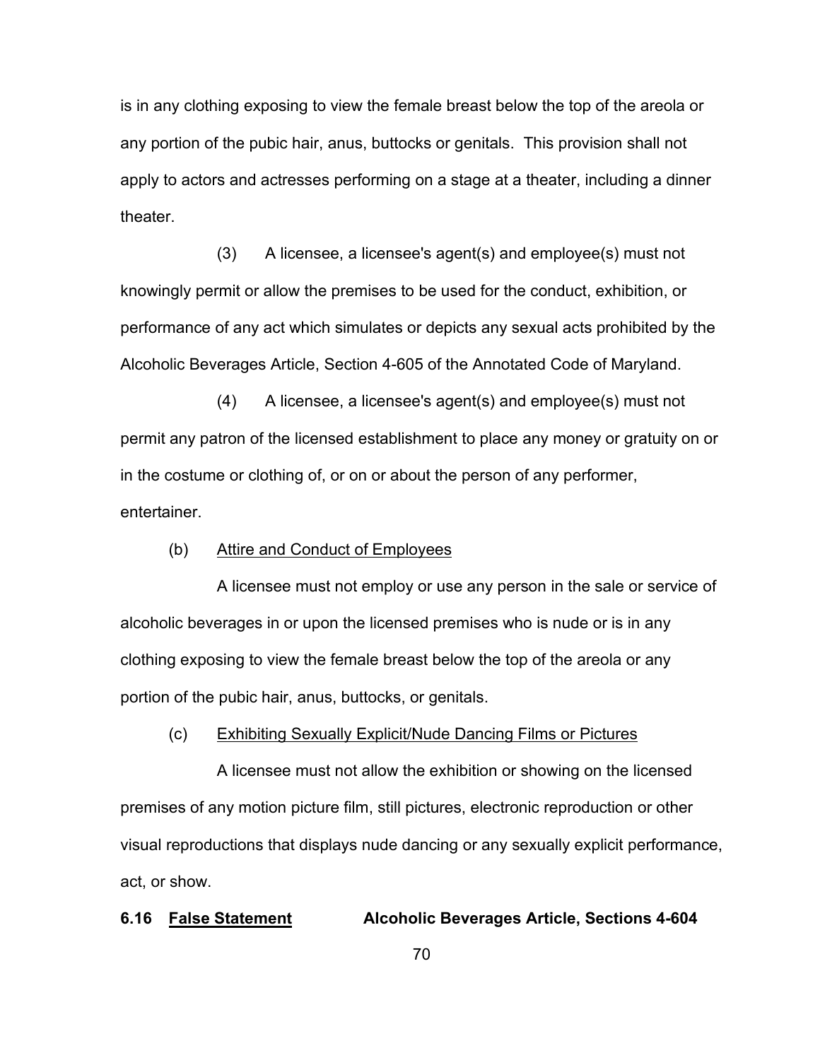is in any clothing exposing to view the female breast below the top of the areola or any portion of the pubic hair, anus, buttocks or genitals. This provision shall not apply to actors and actresses performing on a stage at a theater, including a dinner theater.

(3) A licensee, a licensee's agent(s) and employee(s) must not knowingly permit or allow the premises to be used for the conduct, exhibition, or performance of any act which simulates or depicts any sexual acts prohibited by the Alcoholic Beverages Article, Section 4-605 of the Annotated Code of Maryland.

(4) A licensee, a licensee's agent(s) and employee(s) must not permit any patron of the licensed establishment to place any money or gratuity on or in the costume or clothing of, or on or about the person of any performer, entertainer.

(b) Attire and Conduct of Employees

A licensee must not employ or use any person in the sale or service of alcoholic beverages in or upon the licensed premises who is nude or is in any clothing exposing to view the female breast below the top of the areola or any portion of the pubic hair, anus, buttocks, or genitals.

(c) Exhibiting Sexually Explicit/Nude Dancing Films or Pictures

A licensee must not allow the exhibition or showing on the licensed premises of any motion picture film, still pictures, electronic reproduction or other visual reproductions that displays nude dancing or any sexually explicit performance, act, or show.

**6.16 False Statement Alcoholic Beverages Article, Sections 4-604**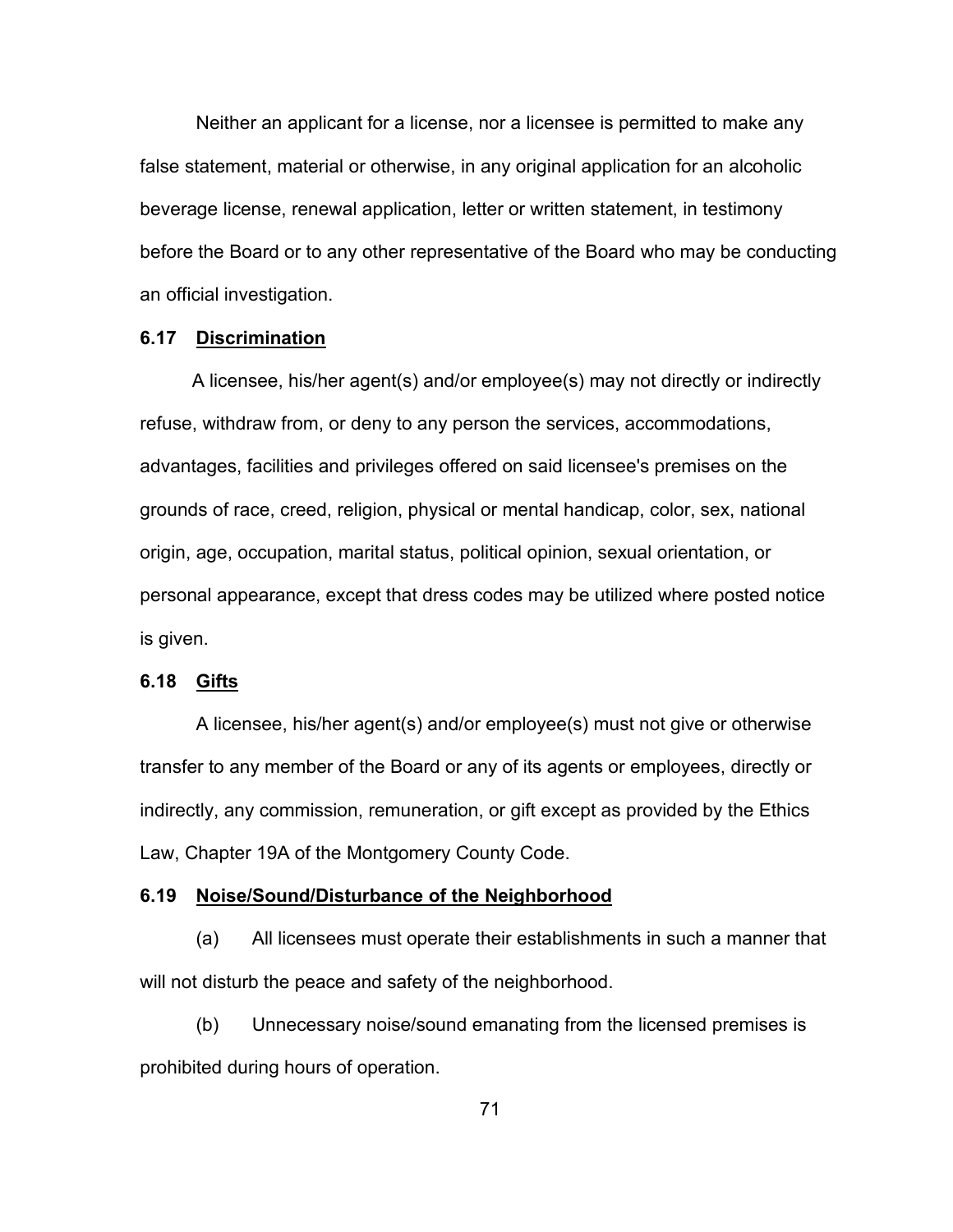Neither an applicant for a license, nor a licensee is permitted to make any false statement, material or otherwise, in any original application for an alcoholic beverage license, renewal application, letter or written statement, in testimony before the Board or to any other representative of the Board who may be conducting an official investigation.

### 6.17 <u>Discrimination</u>

A licensee, his/her agent(s) and/or employee(s) may not directly or indirectly refuse, withdraw from, or deny to any person the services, accommodations, advantages, facilities and privileges offered on said licensee's premises on the grounds of race, creed, religion, physical or mental handicap, color, sex, national origin, age, occupation, marital status, political opinion, sexual orientation, or personal appearance, except that dress codes may be utilized where posted notice is given.

### 6.18 <u>Gifts</u>

A licensee, his/her agent(s) and/or employee(s) must not give or otherwise transfer to any member of the Board or any of its agents or employees, directly or indirectly, any commission, remuneration, or gift except as provided by the Ethics Law, Chapter 19A of the Montgomery County Code.

### 6.19 <u>Noise/Sound/Disturbance of the Neighborhood</u>

(a) All licensees must operate their establishments in such a manner that will not disturb the peace and safety of the neighborhood.

(b) Unnecessary noise/sound emanating from the licensed premises is prohibited during hours of operation.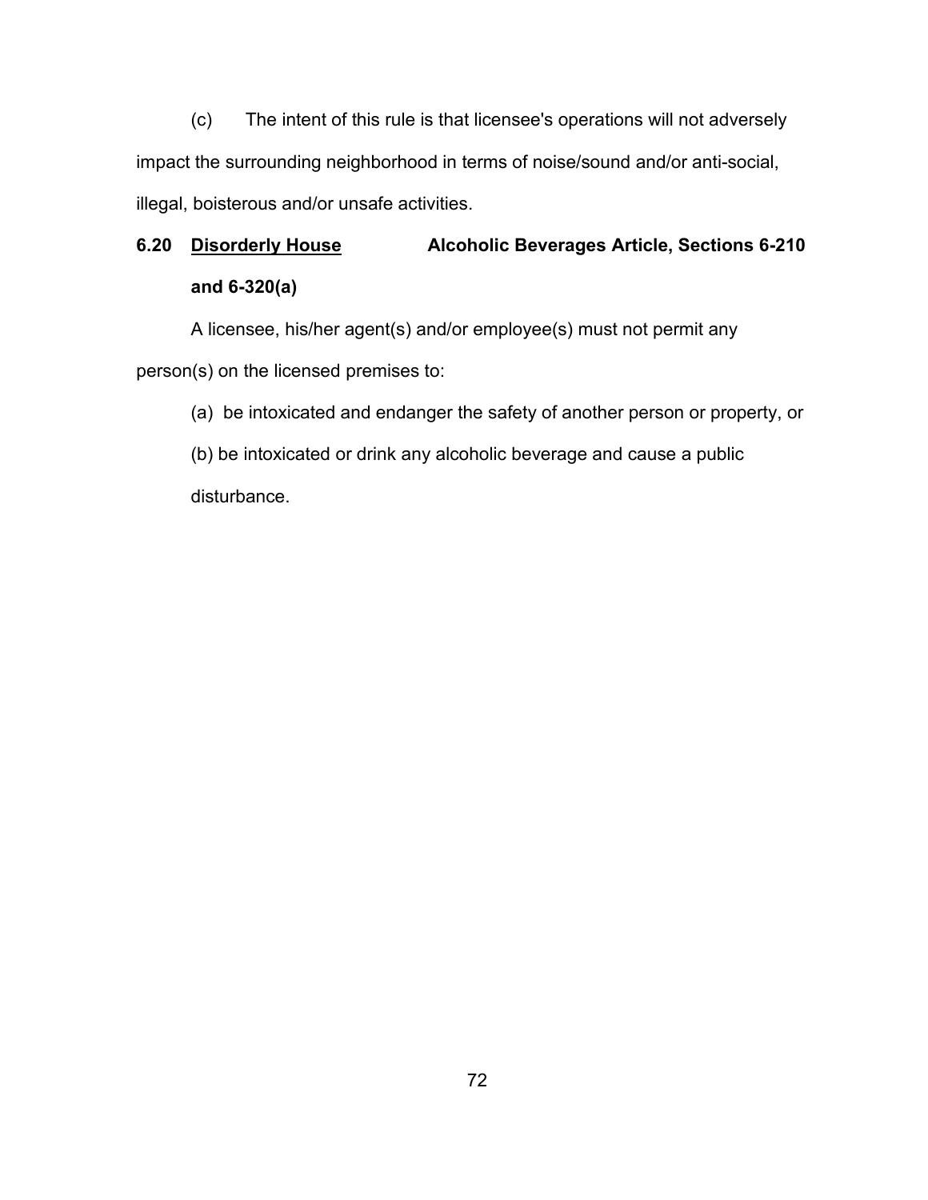(c) The intent of this rule is that licensee's operations will not adversely impact the surrounding neighborhood in terms of noise/sound and/or anti-social, illegal, boisterous and/or unsafe activities.

**6.20 <u>Disorderly House</u> Alcoholic Beverages Article, Sections 6-210 and 6-320(a)**

A licensee, his/her agent(s) and/or employee(s) must not permit any person(s) on the licensed premises to:

(a) be intoxicated and endanger the safety of another person or property, or

(b) be intoxicated or drink any alcoholic beverage and cause a public disturbance.